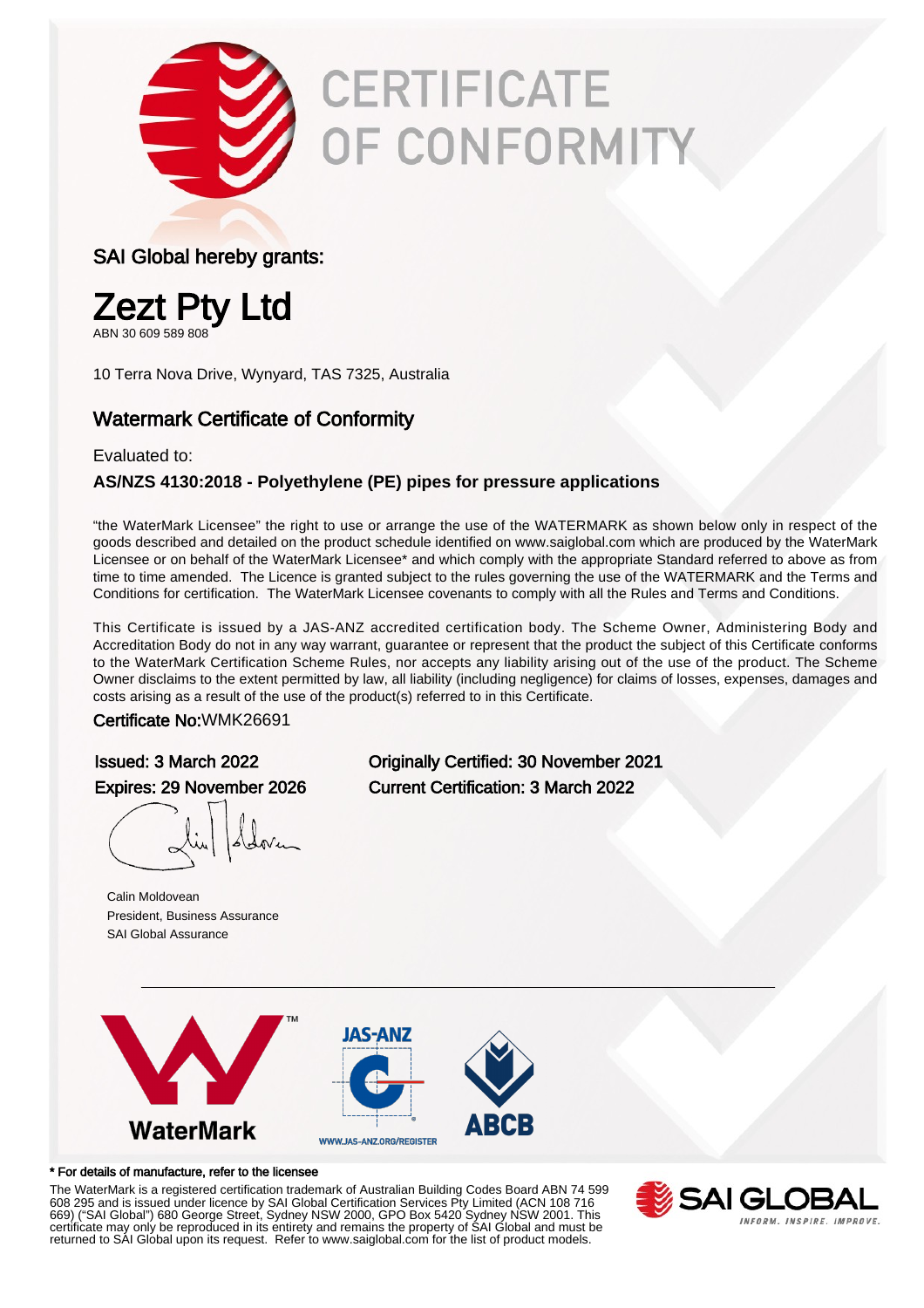# CERTIFICATE OF CONFORMITY

SAI Global hereby grants:

## Zezt Pty Ltd

ABN 30 609 589 808

10 Terra Nova Drive, Wynyard, TAS 7325, Australia

### Watermark Certificate of Conformity

Evaluated to:

**AS/NZS 4130:2018 - Polyethylene (PE) pipes for pressure applications**

"the WaterMark Licensee" the right to use or arrange the use of the WATERMARK as shown below only in respect of the goods described and detailed on the product schedule identified on www.saiglobal.com which are produced by the WaterMark Licensee or on behalf of the WaterMark Licensee* and which comply with the appropriate Standard referred to above as from time to time amended. The Licence is granted subject to the rules governing the use of the WATERMARK and the Terms and Conditions for certification. The WaterMark Licensee covenants to comply with all the Rules and Terms and Conditions.

This Certificate is issued by a JAS-ANZ accredited certification body. The Scheme Owner, Administering Body and Accreditation Body do not in any way warrant, guarantee or represent that the product the subject of this Certificate conforms to the WaterMark Certification Scheme Rules, nor accepts any liability arising out of the use of the product. The Scheme Owner disclaims to the extent permitted by law, all liability (including negligence) for claims of losses, expenses, damages and costs arising as a result of the use of the product(s) referred to in this Certificate.

Certificate No:WMK26691

Issued: 3 March 2022
Expires: 29 November 2026

Originally Certified: 30 November 2021
Current Certification: 3 March 2022

Calin Moldovean
President, Business Assurance
SAI Global Assurance

WaterMark™ | JAS-ANZ WWW.JAS-ANZ.ORG/REGISTER | ABCB

\* For details of manufacture, refer to the licensee

The WaterMark is a registered certification trademark of Australian Building Codes Board ABN 74 599 608 295 and is issued under licence by SAI Global Certification Services Pty Limited (ACN 108 716 669) ("SAI Global") 680 George Street, Sydney NSW 2000, GPO Box 5420 Sydney NSW 2001. This certificate may only be reproduced in its entirety and remains the property of SAI Global and must be returned to SAI Global upon its request. Refer to www.saiglobal.com for the list of product models.

SAI GLOBAL — INFORM. INSPIRE. IMPROVE.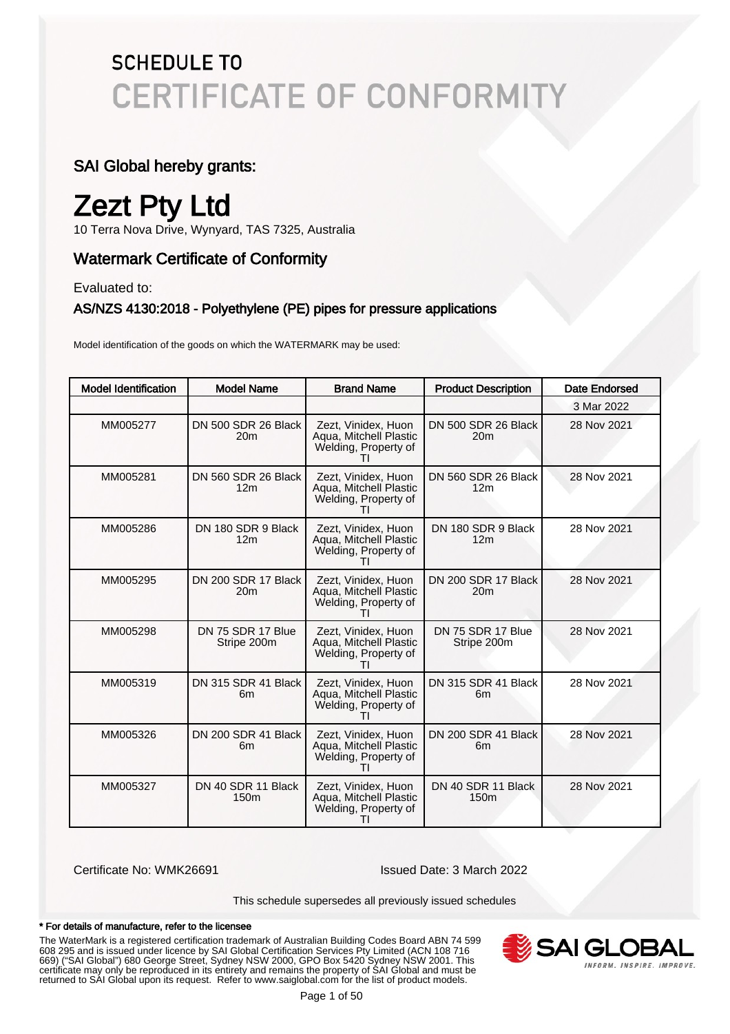# SCHEDULE TO
# CERTIFICATE OF CONFORMITY

## SAI Global hereby grants:

# Zezt Pty Ltd

10 Terra Nova Drive, Wynyard, TAS 7325, Australia

## Watermark Certificate of Conformity

Evaluated to:

### AS/NZS 4130:2018 - Polyethylene (PE) pipes for pressure applications

Model identification of the goods on which the WATERMARK may be used:

| Model Identification | Model Name | Brand Name | Product Description | Date Endorsed |
|---|---|---|---|---|
| | | | | 3 Mar 2022 |
| MM005277 | DN 500 SDR 26 Black 20m | Zezt, Vinidex, Huon Aqua, Mitchell Plastic Welding, Property of TI | DN 500 SDR 26 Black 20m | 28 Nov 2021 |
| MM005281 | DN 560 SDR 26 Black 12m | Zezt, Vinidex, Huon Aqua, Mitchell Plastic Welding, Property of TI | DN 560 SDR 26 Black 12m | 28 Nov 2021 |
| MM005286 | DN 180 SDR 9 Black 12m | Zezt, Vinidex, Huon Aqua, Mitchell Plastic Welding, Property of TI | DN 180 SDR 9 Black 12m | 28 Nov 2021 |
| MM005295 | DN 200 SDR 17 Black 20m | Zezt, Vinidex, Huon Aqua, Mitchell Plastic Welding, Property of TI | DN 200 SDR 17 Black 20m | 28 Nov 2021 |
| MM005298 | DN 75 SDR 17 Blue Stripe 200m | Zezt, Vinidex, Huon Aqua, Mitchell Plastic Welding, Property of TI | DN 75 SDR 17 Blue Stripe 200m | 28 Nov 2021 |
| MM005319 | DN 315 SDR 41 Black 6m | Zezt, Vinidex, Huon Aqua, Mitchell Plastic Welding, Property of TI | DN 315 SDR 41 Black 6m | 28 Nov 2021 |
| MM005326 | DN 200 SDR 41 Black 6m | Zezt, Vinidex, Huon Aqua, Mitchell Plastic Welding, Property of TI | DN 200 SDR 41 Black 6m | 28 Nov 2021 |
| MM005327 | DN 40 SDR 11 Black 150m | Zezt, Vinidex, Huon Aqua, Mitchell Plastic Welding, Property of TI | DN 40 SDR 11 Black 150m | 28 Nov 2021 |

Certificate No: WMK26691

Issued Date: 3 March 2022

This schedule supersedes all previously issued schedules

**\* For details of manufacture, refer to the licensee**

The WaterMark is a registered certification trademark of Australian Building Codes Board ABN 74 599 608 295 and is issued under licence by SAI Global Certification Services Pty Limited (ACN 108 716 669) ("SAI Global") 680 George Street, Sydney NSW 2000, GPO Box 5420 Sydney NSW 2001. This certificate may only be reproduced in its entirety and remains the property of SAI Global and must be returned to SAI Global upon its request. Refer to www.saiglobal.com for the list of product models.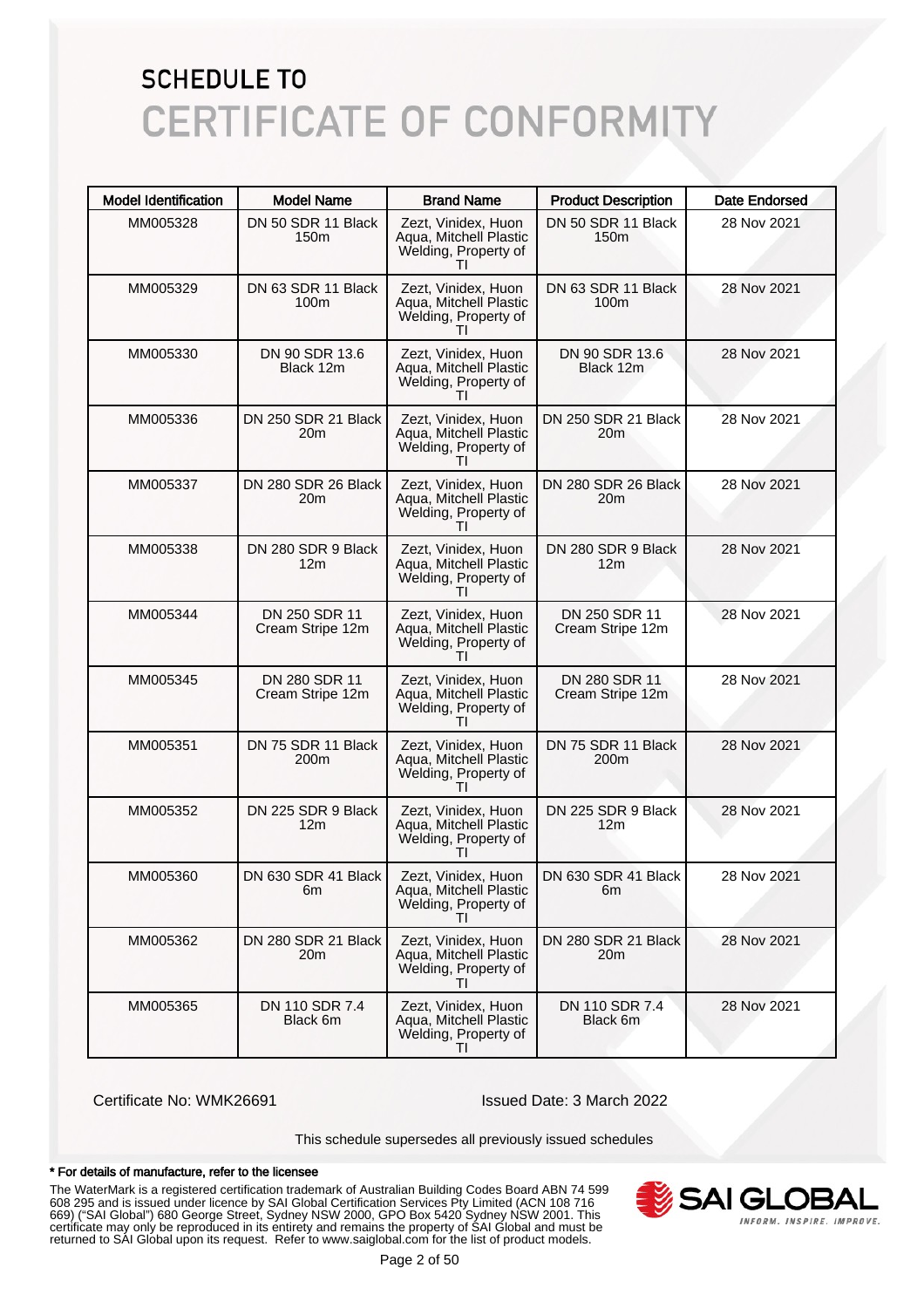# SCHEDULE TO
# CERTIFICATE OF CONFORMITY

| Model Identification | Model Name | Brand Name | Product Description | Date Endorsed |
|---|---|---|---|---|
| MM005328 | DN 50 SDR 11 Black 150m | Zezt, Vinidex, Huon Aqua, Mitchell Plastic Welding, Property of TI | DN 50 SDR 11 Black 150m | 28 Nov 2021 |
| MM005329 | DN 63 SDR 11 Black 100m | Zezt, Vinidex, Huon Aqua, Mitchell Plastic Welding, Property of TI | DN 63 SDR 11 Black 100m | 28 Nov 2021 |
| MM005330 | DN 90 SDR 13.6 Black 12m | Zezt, Vinidex, Huon Aqua, Mitchell Plastic Welding, Property of TI | DN 90 SDR 13.6 Black 12m | 28 Nov 2021 |
| MM005336 | DN 250 SDR 21 Black 20m | Zezt, Vinidex, Huon Aqua, Mitchell Plastic Welding, Property of TI | DN 250 SDR 21 Black 20m | 28 Nov 2021 |
| MM005337 | DN 280 SDR 26 Black 20m | Zezt, Vinidex, Huon Aqua, Mitchell Plastic Welding, Property of TI | DN 280 SDR 26 Black 20m | 28 Nov 2021 |
| MM005338 | DN 280 SDR 9 Black 12m | Zezt, Vinidex, Huon Aqua, Mitchell Plastic Welding, Property of TI | DN 280 SDR 9 Black 12m | 28 Nov 2021 |
| MM005344 | DN 250 SDR 11 Cream Stripe 12m | Zezt, Vinidex, Huon Aqua, Mitchell Plastic Welding, Property of TI | DN 250 SDR 11 Cream Stripe 12m | 28 Nov 2021 |
| MM005345 | DN 280 SDR 11 Cream Stripe 12m | Zezt, Vinidex, Huon Aqua, Mitchell Plastic Welding, Property of TI | DN 280 SDR 11 Cream Stripe 12m | 28 Nov 2021 |
| MM005351 | DN 75 SDR 11 Black 200m | Zezt, Vinidex, Huon Aqua, Mitchell Plastic Welding, Property of TI | DN 75 SDR 11 Black 200m | 28 Nov 2021 |
| MM005352 | DN 225 SDR 9 Black 12m | Zezt, Vinidex, Huon Aqua, Mitchell Plastic Welding, Property of TI | DN 225 SDR 9 Black 12m | 28 Nov 2021 |
| MM005360 | DN 630 SDR 41 Black 6m | Zezt, Vinidex, Huon Aqua, Mitchell Plastic Welding, Property of TI | DN 630 SDR 41 Black 6m | 28 Nov 2021 |
| MM005362 | DN 280 SDR 21 Black 20m | Zezt, Vinidex, Huon Aqua, Mitchell Plastic Welding, Property of TI | DN 280 SDR 21 Black 20m | 28 Nov 2021 |
| MM005365 | DN 110 SDR 7.4 Black 6m | Zezt, Vinidex, Huon Aqua, Mitchell Plastic Welding, Property of TI | DN 110 SDR 7.4 Black 6m | 28 Nov 2021 |

Certificate No: WMK26691

Issued Date: 3 March 2022

This schedule supersedes all previously issued schedules

**\* For details of manufacture, refer to the licensee**

The WaterMark is a registered certification trademark of Australian Building Codes Board ABN 74 599 608 295 and is issued under licence by SAI Global Certification Services Pty Limited (ACN 108 716 669) ("SAI Global") 680 George Street, Sydney NSW 2000, GPO Box 5420 Sydney NSW 2001. This certificate may only be reproduced in its entirety and remains the property of SAI Global and must be returned to SAI Global upon its request. Refer to www.saiglobal.com for the list of product models.

SAI GLOBAL
INFORM. INSPIRE. IMPROVE.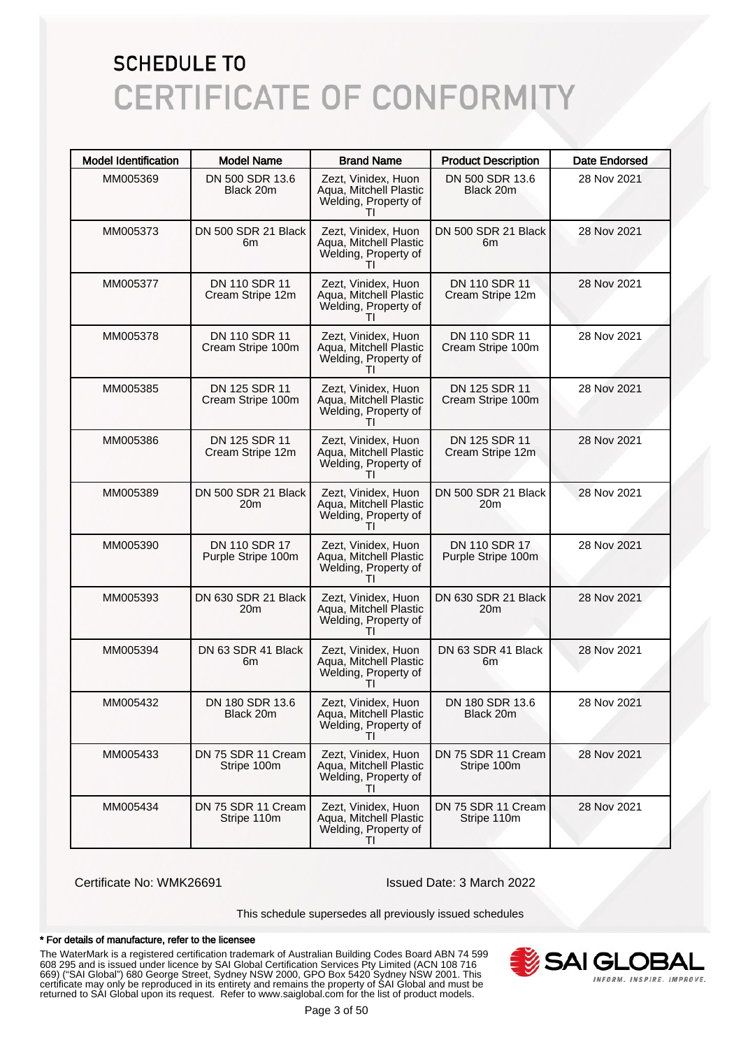# SCHEDULE TO
# CERTIFICATE OF CONFORMITY

| Model Identification | Model Name | Brand Name | Product Description | Date Endorsed |
|---|---|---|---|---|
| MM005369 | DN 500 SDR 13.6 Black 20m | Zezt, Vinidex, Huon Aqua, Mitchell Plastic Welding, Property of TI | DN 500 SDR 13.6 Black 20m | 28 Nov 2021 |
| MM005373 | DN 500 SDR 21 Black 6m | Zezt, Vinidex, Huon Aqua, Mitchell Plastic Welding, Property of TI | DN 500 SDR 21 Black 6m | 28 Nov 2021 |
| MM005377 | DN 110 SDR 11 Cream Stripe 12m | Zezt, Vinidex, Huon Aqua, Mitchell Plastic Welding, Property of TI | DN 110 SDR 11 Cream Stripe 12m | 28 Nov 2021 |
| MM005378 | DN 110 SDR 11 Cream Stripe 100m | Zezt, Vinidex, Huon Aqua, Mitchell Plastic Welding, Property of TI | DN 110 SDR 11 Cream Stripe 100m | 28 Nov 2021 |
| MM005385 | DN 125 SDR 11 Cream Stripe 100m | Zezt, Vinidex, Huon Aqua, Mitchell Plastic Welding, Property of TI | DN 125 SDR 11 Cream Stripe 100m | 28 Nov 2021 |
| MM005386 | DN 125 SDR 11 Cream Stripe 12m | Zezt, Vinidex, Huon Aqua, Mitchell Plastic Welding, Property of TI | DN 125 SDR 11 Cream Stripe 12m | 28 Nov 2021 |
| MM005389 | DN 500 SDR 21 Black 20m | Zezt, Vinidex, Huon Aqua, Mitchell Plastic Welding, Property of TI | DN 500 SDR 21 Black 20m | 28 Nov 2021 |
| MM005390 | DN 110 SDR 17 Purple Stripe 100m | Zezt, Vinidex, Huon Aqua, Mitchell Plastic Welding, Property of TI | DN 110 SDR 17 Purple Stripe 100m | 28 Nov 2021 |
| MM005393 | DN 630 SDR 21 Black 20m | Zezt, Vinidex, Huon Aqua, Mitchell Plastic Welding, Property of TI | DN 630 SDR 21 Black 20m | 28 Nov 2021 |
| MM005394 | DN 63 SDR 41 Black 6m | Zezt, Vinidex, Huon Aqua, Mitchell Plastic Welding, Property of TI | DN 63 SDR 41 Black 6m | 28 Nov 2021 |
| MM005432 | DN 180 SDR 13.6 Black 20m | Zezt, Vinidex, Huon Aqua, Mitchell Plastic Welding, Property of TI | DN 180 SDR 13.6 Black 20m | 28 Nov 2021 |
| MM005433 | DN 75 SDR 11 Cream Stripe 100m | Zezt, Vinidex, Huon Aqua, Mitchell Plastic Welding, Property of TI | DN 75 SDR 11 Cream Stripe 100m | 28 Nov 2021 |
| MM005434 | DN 75 SDR 11 Cream Stripe 110m | Zezt, Vinidex, Huon Aqua, Mitchell Plastic Welding, Property of TI | DN 75 SDR 11 Cream Stripe 110m | 28 Nov 2021 |

Certificate No: WMK26691

Issued Date: 3 March 2022

This schedule supersedes all previously issued schedules

**\* For details of manufacture, refer to the licensee**

The WaterMark is a registered certification trademark of Australian Building Codes Board ABN 74 599 608 295 and is issued under licence by SAI Global Certification Services Pty Limited (ACN 108 716 669) ("SAI Global") 680 George Street, Sydney NSW 2000, GPO Box 5420 Sydney NSW 2001. This certificate may only be reproduced in its entirety and remains the property of SAI Global and must be returned to SAI Global upon its request. Refer to www.saiglobal.com for the list of product models.

SAI GLOBAL
INFORM. INSPIRE. IMPROVE.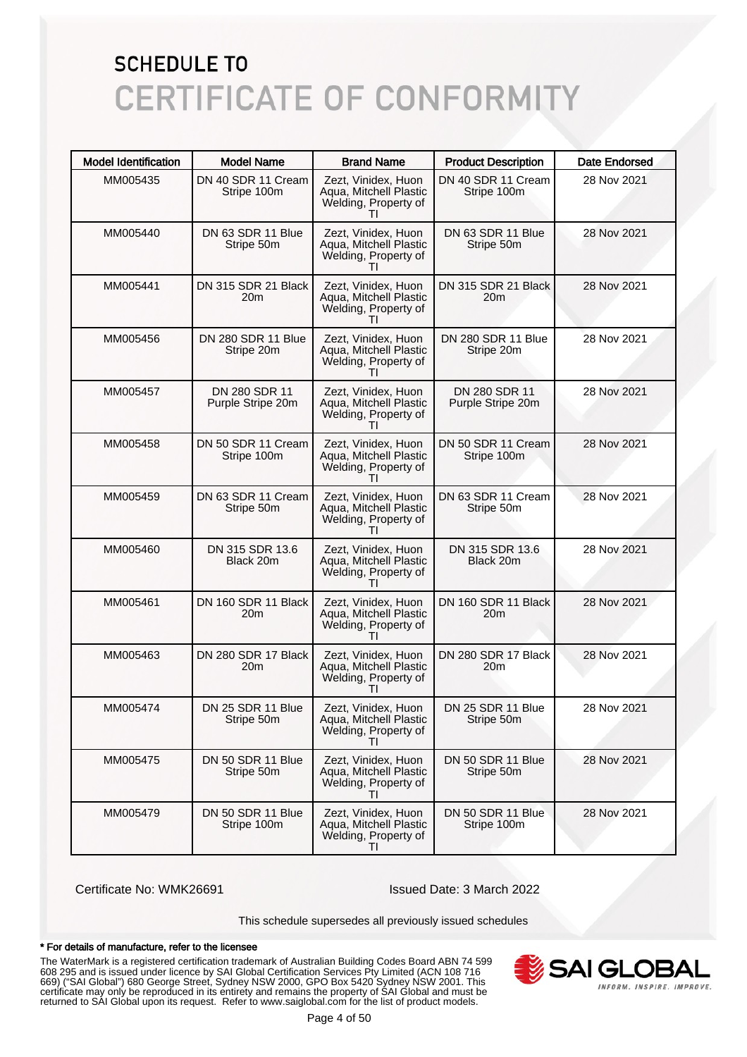# SCHEDULE TO
# CERTIFICATE OF CONFORMITY

| Model Identification | Model Name | Brand Name | Product Description | Date Endorsed |
|---|---|---|---|---|
| MM005435 | DN 40 SDR 11 Cream Stripe 100m | Zezt, Vinidex, Huon Aqua, Mitchell Plastic Welding, Property of TI | DN 40 SDR 11 Cream Stripe 100m | 28 Nov 2021 |
| MM005440 | DN 63 SDR 11 Blue Stripe 50m | Zezt, Vinidex, Huon Aqua, Mitchell Plastic Welding, Property of TI | DN 63 SDR 11 Blue Stripe 50m | 28 Nov 2021 |
| MM005441 | DN 315 SDR 21 Black 20m | Zezt, Vinidex, Huon Aqua, Mitchell Plastic Welding, Property of TI | DN 315 SDR 21 Black 20m | 28 Nov 2021 |
| MM005456 | DN 280 SDR 11 Blue Stripe 20m | Zezt, Vinidex, Huon Aqua, Mitchell Plastic Welding, Property of TI | DN 280 SDR 11 Blue Stripe 20m | 28 Nov 2021 |
| MM005457 | DN 280 SDR 11 Purple Stripe 20m | Zezt, Vinidex, Huon Aqua, Mitchell Plastic Welding, Property of TI | DN 280 SDR 11 Purple Stripe 20m | 28 Nov 2021 |
| MM005458 | DN 50 SDR 11 Cream Stripe 100m | Zezt, Vinidex, Huon Aqua, Mitchell Plastic Welding, Property of TI | DN 50 SDR 11 Cream Stripe 100m | 28 Nov 2021 |
| MM005459 | DN 63 SDR 11 Cream Stripe 50m | Zezt, Vinidex, Huon Aqua, Mitchell Plastic Welding, Property of TI | DN 63 SDR 11 Cream Stripe 50m | 28 Nov 2021 |
| MM005460 | DN 315 SDR 13.6 Black 20m | Zezt, Vinidex, Huon Aqua, Mitchell Plastic Welding, Property of TI | DN 315 SDR 13.6 Black 20m | 28 Nov 2021 |
| MM005461 | DN 160 SDR 11 Black 20m | Zezt, Vinidex, Huon Aqua, Mitchell Plastic Welding, Property of TI | DN 160 SDR 11 Black 20m | 28 Nov 2021 |
| MM005463 | DN 280 SDR 17 Black 20m | Zezt, Vinidex, Huon Aqua, Mitchell Plastic Welding, Property of TI | DN 280 SDR 17 Black 20m | 28 Nov 2021 |
| MM005474 | DN 25 SDR 11 Blue Stripe 50m | Zezt, Vinidex, Huon Aqua, Mitchell Plastic Welding, Property of TI | DN 25 SDR 11 Blue Stripe 50m | 28 Nov 2021 |
| MM005475 | DN 50 SDR 11 Blue Stripe 50m | Zezt, Vinidex, Huon Aqua, Mitchell Plastic Welding, Property of TI | DN 50 SDR 11 Blue Stripe 50m | 28 Nov 2021 |
| MM005479 | DN 50 SDR 11 Blue Stripe 100m | Zezt, Vinidex, Huon Aqua, Mitchell Plastic Welding, Property of TI | DN 50 SDR 11 Blue Stripe 100m | 28 Nov 2021 |

Certificate No: WMK26691

Issued Date: 3 March 2022

This schedule supersedes all previously issued schedules

**\* For details of manufacture, refer to the licensee**

The WaterMark is a registered certification trademark of Australian Building Codes Board ABN 74 599 608 295 and is issued under licence by SAI Global Certification Services Pty Limited (ACN 108 716 669) ("SAI Global") 680 George Street, Sydney NSW 2000, GPO Box 5420 Sydney NSW 2001. This certificate may only be reproduced in its entirety and remains the property of SAI Global and must be returned to SAI Global upon its request. Refer to www.saiglobal.com for the list of product models.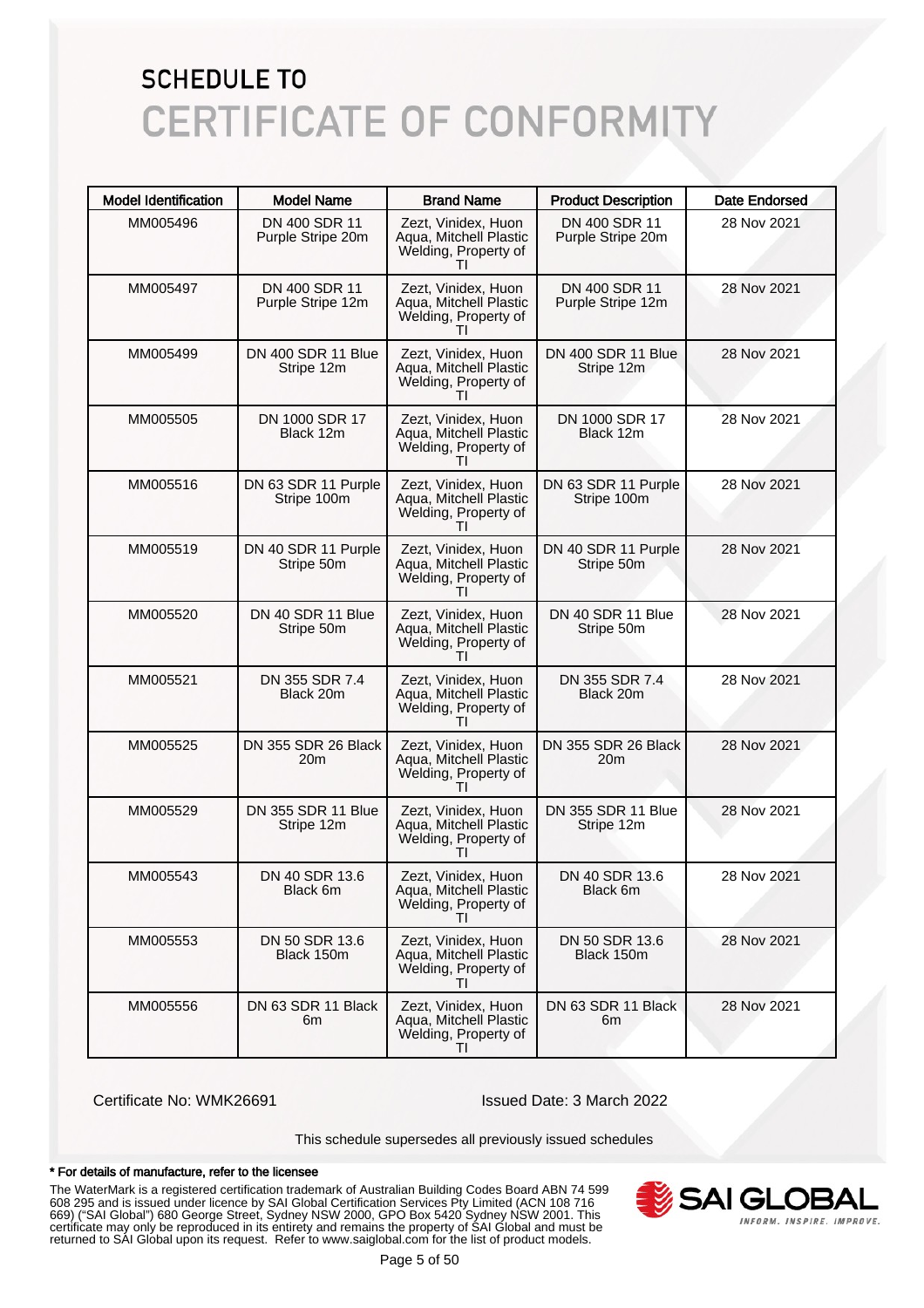# SCHEDULE TO
# CERTIFICATE OF CONFORMITY

| Model Identification | Model Name | Brand Name | Product Description | Date Endorsed |
|---|---|---|---|---|
| MM005496 | DN 400 SDR 11 Purple Stripe 20m | Zezt, Vinidex, Huon Aqua, Mitchell Plastic Welding, Property of TI | DN 400 SDR 11 Purple Stripe 20m | 28 Nov 2021 |
| MM005497 | DN 400 SDR 11 Purple Stripe 12m | Zezt, Vinidex, Huon Aqua, Mitchell Plastic Welding, Property of TI | DN 400 SDR 11 Purple Stripe 12m | 28 Nov 2021 |
| MM005499 | DN 400 SDR 11 Blue Stripe 12m | Zezt, Vinidex, Huon Aqua, Mitchell Plastic Welding, Property of TI | DN 400 SDR 11 Blue Stripe 12m | 28 Nov 2021 |
| MM005505 | DN 1000 SDR 17 Black 12m | Zezt, Vinidex, Huon Aqua, Mitchell Plastic Welding, Property of TI | DN 1000 SDR 17 Black 12m | 28 Nov 2021 |
| MM005516 | DN 63 SDR 11 Purple Stripe 100m | Zezt, Vinidex, Huon Aqua, Mitchell Plastic Welding, Property of TI | DN 63 SDR 11 Purple Stripe 100m | 28 Nov 2021 |
| MM005519 | DN 40 SDR 11 Purple Stripe 50m | Zezt, Vinidex, Huon Aqua, Mitchell Plastic Welding, Property of TI | DN 40 SDR 11 Purple Stripe 50m | 28 Nov 2021 |
| MM005520 | DN 40 SDR 11 Blue Stripe 50m | Zezt, Vinidex, Huon Aqua, Mitchell Plastic Welding, Property of TI | DN 40 SDR 11 Blue Stripe 50m | 28 Nov 2021 |
| MM005521 | DN 355 SDR 7.4 Black 20m | Zezt, Vinidex, Huon Aqua, Mitchell Plastic Welding, Property of TI | DN 355 SDR 7.4 Black 20m | 28 Nov 2021 |
| MM005525 | DN 355 SDR 26 Black 20m | Zezt, Vinidex, Huon Aqua, Mitchell Plastic Welding, Property of TI | DN 355 SDR 26 Black 20m | 28 Nov 2021 |
| MM005529 | DN 355 SDR 11 Blue Stripe 12m | Zezt, Vinidex, Huon Aqua, Mitchell Plastic Welding, Property of TI | DN 355 SDR 11 Blue Stripe 12m | 28 Nov 2021 |
| MM005543 | DN 40 SDR 13.6 Black 6m | Zezt, Vinidex, Huon Aqua, Mitchell Plastic Welding, Property of TI | DN 40 SDR 13.6 Black 6m | 28 Nov 2021 |
| MM005553 | DN 50 SDR 13.6 Black 150m | Zezt, Vinidex, Huon Aqua, Mitchell Plastic Welding, Property of TI | DN 50 SDR 13.6 Black 150m | 28 Nov 2021 |
| MM005556 | DN 63 SDR 11 Black 6m | Zezt, Vinidex, Huon Aqua, Mitchell Plastic Welding, Property of TI | DN 63 SDR 11 Black 6m | 28 Nov 2021 |

Certificate No: WMK26691 Issued Date: 3 March 2022

This schedule supersedes all previously issued schedules

**\* For details of manufacture, refer to the licensee**

The WaterMark is a registered certification trademark of Australian Building Codes Board ABN 74 599 608 295 and is issued under licence by SAI Global Certification Services Pty Limited (ACN 108 716 669) ("SAI Global") 680 George Street, Sydney NSW 2000, GPO Box 5420 Sydney NSW 2001. This certificate may only be reproduced in its entirety and remains the property of SAI Global and must be returned to SAI Global upon its request. Refer to www.saiglobal.com for the list of product models.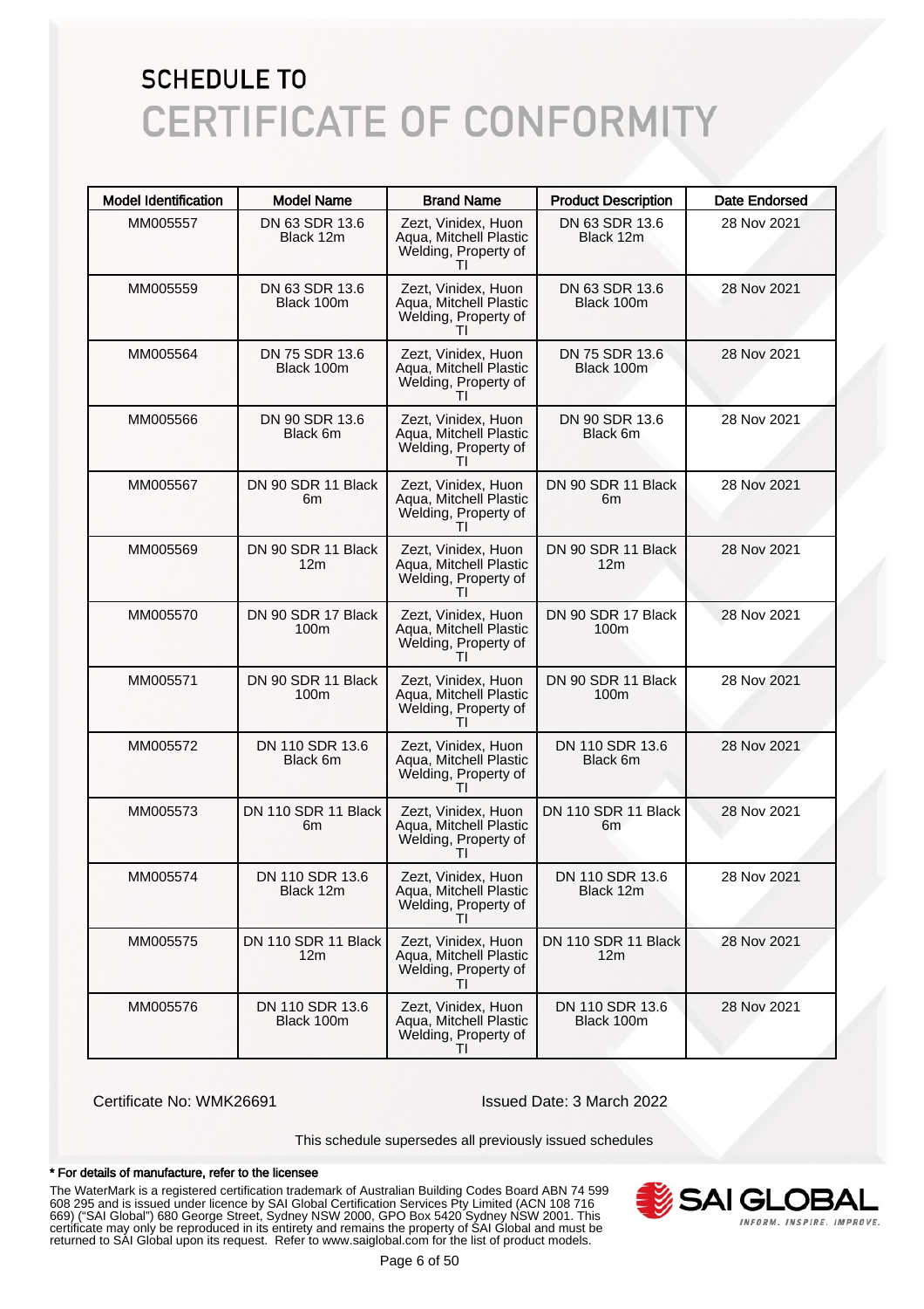# SCHEDULE TO

# CERTIFICATE OF CONFORMITY

| Model Identification | Model Name | Brand Name | Product Description | Date Endorsed |
|---|---|---|---|---|
| MM005557 | DN 63 SDR 13.6 Black 12m | Zezt, Vinidex, Huon Aqua, Mitchell Plastic Welding, Property of TI | DN 63 SDR 13.6 Black 12m | 28 Nov 2021 |
| MM005559 | DN 63 SDR 13.6 Black 100m | Zezt, Vinidex, Huon Aqua, Mitchell Plastic Welding, Property of TI | DN 63 SDR 13.6 Black 100m | 28 Nov 2021 |
| MM005564 | DN 75 SDR 13.6 Black 100m | Zezt, Vinidex, Huon Aqua, Mitchell Plastic Welding, Property of TI | DN 75 SDR 13.6 Black 100m | 28 Nov 2021 |
| MM005566 | DN 90 SDR 13.6 Black 6m | Zezt, Vinidex, Huon Aqua, Mitchell Plastic Welding, Property of TI | DN 90 SDR 13.6 Black 6m | 28 Nov 2021 |
| MM005567 | DN 90 SDR 11 Black 6m | Zezt, Vinidex, Huon Aqua, Mitchell Plastic Welding, Property of TI | DN 90 SDR 11 Black 6m | 28 Nov 2021 |
| MM005569 | DN 90 SDR 11 Black 12m | Zezt, Vinidex, Huon Aqua, Mitchell Plastic Welding, Property of TI | DN 90 SDR 11 Black 12m | 28 Nov 2021 |
| MM005570 | DN 90 SDR 17 Black 100m | Zezt, Vinidex, Huon Aqua, Mitchell Plastic Welding, Property of TI | DN 90 SDR 17 Black 100m | 28 Nov 2021 |
| MM005571 | DN 90 SDR 11 Black 100m | Zezt, Vinidex, Huon Aqua, Mitchell Plastic Welding, Property of TI | DN 90 SDR 11 Black 100m | 28 Nov 2021 |
| MM005572 | DN 110 SDR 13.6 Black 6m | Zezt, Vinidex, Huon Aqua, Mitchell Plastic Welding, Property of TI | DN 110 SDR 13.6 Black 6m | 28 Nov 2021 |
| MM005573 | DN 110 SDR 11 Black 6m | Zezt, Vinidex, Huon Aqua, Mitchell Plastic Welding, Property of TI | DN 110 SDR 11 Black 6m | 28 Nov 2021 |
| MM005574 | DN 110 SDR 13.6 Black 12m | Zezt, Vinidex, Huon Aqua, Mitchell Plastic Welding, Property of TI | DN 110 SDR 13.6 Black 12m | 28 Nov 2021 |
| MM005575 | DN 110 SDR 11 Black 12m | Zezt, Vinidex, Huon Aqua, Mitchell Plastic Welding, Property of TI | DN 110 SDR 11 Black 12m | 28 Nov 2021 |
| MM005576 | DN 110 SDR 13.6 Black 100m | Zezt, Vinidex, Huon Aqua, Mitchell Plastic Welding, Property of TI | DN 110 SDR 13.6 Black 100m | 28 Nov 2021 |

Certificate No: WMK26691

Issued Date: 3 March 2022

This schedule supersedes all previously issued schedules

**\* For details of manufacture, refer to the licensee**

The WaterMark is a registered certification trademark of Australian Building Codes Board ABN 74 599 608 295 and is issued under licence by SAI Global Certification Services Pty Limited (ACN 108 716 669) ("SAI Global") 680 George Street, Sydney NSW 2000, GPO Box 5420 Sydney NSW 2001. This certificate may only be reproduced in its entirety and remains the property of SAI Global and must be returned to SAI Global upon its request. Refer to www.saiglobal.com for the list of product models.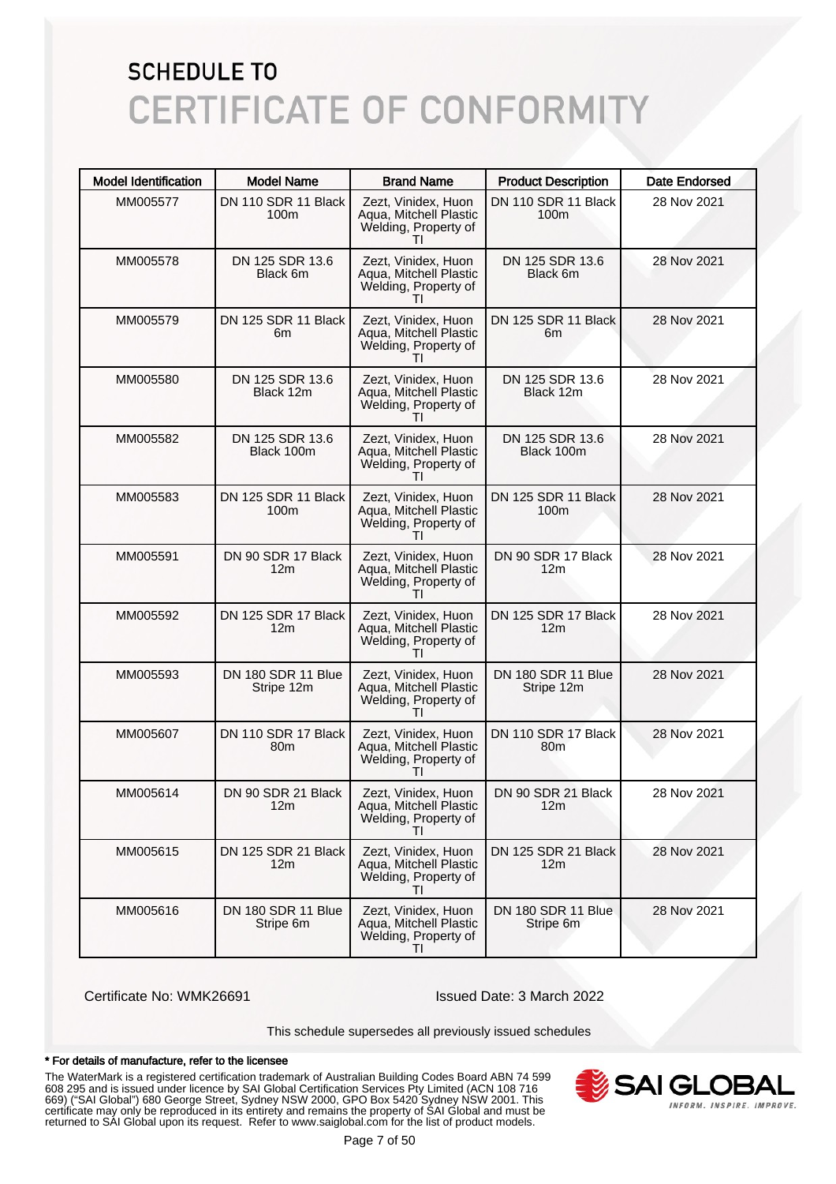# SCHEDULE TO

# CERTIFICATE OF CONFORMITY

| Model Identification | Model Name | Brand Name | Product Description | Date Endorsed |
|---|---|---|---|---|
| MM005577 | DN 110 SDR 11 Black 100m | Zezt, Vinidex, Huon Aqua, Mitchell Plastic Welding, Property of TI | DN 110 SDR 11 Black 100m | 28 Nov 2021 |
| MM005578 | DN 125 SDR 13.6 Black 6m | Zezt, Vinidex, Huon Aqua, Mitchell Plastic Welding, Property of TI | DN 125 SDR 13.6 Black 6m | 28 Nov 2021 |
| MM005579 | DN 125 SDR 11 Black 6m | Zezt, Vinidex, Huon Aqua, Mitchell Plastic Welding, Property of TI | DN 125 SDR 11 Black 6m | 28 Nov 2021 |
| MM005580 | DN 125 SDR 13.6 Black 12m | Zezt, Vinidex, Huon Aqua, Mitchell Plastic Welding, Property of TI | DN 125 SDR 13.6 Black 12m | 28 Nov 2021 |
| MM005582 | DN 125 SDR 13.6 Black 100m | Zezt, Vinidex, Huon Aqua, Mitchell Plastic Welding, Property of TI | DN 125 SDR 13.6 Black 100m | 28 Nov 2021 |
| MM005583 | DN 125 SDR 11 Black 100m | Zezt, Vinidex, Huon Aqua, Mitchell Plastic Welding, Property of TI | DN 125 SDR 11 Black 100m | 28 Nov 2021 |
| MM005591 | DN 90 SDR 17 Black 12m | Zezt, Vinidex, Huon Aqua, Mitchell Plastic Welding, Property of TI | DN 90 SDR 17 Black 12m | 28 Nov 2021 |
| MM005592 | DN 125 SDR 17 Black 12m | Zezt, Vinidex, Huon Aqua, Mitchell Plastic Welding, Property of TI | DN 125 SDR 17 Black 12m | 28 Nov 2021 |
| MM005593 | DN 180 SDR 11 Blue Stripe 12m | Zezt, Vinidex, Huon Aqua, Mitchell Plastic Welding, Property of TI | DN 180 SDR 11 Blue Stripe 12m | 28 Nov 2021 |
| MM005607 | DN 110 SDR 17 Black 80m | Zezt, Vinidex, Huon Aqua, Mitchell Plastic Welding, Property of TI | DN 110 SDR 17 Black 80m | 28 Nov 2021 |
| MM005614 | DN 90 SDR 21 Black 12m | Zezt, Vinidex, Huon Aqua, Mitchell Plastic Welding, Property of TI | DN 90 SDR 21 Black 12m | 28 Nov 2021 |
| MM005615 | DN 125 SDR 21 Black 12m | Zezt, Vinidex, Huon Aqua, Mitchell Plastic Welding, Property of TI | DN 125 SDR 21 Black 12m | 28 Nov 2021 |
| MM005616 | DN 180 SDR 11 Blue Stripe 6m | Zezt, Vinidex, Huon Aqua, Mitchell Plastic Welding, Property of TI | DN 180 SDR 11 Blue Stripe 6m | 28 Nov 2021 |

Certificate No: WMK26691

Issued Date: 3 March 2022

This schedule supersedes all previously issued schedules

**\* For details of manufacture, refer to the licensee**

The WaterMark is a registered certification trademark of Australian Building Codes Board ABN 74 599 608 295 and is issued under licence by SAI Global Certification Services Pty Limited (ACN 108 716 669) ("SAI Global") 680 George Street, Sydney NSW 2000, GPO Box 5420 Sydney NSW 2001. This certificate may only be reproduced in its entirety and remains the property of SAI Global and must be returned to SAI Global upon its request. Refer to www.saiglobal.com for the list of product models.

SAI GLOBAL
INFORM. INSPIRE. IMPROVE.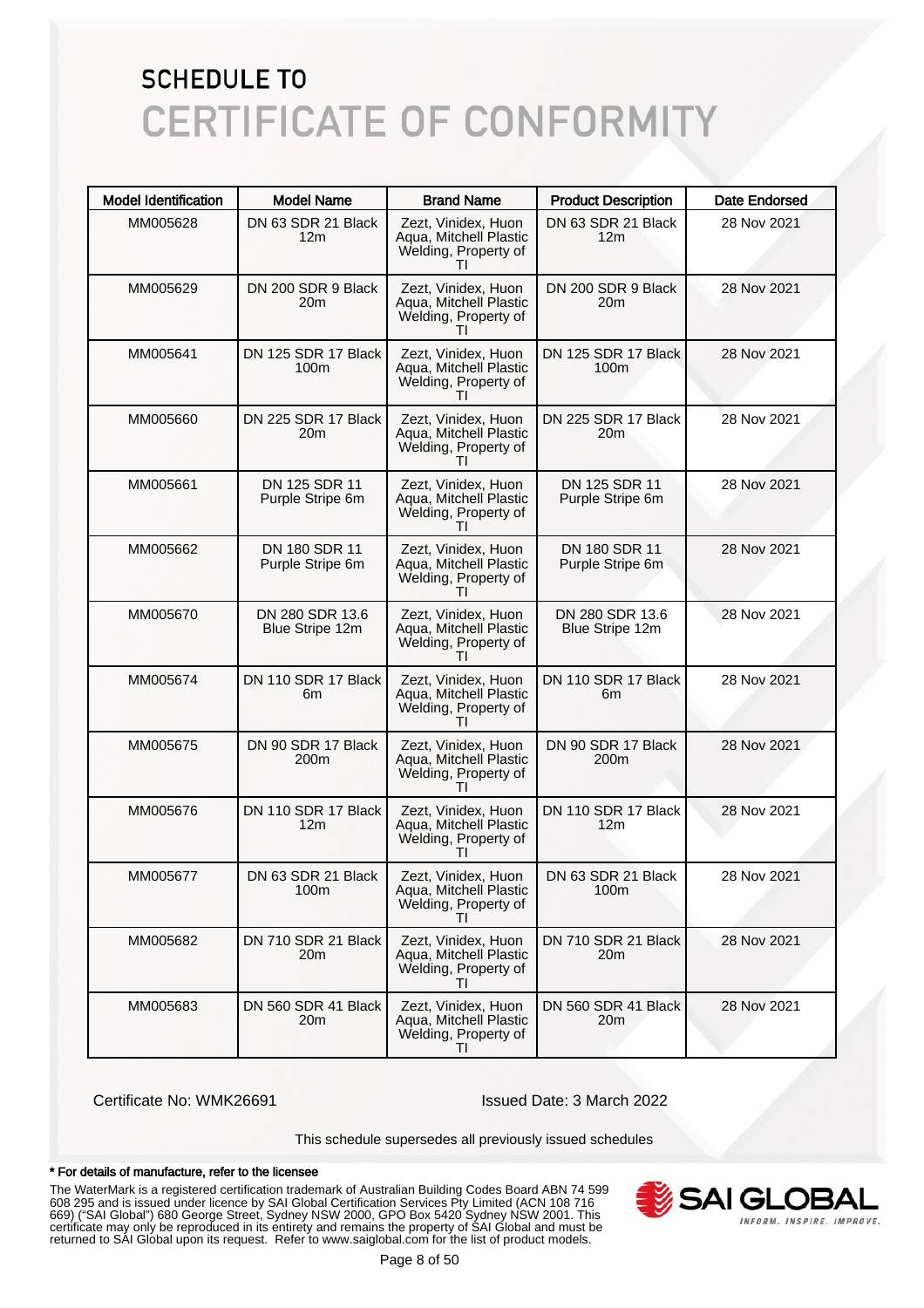# SCHEDULE TO
# CERTIFICATE OF CONFORMITY

| Model Identification | Model Name | Brand Name | Product Description | Date Endorsed |
|---|---|---|---|---|
| MM005628 | DN 63 SDR 21 Black 12m | Zezt, Vinidex, Huon Aqua, Mitchell Plastic Welding, Property of TI | DN 63 SDR 21 Black 12m | 28 Nov 2021 |
| MM005629 | DN 200 SDR 9 Black 20m | Zezt, Vinidex, Huon Aqua, Mitchell Plastic Welding, Property of TI | DN 200 SDR 9 Black 20m | 28 Nov 2021 |
| MM005641 | DN 125 SDR 17 Black 100m | Zezt, Vinidex, Huon Aqua, Mitchell Plastic Welding, Property of TI | DN 125 SDR 17 Black 100m | 28 Nov 2021 |
| MM005660 | DN 225 SDR 17 Black 20m | Zezt, Vinidex, Huon Aqua, Mitchell Plastic Welding, Property of TI | DN 225 SDR 17 Black 20m | 28 Nov 2021 |
| MM005661 | DN 125 SDR 11 Purple Stripe 6m | Zezt, Vinidex, Huon Aqua, Mitchell Plastic Welding, Property of TI | DN 125 SDR 11 Purple Stripe 6m | 28 Nov 2021 |
| MM005662 | DN 180 SDR 11 Purple Stripe 6m | Zezt, Vinidex, Huon Aqua, Mitchell Plastic Welding, Property of TI | DN 180 SDR 11 Purple Stripe 6m | 28 Nov 2021 |
| MM005670 | DN 280 SDR 13.6 Blue Stripe 12m | Zezt, Vinidex, Huon Aqua, Mitchell Plastic Welding, Property of TI | DN 280 SDR 13.6 Blue Stripe 12m | 28 Nov 2021 |
| MM005674 | DN 110 SDR 17 Black 6m | Zezt, Vinidex, Huon Aqua, Mitchell Plastic Welding, Property of TI | DN 110 SDR 17 Black 6m | 28 Nov 2021 |
| MM005675 | DN 90 SDR 17 Black 200m | Zezt, Vinidex, Huon Aqua, Mitchell Plastic Welding, Property of TI | DN 90 SDR 17 Black 200m | 28 Nov 2021 |
| MM005676 | DN 110 SDR 17 Black 12m | Zezt, Vinidex, Huon Aqua, Mitchell Plastic Welding, Property of TI | DN 110 SDR 17 Black 12m | 28 Nov 2021 |
| MM005677 | DN 63 SDR 21 Black 100m | Zezt, Vinidex, Huon Aqua, Mitchell Plastic Welding, Property of TI | DN 63 SDR 21 Black 100m | 28 Nov 2021 |
| MM005682 | DN 710 SDR 21 Black 20m | Zezt, Vinidex, Huon Aqua, Mitchell Plastic Welding, Property of TI | DN 710 SDR 21 Black 20m | 28 Nov 2021 |
| MM005683 | DN 560 SDR 41 Black 20m | Zezt, Vinidex, Huon Aqua, Mitchell Plastic Welding, Property of TI | DN 560 SDR 41 Black 20m | 28 Nov 2021 |

Certificate No: WMK26691

Issued Date: 3 March 2022

This schedule supersedes all previously issued schedules

**\* For details of manufacture, refer to the licensee**

The WaterMark is a registered certification trademark of Australian Building Codes Board ABN 74 599 608 295 and is issued under licence by SAI Global Certification Services Pty Limited (ACN 108 716 669) ("SAI Global") 680 George Street, Sydney NSW 2000, GPO Box 5420 Sydney NSW 2001. This certificate may only be reproduced in its entirety and remains the property of SAI Global and must be returned to SAI Global upon its request. Refer to www.saiglobal.com for the list of product models.

SAI GLOBAL
INFORM. INSPIRE. IMPROVE.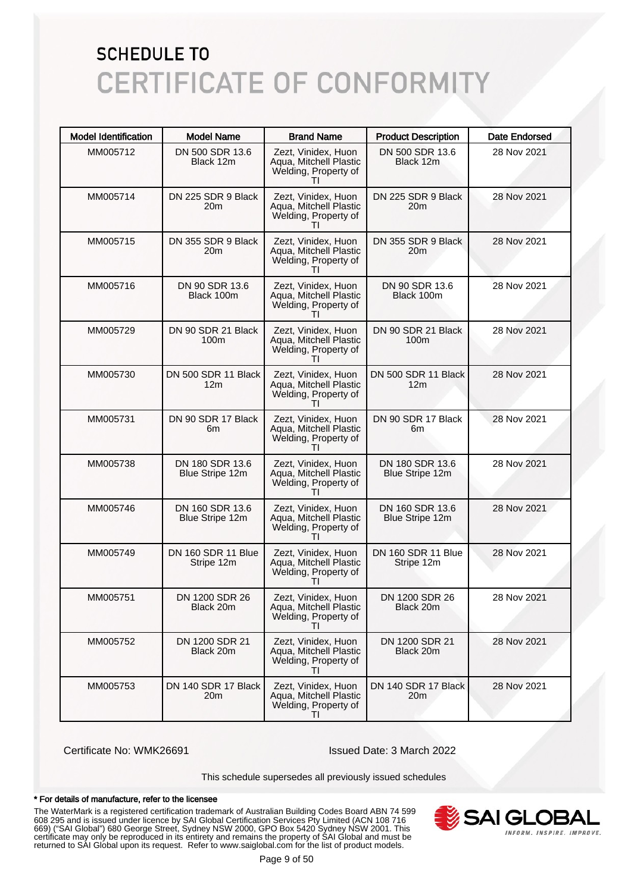# SCHEDULE TO
# CERTIFICATE OF CONFORMITY

| Model Identification | Model Name | Brand Name | Product Description | Date Endorsed |
|---|---|---|---|---|
| MM005712 | DN 500 SDR 13.6 Black 12m | Zezt, Vinidex, Huon Aqua, Mitchell Plastic Welding, Property of TI | DN 500 SDR 13.6 Black 12m | 28 Nov 2021 |
| MM005714 | DN 225 SDR 9 Black 20m | Zezt, Vinidex, Huon Aqua, Mitchell Plastic Welding, Property of TI | DN 225 SDR 9 Black 20m | 28 Nov 2021 |
| MM005715 | DN 355 SDR 9 Black 20m | Zezt, Vinidex, Huon Aqua, Mitchell Plastic Welding, Property of TI | DN 355 SDR 9 Black 20m | 28 Nov 2021 |
| MM005716 | DN 90 SDR 13.6 Black 100m | Zezt, Vinidex, Huon Aqua, Mitchell Plastic Welding, Property of TI | DN 90 SDR 13.6 Black 100m | 28 Nov 2021 |
| MM005729 | DN 90 SDR 21 Black 100m | Zezt, Vinidex, Huon Aqua, Mitchell Plastic Welding, Property of TI | DN 90 SDR 21 Black 100m | 28 Nov 2021 |
| MM005730 | DN 500 SDR 11 Black 12m | Zezt, Vinidex, Huon Aqua, Mitchell Plastic Welding, Property of TI | DN 500 SDR 11 Black 12m | 28 Nov 2021 |
| MM005731 | DN 90 SDR 17 Black 6m | Zezt, Vinidex, Huon Aqua, Mitchell Plastic Welding, Property of TI | DN 90 SDR 17 Black 6m | 28 Nov 2021 |
| MM005738 | DN 180 SDR 13.6 Blue Stripe 12m | Zezt, Vinidex, Huon Aqua, Mitchell Plastic Welding, Property of TI | DN 180 SDR 13.6 Blue Stripe 12m | 28 Nov 2021 |
| MM005746 | DN 160 SDR 13.6 Blue Stripe 12m | Zezt, Vinidex, Huon Aqua, Mitchell Plastic Welding, Property of TI | DN 160 SDR 13.6 Blue Stripe 12m | 28 Nov 2021 |
| MM005749 | DN 160 SDR 11 Blue Stripe 12m | Zezt, Vinidex, Huon Aqua, Mitchell Plastic Welding, Property of TI | DN 160 SDR 11 Blue Stripe 12m | 28 Nov 2021 |
| MM005751 | DN 1200 SDR 26 Black 20m | Zezt, Vinidex, Huon Aqua, Mitchell Plastic Welding, Property of TI | DN 1200 SDR 26 Black 20m | 28 Nov 2021 |
| MM005752 | DN 1200 SDR 21 Black 20m | Zezt, Vinidex, Huon Aqua, Mitchell Plastic Welding, Property of TI | DN 1200 SDR 21 Black 20m | 28 Nov 2021 |
| MM005753 | DN 140 SDR 17 Black 20m | Zezt, Vinidex, Huon Aqua, Mitchell Plastic Welding, Property of TI | DN 140 SDR 17 Black 20m | 28 Nov 2021 |

Certificate No: WMK26691

Issued Date: 3 March 2022

This schedule supersedes all previously issued schedules

**\* For details of manufacture, refer to the licensee**

The WaterMark is a registered certification trademark of Australian Building Codes Board ABN 74 599 608 295 and is issued under licence by SAI Global Certification Services Pty Limited (ACN 108 716 669) ("SAI Global") 680 George Street, Sydney NSW 2000, GPO Box 5420 Sydney NSW 2001. This certificate may only be reproduced in its entirety and remains the property of SAI Global and must be returned to SAI Global upon its request. Refer to www.saiglobal.com for the list of product models.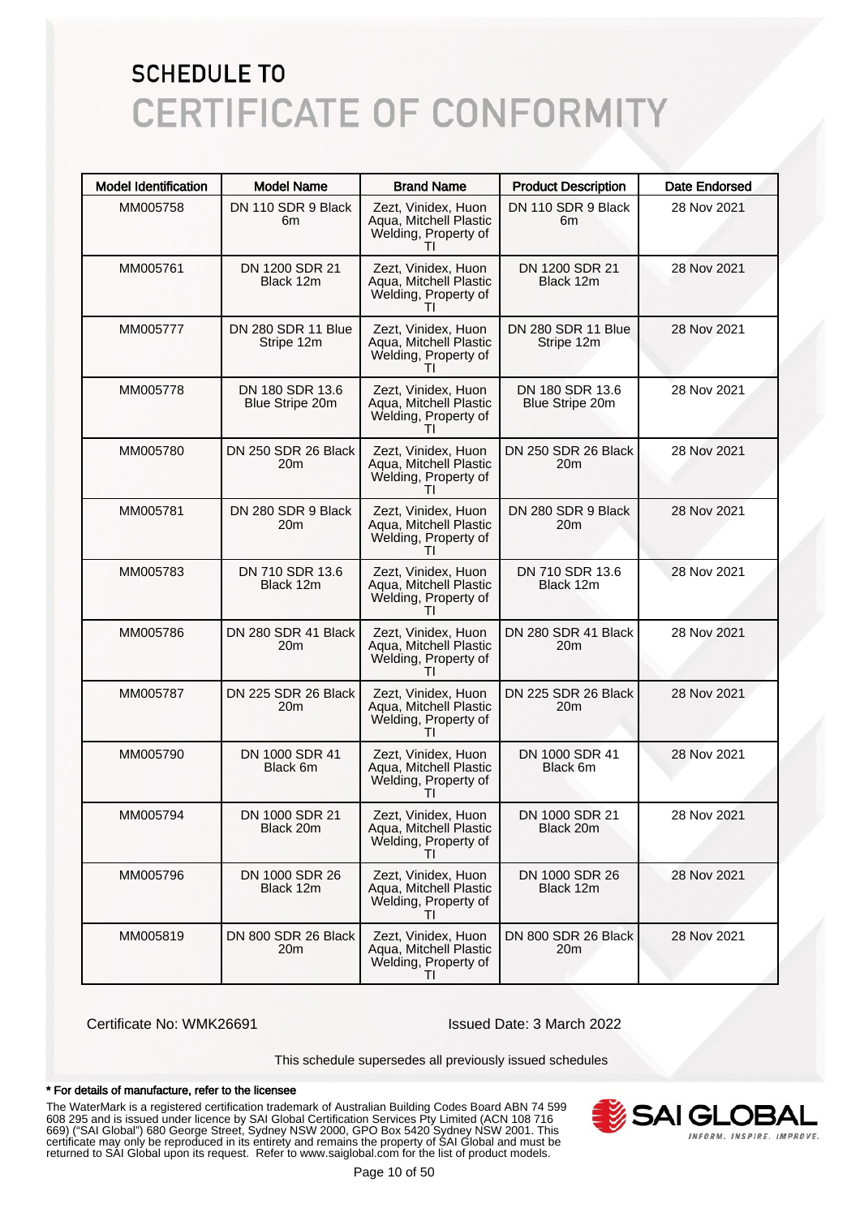# SCHEDULE TO

# CERTIFICATE OF CONFORMITY

| Model Identification | Model Name | Brand Name | Product Description | Date Endorsed |
|---|---|---|---|---|
| MM005758 | DN 110 SDR 9 Black 6m | Zezt, Vinidex, Huon Aqua, Mitchell Plastic Welding, Property of TI | DN 110 SDR 9 Black 6m | 28 Nov 2021 |
| MM005761 | DN 1200 SDR 21 Black 12m | Zezt, Vinidex, Huon Aqua, Mitchell Plastic Welding, Property of TI | DN 1200 SDR 21 Black 12m | 28 Nov 2021 |
| MM005777 | DN 280 SDR 11 Blue Stripe 12m | Zezt, Vinidex, Huon Aqua, Mitchell Plastic Welding, Property of TI | DN 280 SDR 11 Blue Stripe 12m | 28 Nov 2021 |
| MM005778 | DN 180 SDR 13.6 Blue Stripe 20m | Zezt, Vinidex, Huon Aqua, Mitchell Plastic Welding, Property of TI | DN 180 SDR 13.6 Blue Stripe 20m | 28 Nov 2021 |
| MM005780 | DN 250 SDR 26 Black 20m | Zezt, Vinidex, Huon Aqua, Mitchell Plastic Welding, Property of TI | DN 250 SDR 26 Black 20m | 28 Nov 2021 |
| MM005781 | DN 280 SDR 9 Black 20m | Zezt, Vinidex, Huon Aqua, Mitchell Plastic Welding, Property of TI | DN 280 SDR 9 Black 20m | 28 Nov 2021 |
| MM005783 | DN 710 SDR 13.6 Black 12m | Zezt, Vinidex, Huon Aqua, Mitchell Plastic Welding, Property of TI | DN 710 SDR 13.6 Black 12m | 28 Nov 2021 |
| MM005786 | DN 280 SDR 41 Black 20m | Zezt, Vinidex, Huon Aqua, Mitchell Plastic Welding, Property of TI | DN 280 SDR 41 Black 20m | 28 Nov 2021 |
| MM005787 | DN 225 SDR 26 Black 20m | Zezt, Vinidex, Huon Aqua, Mitchell Plastic Welding, Property of TI | DN 225 SDR 26 Black 20m | 28 Nov 2021 |
| MM005790 | DN 1000 SDR 41 Black 6m | Zezt, Vinidex, Huon Aqua, Mitchell Plastic Welding, Property of TI | DN 1000 SDR 41 Black 6m | 28 Nov 2021 |
| MM005794 | DN 1000 SDR 21 Black 20m | Zezt, Vinidex, Huon Aqua, Mitchell Plastic Welding, Property of TI | DN 1000 SDR 21 Black 20m | 28 Nov 2021 |
| MM005796 | DN 1000 SDR 26 Black 12m | Zezt, Vinidex, Huon Aqua, Mitchell Plastic Welding, Property of TI | DN 1000 SDR 26 Black 12m | 28 Nov 2021 |
| MM005819 | DN 800 SDR 26 Black 20m | Zezt, Vinidex, Huon Aqua, Mitchell Plastic Welding, Property of TI | DN 800 SDR 26 Black 20m | 28 Nov 2021 |

Certificate No: WMK26691

Issued Date: 3 March 2022

This schedule supersedes all previously issued schedules

**\* For details of manufacture, refer to the licensee**

The WaterMark is a registered certification trademark of Australian Building Codes Board ABN 74 599 608 295 and is issued under licence by SAI Global Certification Services Pty Limited (ACN 108 716 669) ("SAI Global") 680 George Street, Sydney NSW 2000, GPO Box 5420 Sydney NSW 2001. This certificate may only be reproduced in its entirety and remains the property of SAI Global and must be returned to SAI Global upon its request. Refer to www.saiglobal.com for the list of product models.

SAI GLOBAL — INFORM. INSPIRE. IMPROVE.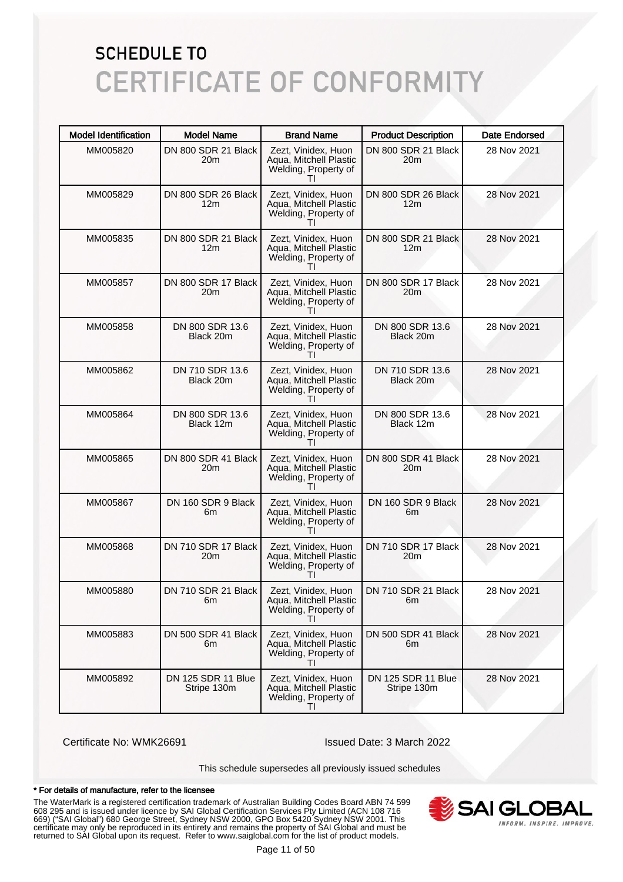# SCHEDULE TO

# CERTIFICATE OF CONFORMITY

| Model Identification | Model Name | Brand Name | Product Description | Date Endorsed |
|---|---|---|---|---|
| MM005820 | DN 800 SDR 21 Black 20m | Zezt, Vinidex, Huon Aqua, Mitchell Plastic Welding, Property of TI | DN 800 SDR 21 Black 20m | 28 Nov 2021 |
| MM005829 | DN 800 SDR 26 Black 12m | Zezt, Vinidex, Huon Aqua, Mitchell Plastic Welding, Property of TI | DN 800 SDR 26 Black 12m | 28 Nov 2021 |
| MM005835 | DN 800 SDR 21 Black 12m | Zezt, Vinidex, Huon Aqua, Mitchell Plastic Welding, Property of TI | DN 800 SDR 21 Black 12m | 28 Nov 2021 |
| MM005857 | DN 800 SDR 17 Black 20m | Zezt, Vinidex, Huon Aqua, Mitchell Plastic Welding, Property of TI | DN 800 SDR 17 Black 20m | 28 Nov 2021 |
| MM005858 | DN 800 SDR 13.6 Black 20m | Zezt, Vinidex, Huon Aqua, Mitchell Plastic Welding, Property of TI | DN 800 SDR 13.6 Black 20m | 28 Nov 2021 |
| MM005862 | DN 710 SDR 13.6 Black 20m | Zezt, Vinidex, Huon Aqua, Mitchell Plastic Welding, Property of TI | DN 710 SDR 13.6 Black 20m | 28 Nov 2021 |
| MM005864 | DN 800 SDR 13.6 Black 12m | Zezt, Vinidex, Huon Aqua, Mitchell Plastic Welding, Property of TI | DN 800 SDR 13.6 Black 12m | 28 Nov 2021 |
| MM005865 | DN 800 SDR 41 Black 20m | Zezt, Vinidex, Huon Aqua, Mitchell Plastic Welding, Property of TI | DN 800 SDR 41 Black 20m | 28 Nov 2021 |
| MM005867 | DN 160 SDR 9 Black 6m | Zezt, Vinidex, Huon Aqua, Mitchell Plastic Welding, Property of TI | DN 160 SDR 9 Black 6m | 28 Nov 2021 |
| MM005868 | DN 710 SDR 17 Black 20m | Zezt, Vinidex, Huon Aqua, Mitchell Plastic Welding, Property of TI | DN 710 SDR 17 Black 20m | 28 Nov 2021 |
| MM005880 | DN 710 SDR 21 Black 6m | Zezt, Vinidex, Huon Aqua, Mitchell Plastic Welding, Property of TI | DN 710 SDR 21 Black 6m | 28 Nov 2021 |
| MM005883 | DN 500 SDR 41 Black 6m | Zezt, Vinidex, Huon Aqua, Mitchell Plastic Welding, Property of TI | DN 500 SDR 41 Black 6m | 28 Nov 2021 |
| MM005892 | DN 125 SDR 11 Blue Stripe 130m | Zezt, Vinidex, Huon Aqua, Mitchell Plastic Welding, Property of TI | DN 125 SDR 11 Blue Stripe 130m | 28 Nov 2021 |

Certificate No: WMK26691

Issued Date: 3 March 2022

This schedule supersedes all previously issued schedules

**\* For details of manufacture, refer to the licensee**

The WaterMark is a registered certification trademark of Australian Building Codes Board ABN 74 599 608 295 and is issued under licence by SAI Global Certification Services Pty Limited (ACN 108 716 669) ("SAI Global") 680 George Street, Sydney NSW 2000, GPO Box 5420 Sydney NSW 2001. This certificate may only be reproduced in its entirety and remains the property of SAI Global and must be returned to SAI Global upon its request. Refer to www.saiglobal.com for the list of product models.

SAI GLOBAL INFORM. INSPIRE. IMPROVE.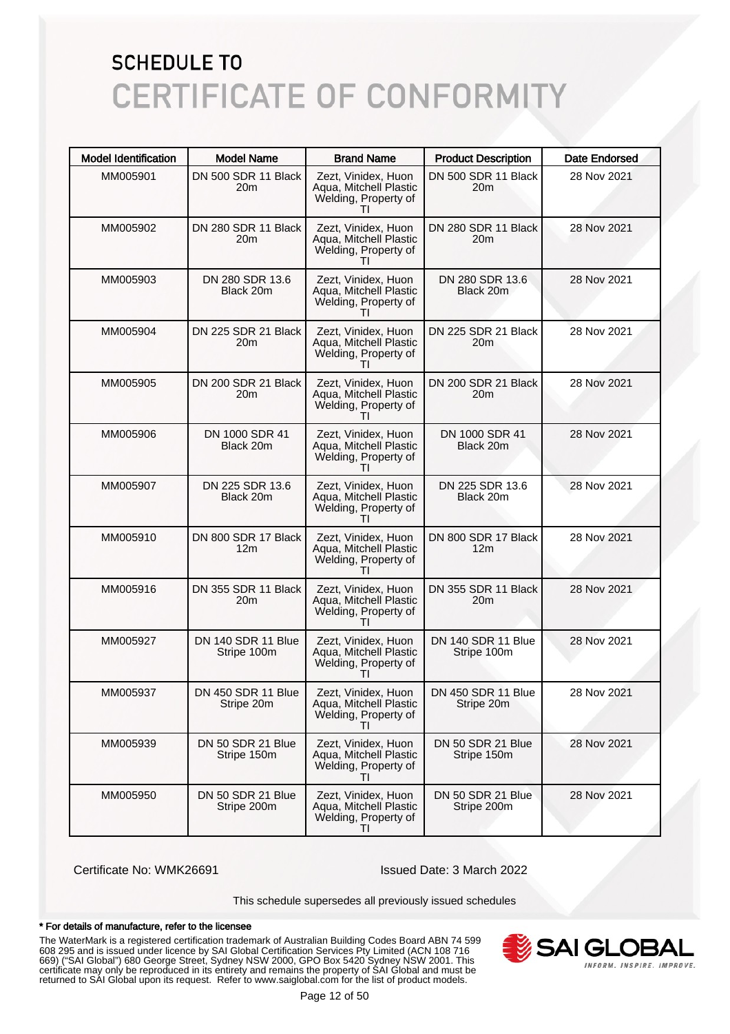# SCHEDULE TO CERTIFICATE OF CONFORMITY

| Model Identification | Model Name | Brand Name | Product Description | Date Endorsed |
|---|---|---|---|---|
| MM005901 | DN 500 SDR 11 Black 20m | Zezt, Vinidex, Huon Aqua, Mitchell Plastic Welding, Property of TI | DN 500 SDR 11 Black 20m | 28 Nov 2021 |
| MM005902 | DN 280 SDR 11 Black 20m | Zezt, Vinidex, Huon Aqua, Mitchell Plastic Welding, Property of TI | DN 280 SDR 11 Black 20m | 28 Nov 2021 |
| MM005903 | DN 280 SDR 13.6 Black 20m | Zezt, Vinidex, Huon Aqua, Mitchell Plastic Welding, Property of TI | DN 280 SDR 13.6 Black 20m | 28 Nov 2021 |
| MM005904 | DN 225 SDR 21 Black 20m | Zezt, Vinidex, Huon Aqua, Mitchell Plastic Welding, Property of TI | DN 225 SDR 21 Black 20m | 28 Nov 2021 |
| MM005905 | DN 200 SDR 21 Black 20m | Zezt, Vinidex, Huon Aqua, Mitchell Plastic Welding, Property of TI | DN 200 SDR 21 Black 20m | 28 Nov 2021 |
| MM005906 | DN 1000 SDR 41 Black 20m | Zezt, Vinidex, Huon Aqua, Mitchell Plastic Welding, Property of TI | DN 1000 SDR 41 Black 20m | 28 Nov 2021 |
| MM005907 | DN 225 SDR 13.6 Black 20m | Zezt, Vinidex, Huon Aqua, Mitchell Plastic Welding, Property of TI | DN 225 SDR 13.6 Black 20m | 28 Nov 2021 |
| MM005910 | DN 800 SDR 17 Black 12m | Zezt, Vinidex, Huon Aqua, Mitchell Plastic Welding, Property of TI | DN 800 SDR 17 Black 12m | 28 Nov 2021 |
| MM005916 | DN 355 SDR 11 Black 20m | Zezt, Vinidex, Huon Aqua, Mitchell Plastic Welding, Property of TI | DN 355 SDR 11 Black 20m | 28 Nov 2021 |
| MM005927 | DN 140 SDR 11 Blue Stripe 100m | Zezt, Vinidex, Huon Aqua, Mitchell Plastic Welding, Property of TI | DN 140 SDR 11 Blue Stripe 100m | 28 Nov 2021 |
| MM005937 | DN 450 SDR 11 Blue Stripe 20m | Zezt, Vinidex, Huon Aqua, Mitchell Plastic Welding, Property of TI | DN 450 SDR 11 Blue Stripe 20m | 28 Nov 2021 |
| MM005939 | DN 50 SDR 21 Blue Stripe 150m | Zezt, Vinidex, Huon Aqua, Mitchell Plastic Welding, Property of TI | DN 50 SDR 21 Blue Stripe 150m | 28 Nov 2021 |
| MM005950 | DN 50 SDR 21 Blue Stripe 200m | Zezt, Vinidex, Huon Aqua, Mitchell Plastic Welding, Property of TI | DN 50 SDR 21 Blue Stripe 200m | 28 Nov 2021 |

Certificate No: WMK26691

Issued Date: 3 March 2022

This schedule supersedes all previously issued schedules

**\* For details of manufacture, refer to the licensee**

The WaterMark is a registered certification trademark of Australian Building Codes Board ABN 74 599 608 295 and is issued under licence by SAI Global Certification Services Pty Limited (ACN 108 716 669) ("SAI Global") 680 George Street, Sydney NSW 2000, GPO Box 5420 Sydney NSW 2001. This certificate may only be reproduced in its entirety and remains the property of SAI Global and must be returned to SAI Global upon its request. Refer to www.saiglobal.com for the list of product models.

SAI GLOBAL — INFORM. INSPIRE. IMPROVE.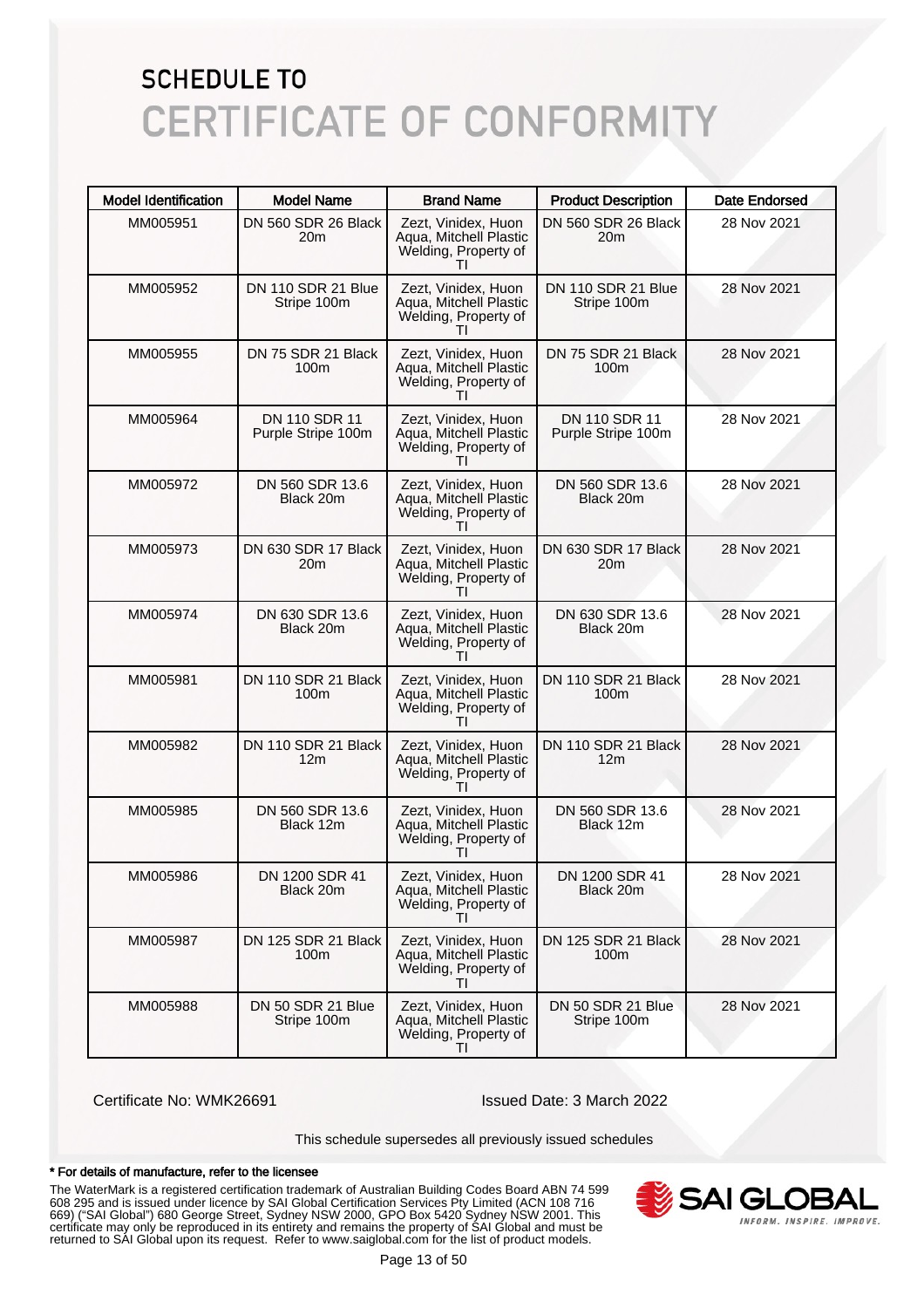# SCHEDULE TO
# CERTIFICATE OF CONFORMITY

| Model Identification | Model Name | Brand Name | Product Description | Date Endorsed |
|---|---|---|---|---|
| MM005951 | DN 560 SDR 26 Black 20m | Zezt, Vinidex, Huon Aqua, Mitchell Plastic Welding, Property of TI | DN 560 SDR 26 Black 20m | 28 Nov 2021 |
| MM005952 | DN 110 SDR 21 Blue Stripe 100m | Zezt, Vinidex, Huon Aqua, Mitchell Plastic Welding, Property of TI | DN 110 SDR 21 Blue Stripe 100m | 28 Nov 2021 |
| MM005955 | DN 75 SDR 21 Black 100m | Zezt, Vinidex, Huon Aqua, Mitchell Plastic Welding, Property of TI | DN 75 SDR 21 Black 100m | 28 Nov 2021 |
| MM005964 | DN 110 SDR 11 Purple Stripe 100m | Zezt, Vinidex, Huon Aqua, Mitchell Plastic Welding, Property of TI | DN 110 SDR 11 Purple Stripe 100m | 28 Nov 2021 |
| MM005972 | DN 560 SDR 13.6 Black 20m | Zezt, Vinidex, Huon Aqua, Mitchell Plastic Welding, Property of TI | DN 560 SDR 13.6 Black 20m | 28 Nov 2021 |
| MM005973 | DN 630 SDR 17 Black 20m | Zezt, Vinidex, Huon Aqua, Mitchell Plastic Welding, Property of TI | DN 630 SDR 17 Black 20m | 28 Nov 2021 |
| MM005974 | DN 630 SDR 13.6 Black 20m | Zezt, Vinidex, Huon Aqua, Mitchell Plastic Welding, Property of TI | DN 630 SDR 13.6 Black 20m | 28 Nov 2021 |
| MM005981 | DN 110 SDR 21 Black 100m | Zezt, Vinidex, Huon Aqua, Mitchell Plastic Welding, Property of TI | DN 110 SDR 21 Black 100m | 28 Nov 2021 |
| MM005982 | DN 110 SDR 21 Black 12m | Zezt, Vinidex, Huon Aqua, Mitchell Plastic Welding, Property of TI | DN 110 SDR 21 Black 12m | 28 Nov 2021 |
| MM005985 | DN 560 SDR 13.6 Black 12m | Zezt, Vinidex, Huon Aqua, Mitchell Plastic Welding, Property of TI | DN 560 SDR 13.6 Black 12m | 28 Nov 2021 |
| MM005986 | DN 1200 SDR 41 Black 20m | Zezt, Vinidex, Huon Aqua, Mitchell Plastic Welding, Property of TI | DN 1200 SDR 41 Black 20m | 28 Nov 2021 |
| MM005987 | DN 125 SDR 21 Black 100m | Zezt, Vinidex, Huon Aqua, Mitchell Plastic Welding, Property of TI | DN 125 SDR 21 Black 100m | 28 Nov 2021 |
| MM005988 | DN 50 SDR 21 Blue Stripe 100m | Zezt, Vinidex, Huon Aqua, Mitchell Plastic Welding, Property of TI | DN 50 SDR 21 Blue Stripe 100m | 28 Nov 2021 |

Certificate No: WMK26691

Issued Date: 3 March 2022

This schedule supersedes all previously issued schedules

**\* For details of manufacture, refer to the licensee**

The WaterMark is a registered certification trademark of Australian Building Codes Board ABN 74 599 608 295 and is issued under licence by SAI Global Certification Services Pty Limited (ACN 108 716 669) ("SAI Global") 680 George Street, Sydney NSW 2000, GPO Box 5420 Sydney NSW 2001. This certificate may only be reproduced in its entirety and remains the property of SAI Global and must be returned to SAI Global upon its request. Refer to www.saiglobal.com for the list of product models.

SAI GLOBAL
INFORM. INSPIRE. IMPROVE.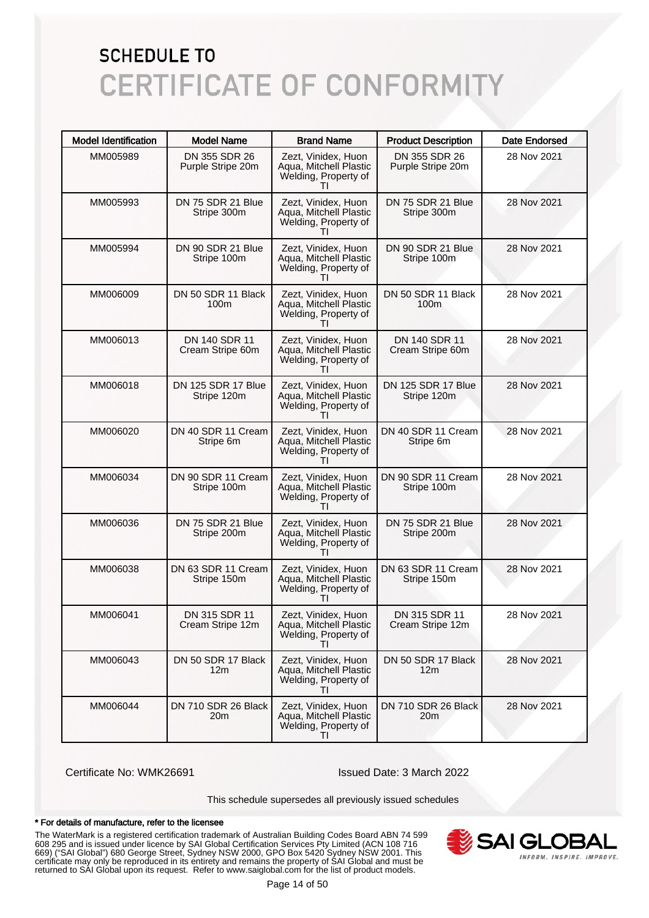# SCHEDULE TO
# CERTIFICATE OF CONFORMITY

| Model Identification | Model Name | Brand Name | Product Description | Date Endorsed |
|---|---|---|---|---|
| MM005989 | DN 355 SDR 26 Purple Stripe 20m | Zezt, Vinidex, Huon Aqua, Mitchell Plastic Welding, Property of TI | DN 355 SDR 26 Purple Stripe 20m | 28 Nov 2021 |
| MM005993 | DN 75 SDR 21 Blue Stripe 300m | Zezt, Vinidex, Huon Aqua, Mitchell Plastic Welding, Property of TI | DN 75 SDR 21 Blue Stripe 300m | 28 Nov 2021 |
| MM005994 | DN 90 SDR 21 Blue Stripe 100m | Zezt, Vinidex, Huon Aqua, Mitchell Plastic Welding, Property of TI | DN 90 SDR 21 Blue Stripe 100m | 28 Nov 2021 |
| MM006009 | DN 50 SDR 11 Black 100m | Zezt, Vinidex, Huon Aqua, Mitchell Plastic Welding, Property of TI | DN 50 SDR 11 Black 100m | 28 Nov 2021 |
| MM006013 | DN 140 SDR 11 Cream Stripe 60m | Zezt, Vinidex, Huon Aqua, Mitchell Plastic Welding, Property of TI | DN 140 SDR 11 Cream Stripe 60m | 28 Nov 2021 |
| MM006018 | DN 125 SDR 17 Blue Stripe 120m | Zezt, Vinidex, Huon Aqua, Mitchell Plastic Welding, Property of TI | DN 125 SDR 17 Blue Stripe 120m | 28 Nov 2021 |
| MM006020 | DN 40 SDR 11 Cream Stripe 6m | Zezt, Vinidex, Huon Aqua, Mitchell Plastic Welding, Property of TI | DN 40 SDR 11 Cream Stripe 6m | 28 Nov 2021 |
| MM006034 | DN 90 SDR 11 Cream Stripe 100m | Zezt, Vinidex, Huon Aqua, Mitchell Plastic Welding, Property of TI | DN 90 SDR 11 Cream Stripe 100m | 28 Nov 2021 |
| MM006036 | DN 75 SDR 21 Blue Stripe 200m | Zezt, Vinidex, Huon Aqua, Mitchell Plastic Welding, Property of TI | DN 75 SDR 21 Blue Stripe 200m | 28 Nov 2021 |
| MM006038 | DN 63 SDR 11 Cream Stripe 150m | Zezt, Vinidex, Huon Aqua, Mitchell Plastic Welding, Property of TI | DN 63 SDR 11 Cream Stripe 150m | 28 Nov 2021 |
| MM006041 | DN 315 SDR 11 Cream Stripe 12m | Zezt, Vinidex, Huon Aqua, Mitchell Plastic Welding, Property of TI | DN 315 SDR 11 Cream Stripe 12m | 28 Nov 2021 |
| MM006043 | DN 50 SDR 17 Black 12m | Zezt, Vinidex, Huon Aqua, Mitchell Plastic Welding, Property of TI | DN 50 SDR 17 Black 12m | 28 Nov 2021 |
| MM006044 | DN 710 SDR 26 Black 20m | Zezt, Vinidex, Huon Aqua, Mitchell Plastic Welding, Property of TI | DN 710 SDR 26 Black 20m | 28 Nov 2021 |

Certificate No: WMK26691

Issued Date: 3 March 2022

This schedule supersedes all previously issued schedules

**\* For details of manufacture, refer to the licensee**

The WaterMark is a registered certification trademark of Australian Building Codes Board ABN 74 599 608 295 and is issued under licence by SAI Global Certification Services Pty Limited (ACN 108 716 669) ("SAI Global") 680 George Street, Sydney NSW 2000, GPO Box 5420 Sydney NSW 2001. This certificate may only be reproduced in its entirety and remains the property of SAI Global and must be returned to SAI Global upon its request. Refer to www.saiglobal.com for the list of product models.

SAI GLOBAL
INFORM. INSPIRE. IMPROVE.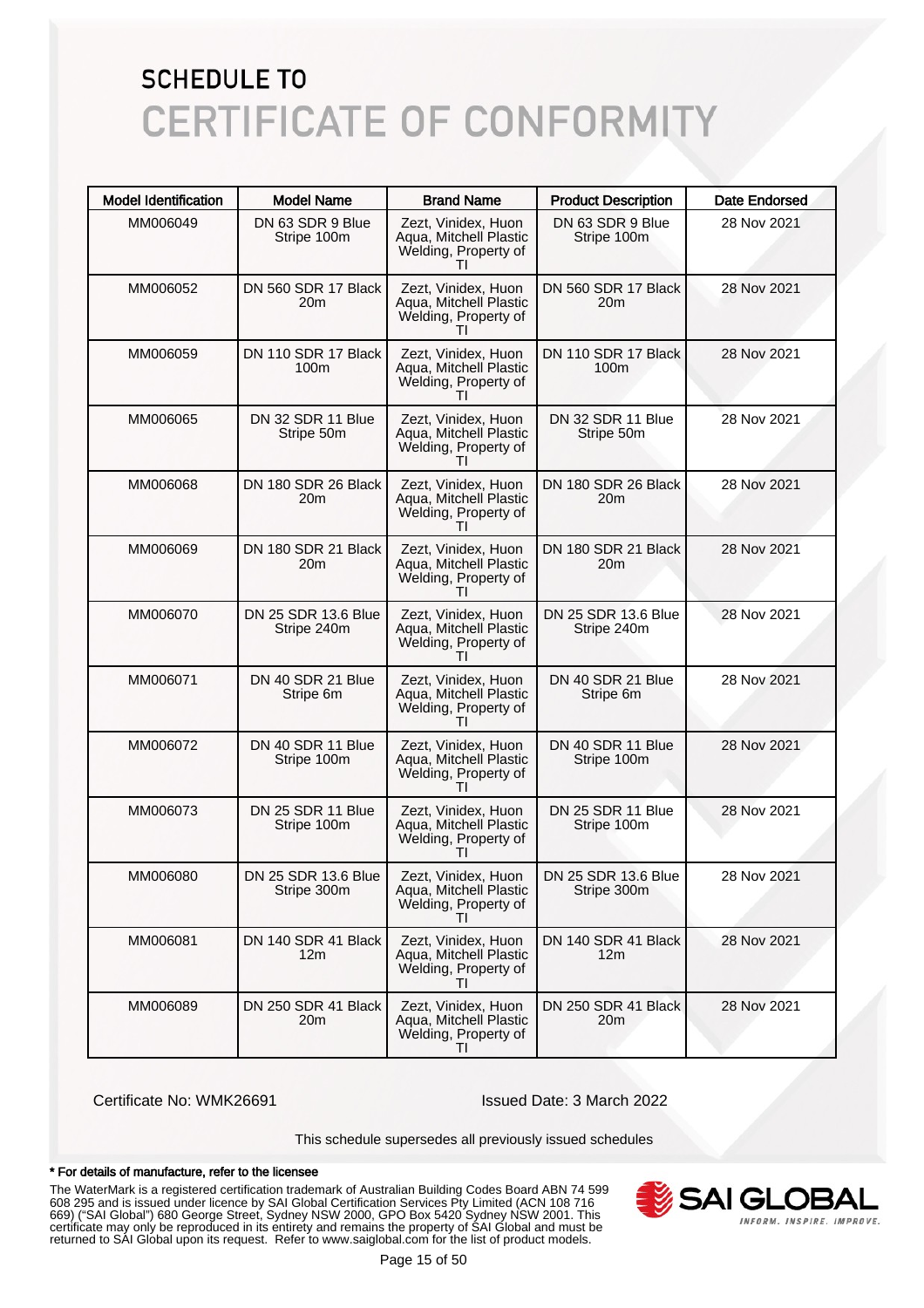# SCHEDULE TO
# CERTIFICATE OF CONFORMITY

| Model Identification | Model Name | Brand Name | Product Description | Date Endorsed |
|---|---|---|---|---|
| MM006049 | DN 63 SDR 9 Blue Stripe 100m | Zezt, Vinidex, Huon Aqua, Mitchell Plastic Welding, Property of TI | DN 63 SDR 9 Blue Stripe 100m | 28 Nov 2021 |
| MM006052 | DN 560 SDR 17 Black 20m | Zezt, Vinidex, Huon Aqua, Mitchell Plastic Welding, Property of TI | DN 560 SDR 17 Black 20m | 28 Nov 2021 |
| MM006059 | DN 110 SDR 17 Black 100m | Zezt, Vinidex, Huon Aqua, Mitchell Plastic Welding, Property of TI | DN 110 SDR 17 Black 100m | 28 Nov 2021 |
| MM006065 | DN 32 SDR 11 Blue Stripe 50m | Zezt, Vinidex, Huon Aqua, Mitchell Plastic Welding, Property of TI | DN 32 SDR 11 Blue Stripe 50m | 28 Nov 2021 |
| MM006068 | DN 180 SDR 26 Black 20m | Zezt, Vinidex, Huon Aqua, Mitchell Plastic Welding, Property of TI | DN 180 SDR 26 Black 20m | 28 Nov 2021 |
| MM006069 | DN 180 SDR 21 Black 20m | Zezt, Vinidex, Huon Aqua, Mitchell Plastic Welding, Property of TI | DN 180 SDR 21 Black 20m | 28 Nov 2021 |
| MM006070 | DN 25 SDR 13.6 Blue Stripe 240m | Zezt, Vinidex, Huon Aqua, Mitchell Plastic Welding, Property of TI | DN 25 SDR 13.6 Blue Stripe 240m | 28 Nov 2021 |
| MM006071 | DN 40 SDR 21 Blue Stripe 6m | Zezt, Vinidex, Huon Aqua, Mitchell Plastic Welding, Property of TI | DN 40 SDR 21 Blue Stripe 6m | 28 Nov 2021 |
| MM006072 | DN 40 SDR 11 Blue Stripe 100m | Zezt, Vinidex, Huon Aqua, Mitchell Plastic Welding, Property of TI | DN 40 SDR 11 Blue Stripe 100m | 28 Nov 2021 |
| MM006073 | DN 25 SDR 11 Blue Stripe 100m | Zezt, Vinidex, Huon Aqua, Mitchell Plastic Welding, Property of TI | DN 25 SDR 11 Blue Stripe 100m | 28 Nov 2021 |
| MM006080 | DN 25 SDR 13.6 Blue Stripe 300m | Zezt, Vinidex, Huon Aqua, Mitchell Plastic Welding, Property of TI | DN 25 SDR 13.6 Blue Stripe 300m | 28 Nov 2021 |
| MM006081 | DN 140 SDR 41 Black 12m | Zezt, Vinidex, Huon Aqua, Mitchell Plastic Welding, Property of TI | DN 140 SDR 41 Black 12m | 28 Nov 2021 |
| MM006089 | DN 250 SDR 41 Black 20m | Zezt, Vinidex, Huon Aqua, Mitchell Plastic Welding, Property of TI | DN 250 SDR 41 Black 20m | 28 Nov 2021 |

Certificate No: WMK26691

Issued Date: 3 March 2022

This schedule supersedes all previously issued schedules

**\* For details of manufacture, refer to the licensee**

The WaterMark is a registered certification trademark of Australian Building Codes Board ABN 74 599 608 295 and is issued under licence by SAI Global Certification Services Pty Limited (ACN 108 716 669) ("SAI Global") 680 George Street, Sydney NSW 2000, GPO Box 5420 Sydney NSW 2001. This certificate may only be reproduced in its entirety and remains the property of SAI Global and must be returned to SAI Global upon its request. Refer to www.saiglobal.com for the list of product models.

SAI GLOBAL
INFORM. INSPIRE. IMPROVE.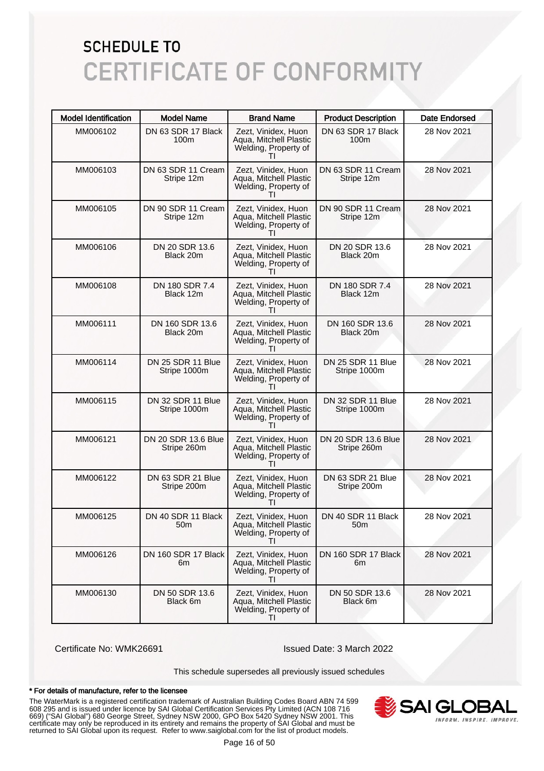# SCHEDULE TO
# CERTIFICATE OF CONFORMITY

| Model Identification | Model Name | Brand Name | Product Description | Date Endorsed |
|---|---|---|---|---|
| MM006102 | DN 63 SDR 17 Black 100m | Zezt, Vinidex, Huon Aqua, Mitchell Plastic Welding, Property of TI | DN 63 SDR 17 Black 100m | 28 Nov 2021 |
| MM006103 | DN 63 SDR 11 Cream Stripe 12m | Zezt, Vinidex, Huon Aqua, Mitchell Plastic Welding, Property of TI | DN 63 SDR 11 Cream Stripe 12m | 28 Nov 2021 |
| MM006105 | DN 90 SDR 11 Cream Stripe 12m | Zezt, Vinidex, Huon Aqua, Mitchell Plastic Welding, Property of TI | DN 90 SDR 11 Cream Stripe 12m | 28 Nov 2021 |
| MM006106 | DN 20 SDR 13.6 Black 20m | Zezt, Vinidex, Huon Aqua, Mitchell Plastic Welding, Property of TI | DN 20 SDR 13.6 Black 20m | 28 Nov 2021 |
| MM006108 | DN 180 SDR 7.4 Black 12m | Zezt, Vinidex, Huon Aqua, Mitchell Plastic Welding, Property of TI | DN 180 SDR 7.4 Black 12m | 28 Nov 2021 |
| MM006111 | DN 160 SDR 13.6 Black 20m | Zezt, Vinidex, Huon Aqua, Mitchell Plastic Welding, Property of TI | DN 160 SDR 13.6 Black 20m | 28 Nov 2021 |
| MM006114 | DN 25 SDR 11 Blue Stripe 1000m | Zezt, Vinidex, Huon Aqua, Mitchell Plastic Welding, Property of TI | DN 25 SDR 11 Blue Stripe 1000m | 28 Nov 2021 |
| MM006115 | DN 32 SDR 11 Blue Stripe 1000m | Zezt, Vinidex, Huon Aqua, Mitchell Plastic Welding, Property of TI | DN 32 SDR 11 Blue Stripe 1000m | 28 Nov 2021 |
| MM006121 | DN 20 SDR 13.6 Blue Stripe 260m | Zezt, Vinidex, Huon Aqua, Mitchell Plastic Welding, Property of TI | DN 20 SDR 13.6 Blue Stripe 260m | 28 Nov 2021 |
| MM006122 | DN 63 SDR 21 Blue Stripe 200m | Zezt, Vinidex, Huon Aqua, Mitchell Plastic Welding, Property of TI | DN 63 SDR 21 Blue Stripe 200m | 28 Nov 2021 |
| MM006125 | DN 40 SDR 11 Black 50m | Zezt, Vinidex, Huon Aqua, Mitchell Plastic Welding, Property of TI | DN 40 SDR 11 Black 50m | 28 Nov 2021 |
| MM006126 | DN 160 SDR 17 Black 6m | Zezt, Vinidex, Huon Aqua, Mitchell Plastic Welding, Property of TI | DN 160 SDR 17 Black 6m | 28 Nov 2021 |
| MM006130 | DN 50 SDR 13.6 Black 6m | Zezt, Vinidex, Huon Aqua, Mitchell Plastic Welding, Property of TI | DN 50 SDR 13.6 Black 6m | 28 Nov 2021 |

Certificate No: WMK26691

Issued Date: 3 March 2022

This schedule supersedes all previously issued schedules

**\* For details of manufacture, refer to the licensee**

The WaterMark is a registered certification trademark of Australian Building Codes Board ABN 74 599 608 295 and is issued under licence by SAI Global Certification Services Pty Limited (ACN 108 716 669) ("SAI Global") 680 George Street, Sydney NSW 2000, GPO Box 5420 Sydney NSW 2001. This certificate may only be reproduced in its entirety and remains the property of SAI Global and must be returned to SAI Global upon its request. Refer to www.saiglobal.com for the list of product models.

SAI GLOBAL
INFORM. INSPIRE. IMPROVE.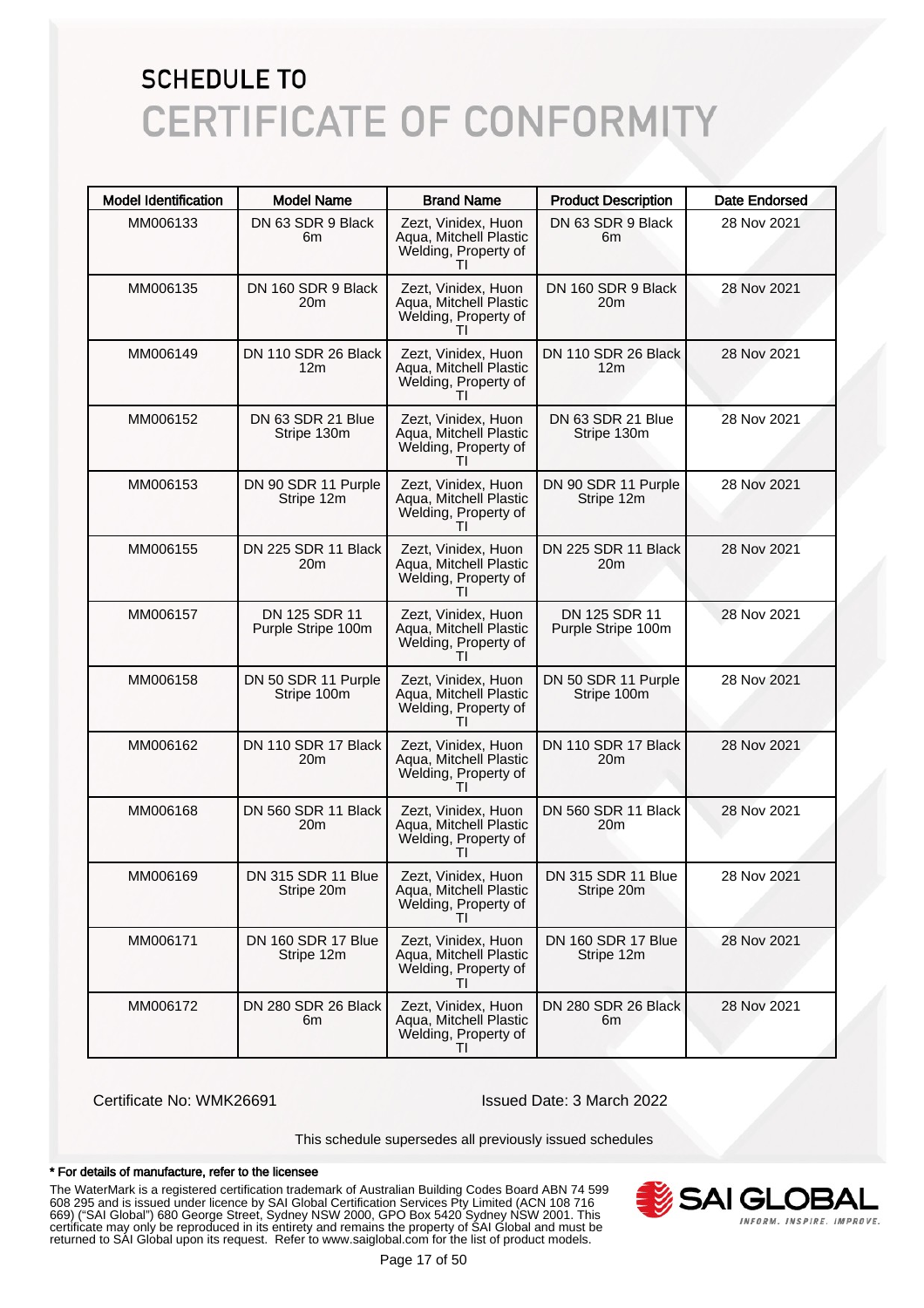# SCHEDULE TO
# CERTIFICATE OF CONFORMITY

| Model Identification | Model Name | Brand Name | Product Description | Date Endorsed |
|---|---|---|---|---|
| MM006133 | DN 63 SDR 9 Black 6m | Zezt, Vinidex, Huon Aqua, Mitchell Plastic Welding, Property of TI | DN 63 SDR 9 Black 6m | 28 Nov 2021 |
| MM006135 | DN 160 SDR 9 Black 20m | Zezt, Vinidex, Huon Aqua, Mitchell Plastic Welding, Property of TI | DN 160 SDR 9 Black 20m | 28 Nov 2021 |
| MM006149 | DN 110 SDR 26 Black 12m | Zezt, Vinidex, Huon Aqua, Mitchell Plastic Welding, Property of TI | DN 110 SDR 26 Black 12m | 28 Nov 2021 |
| MM006152 | DN 63 SDR 21 Blue Stripe 130m | Zezt, Vinidex, Huon Aqua, Mitchell Plastic Welding, Property of TI | DN 63 SDR 21 Blue Stripe 130m | 28 Nov 2021 |
| MM006153 | DN 90 SDR 11 Purple Stripe 12m | Zezt, Vinidex, Huon Aqua, Mitchell Plastic Welding, Property of TI | DN 90 SDR 11 Purple Stripe 12m | 28 Nov 2021 |
| MM006155 | DN 225 SDR 11 Black 20m | Zezt, Vinidex, Huon Aqua, Mitchell Plastic Welding, Property of TI | DN 225 SDR 11 Black 20m | 28 Nov 2021 |
| MM006157 | DN 125 SDR 11 Purple Stripe 100m | Zezt, Vinidex, Huon Aqua, Mitchell Plastic Welding, Property of TI | DN 125 SDR 11 Purple Stripe 100m | 28 Nov 2021 |
| MM006158 | DN 50 SDR 11 Purple Stripe 100m | Zezt, Vinidex, Huon Aqua, Mitchell Plastic Welding, Property of TI | DN 50 SDR 11 Purple Stripe 100m | 28 Nov 2021 |
| MM006162 | DN 110 SDR 17 Black 20m | Zezt, Vinidex, Huon Aqua, Mitchell Plastic Welding, Property of TI | DN 110 SDR 17 Black 20m | 28 Nov 2021 |
| MM006168 | DN 560 SDR 11 Black 20m | Zezt, Vinidex, Huon Aqua, Mitchell Plastic Welding, Property of TI | DN 560 SDR 11 Black 20m | 28 Nov 2021 |
| MM006169 | DN 315 SDR 11 Blue Stripe 20m | Zezt, Vinidex, Huon Aqua, Mitchell Plastic Welding, Property of TI | DN 315 SDR 11 Blue Stripe 20m | 28 Nov 2021 |
| MM006171 | DN 160 SDR 17 Blue Stripe 12m | Zezt, Vinidex, Huon Aqua, Mitchell Plastic Welding, Property of TI | DN 160 SDR 17 Blue Stripe 12m | 28 Nov 2021 |
| MM006172 | DN 280 SDR 26 Black 6m | Zezt, Vinidex, Huon Aqua, Mitchell Plastic Welding, Property of TI | DN 280 SDR 26 Black 6m | 28 Nov 2021 |

Certificate No: WMK26691

Issued Date: 3 March 2022

This schedule supersedes all previously issued schedules

**\* For details of manufacture, refer to the licensee**

The WaterMark is a registered certification trademark of Australian Building Codes Board ABN 74 599 608 295 and is issued under licence by SAI Global Certification Services Pty Limited (ACN 108 716 669) ("SAI Global") 680 George Street, Sydney NSW 2000, GPO Box 5420 Sydney NSW 2001. This certificate may only be reproduced in its entirety and remains the property of SAI Global and must be returned to SAI Global upon its request. Refer to www.saiglobal.com for the list of product models.

SAI GLOBAL — INFORM. INSPIRE. IMPROVE.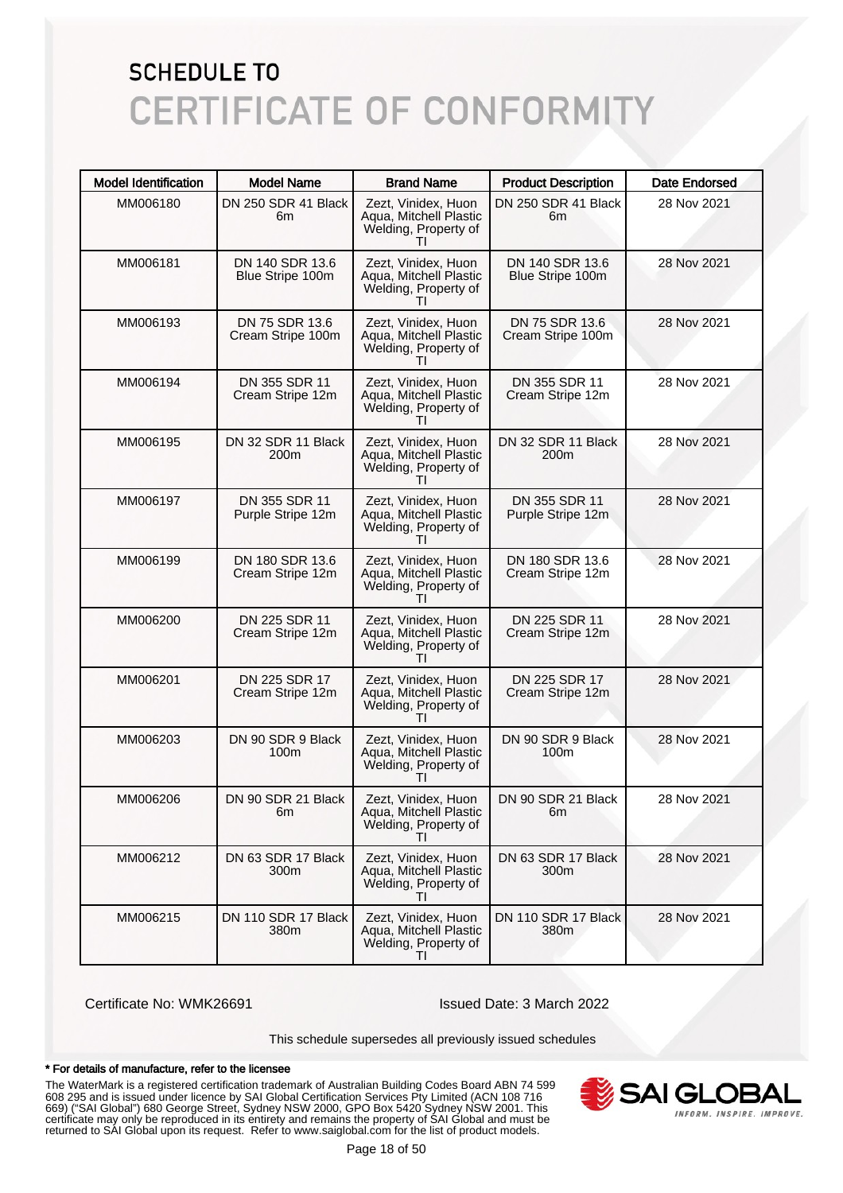# SCHEDULE TO
# CERTIFICATE OF CONFORMITY

| Model Identification | Model Name | Brand Name | Product Description | Date Endorsed |
|---|---|---|---|---|
| MM006180 | DN 250 SDR 41 Black 6m | Zezt, Vinidex, Huon Aqua, Mitchell Plastic Welding, Property of TI | DN 250 SDR 41 Black 6m | 28 Nov 2021 |
| MM006181 | DN 140 SDR 13.6 Blue Stripe 100m | Zezt, Vinidex, Huon Aqua, Mitchell Plastic Welding, Property of TI | DN 140 SDR 13.6 Blue Stripe 100m | 28 Nov 2021 |
| MM006193 | DN 75 SDR 13.6 Cream Stripe 100m | Zezt, Vinidex, Huon Aqua, Mitchell Plastic Welding, Property of TI | DN 75 SDR 13.6 Cream Stripe 100m | 28 Nov 2021 |
| MM006194 | DN 355 SDR 11 Cream Stripe 12m | Zezt, Vinidex, Huon Aqua, Mitchell Plastic Welding, Property of TI | DN 355 SDR 11 Cream Stripe 12m | 28 Nov 2021 |
| MM006195 | DN 32 SDR 11 Black 200m | Zezt, Vinidex, Huon Aqua, Mitchell Plastic Welding, Property of TI | DN 32 SDR 11 Black 200m | 28 Nov 2021 |
| MM006197 | DN 355 SDR 11 Purple Stripe 12m | Zezt, Vinidex, Huon Aqua, Mitchell Plastic Welding, Property of TI | DN 355 SDR 11 Purple Stripe 12m | 28 Nov 2021 |
| MM006199 | DN 180 SDR 13.6 Cream Stripe 12m | Zezt, Vinidex, Huon Aqua, Mitchell Plastic Welding, Property of TI | DN 180 SDR 13.6 Cream Stripe 12m | 28 Nov 2021 |
| MM006200 | DN 225 SDR 11 Cream Stripe 12m | Zezt, Vinidex, Huon Aqua, Mitchell Plastic Welding, Property of TI | DN 225 SDR 11 Cream Stripe 12m | 28 Nov 2021 |
| MM006201 | DN 225 SDR 17 Cream Stripe 12m | Zezt, Vinidex, Huon Aqua, Mitchell Plastic Welding, Property of TI | DN 225 SDR 17 Cream Stripe 12m | 28 Nov 2021 |
| MM006203 | DN 90 SDR 9 Black 100m | Zezt, Vinidex, Huon Aqua, Mitchell Plastic Welding, Property of TI | DN 90 SDR 9 Black 100m | 28 Nov 2021 |
| MM006206 | DN 90 SDR 21 Black 6m | Zezt, Vinidex, Huon Aqua, Mitchell Plastic Welding, Property of TI | DN 90 SDR 21 Black 6m | 28 Nov 2021 |
| MM006212 | DN 63 SDR 17 Black 300m | Zezt, Vinidex, Huon Aqua, Mitchell Plastic Welding, Property of TI | DN 63 SDR 17 Black 300m | 28 Nov 2021 |
| MM006215 | DN 110 SDR 17 Black 380m | Zezt, Vinidex, Huon Aqua, Mitchell Plastic Welding, Property of TI | DN 110 SDR 17 Black 380m | 28 Nov 2021 |

Certificate No: WMK26691

Issued Date: 3 March 2022

This schedule supersedes all previously issued schedules

**\* For details of manufacture, refer to the licensee**

The WaterMark is a registered certification trademark of Australian Building Codes Board ABN 74 599 608 295 and is issued under licence by SAI Global Certification Services Pty Limited (ACN 108 716 669) ("SAI Global") 680 George Street, Sydney NSW 2000, GPO Box 5420 Sydney NSW 2001. This certificate may only be reproduced in its entirety and remains the property of SAI Global and must be returned to SAI Global upon its request. Refer to www.saiglobal.com for the list of product models.

SAI GLOBAL
INFORM. INSPIRE. IMPROVE.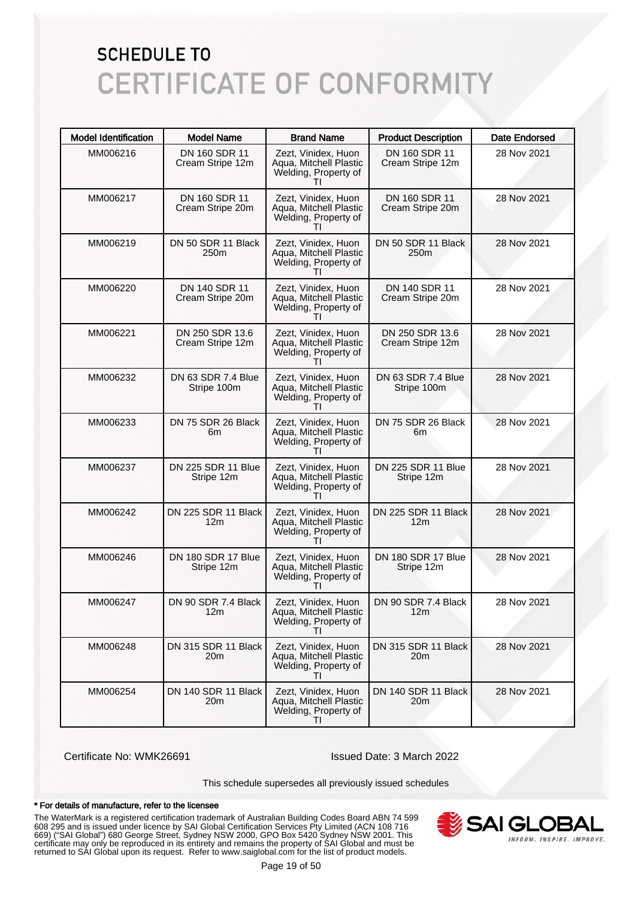# SCHEDULE TO
# CERTIFICATE OF CONFORMITY

| Model Identification | Model Name | Brand Name | Product Description | Date Endorsed |
|---|---|---|---|---|
| MM006216 | DN 160 SDR 11 Cream Stripe 12m | Zezt, Vinidex, Huon Aqua, Mitchell Plastic Welding, Property of TI | DN 160 SDR 11 Cream Stripe 12m | 28 Nov 2021 |
| MM006217 | DN 160 SDR 11 Cream Stripe 20m | Zezt, Vinidex, Huon Aqua, Mitchell Plastic Welding, Property of TI | DN 160 SDR 11 Cream Stripe 20m | 28 Nov 2021 |
| MM006219 | DN 50 SDR 11 Black 250m | Zezt, Vinidex, Huon Aqua, Mitchell Plastic Welding, Property of TI | DN 50 SDR 11 Black 250m | 28 Nov 2021 |
| MM006220 | DN 140 SDR 11 Cream Stripe 20m | Zezt, Vinidex, Huon Aqua, Mitchell Plastic Welding, Property of TI | DN 140 SDR 11 Cream Stripe 20m | 28 Nov 2021 |
| MM006221 | DN 250 SDR 13.6 Cream Stripe 12m | Zezt, Vinidex, Huon Aqua, Mitchell Plastic Welding, Property of TI | DN 250 SDR 13.6 Cream Stripe 12m | 28 Nov 2021 |
| MM006232 | DN 63 SDR 7.4 Blue Stripe 100m | Zezt, Vinidex, Huon Aqua, Mitchell Plastic Welding, Property of TI | DN 63 SDR 7.4 Blue Stripe 100m | 28 Nov 2021 |
| MM006233 | DN 75 SDR 26 Black 6m | Zezt, Vinidex, Huon Aqua, Mitchell Plastic Welding, Property of TI | DN 75 SDR 26 Black 6m | 28 Nov 2021 |
| MM006237 | DN 225 SDR 11 Blue Stripe 12m | Zezt, Vinidex, Huon Aqua, Mitchell Plastic Welding, Property of TI | DN 225 SDR 11 Blue Stripe 12m | 28 Nov 2021 |
| MM006242 | DN 225 SDR 11 Black 12m | Zezt, Vinidex, Huon Aqua, Mitchell Plastic Welding, Property of TI | DN 225 SDR 11 Black 12m | 28 Nov 2021 |
| MM006246 | DN 180 SDR 17 Blue Stripe 12m | Zezt, Vinidex, Huon Aqua, Mitchell Plastic Welding, Property of TI | DN 180 SDR 17 Blue Stripe 12m | 28 Nov 2021 |
| MM006247 | DN 90 SDR 7.4 Black 12m | Zezt, Vinidex, Huon Aqua, Mitchell Plastic Welding, Property of TI | DN 90 SDR 7.4 Black 12m | 28 Nov 2021 |
| MM006248 | DN 315 SDR 11 Black 20m | Zezt, Vinidex, Huon Aqua, Mitchell Plastic Welding, Property of TI | DN 315 SDR 11 Black 20m | 28 Nov 2021 |
| MM006254 | DN 140 SDR 11 Black 20m | Zezt, Vinidex, Huon Aqua, Mitchell Plastic Welding, Property of TI | DN 140 SDR 11 Black 20m | 28 Nov 2021 |

Certificate No: WMK26691

Issued Date: 3 March 2022

This schedule supersedes all previously issued schedules

**\* For details of manufacture, refer to the licensee**

The WaterMark is a registered certification trademark of Australian Building Codes Board ABN 74 599 608 295 and is issued under licence by SAI Global Certification Services Pty Limited (ACN 108 716 669) ("SAI Global") 680 George Street, Sydney NSW 2000, GPO Box 5420 Sydney NSW 2001. This certificate may only be reproduced in its entirety and remains the property of SAI Global and must be returned to SAI Global upon its request. Refer to www.saiglobal.com for the list of product models.

SAI GLOBAL
INFORM. INSPIRE. IMPROVE.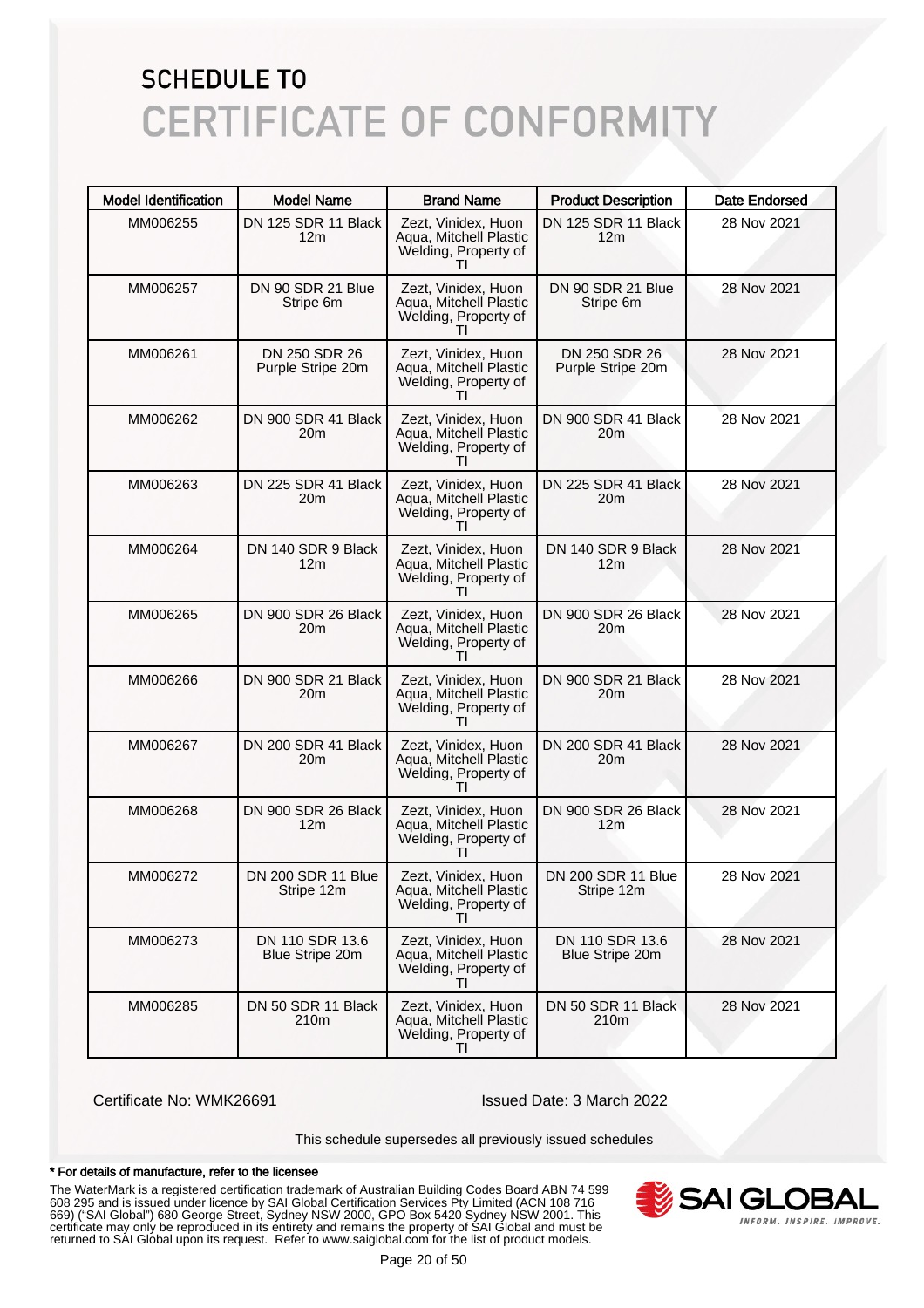# SCHEDULE TO
# CERTIFICATE OF CONFORMITY

| Model Identification | Model Name | Brand Name | Product Description | Date Endorsed |
|---|---|---|---|---|
| MM006255 | DN 125 SDR 11 Black 12m | Zezt, Vinidex, Huon Aqua, Mitchell Plastic Welding, Property of TI | DN 125 SDR 11 Black 12m | 28 Nov 2021 |
| MM006257 | DN 90 SDR 21 Blue Stripe 6m | Zezt, Vinidex, Huon Aqua, Mitchell Plastic Welding, Property of TI | DN 90 SDR 21 Blue Stripe 6m | 28 Nov 2021 |
| MM006261 | DN 250 SDR 26 Purple Stripe 20m | Zezt, Vinidex, Huon Aqua, Mitchell Plastic Welding, Property of TI | DN 250 SDR 26 Purple Stripe 20m | 28 Nov 2021 |
| MM006262 | DN 900 SDR 41 Black 20m | Zezt, Vinidex, Huon Aqua, Mitchell Plastic Welding, Property of TI | DN 900 SDR 41 Black 20m | 28 Nov 2021 |
| MM006263 | DN 225 SDR 41 Black 20m | Zezt, Vinidex, Huon Aqua, Mitchell Plastic Welding, Property of TI | DN 225 SDR 41 Black 20m | 28 Nov 2021 |
| MM006264 | DN 140 SDR 9 Black 12m | Zezt, Vinidex, Huon Aqua, Mitchell Plastic Welding, Property of TI | DN 140 SDR 9 Black 12m | 28 Nov 2021 |
| MM006265 | DN 900 SDR 26 Black 20m | Zezt, Vinidex, Huon Aqua, Mitchell Plastic Welding, Property of TI | DN 900 SDR 26 Black 20m | 28 Nov 2021 |
| MM006266 | DN 900 SDR 21 Black 20m | Zezt, Vinidex, Huon Aqua, Mitchell Plastic Welding, Property of TI | DN 900 SDR 21 Black 20m | 28 Nov 2021 |
| MM006267 | DN 200 SDR 41 Black 20m | Zezt, Vinidex, Huon Aqua, Mitchell Plastic Welding, Property of TI | DN 200 SDR 41 Black 20m | 28 Nov 2021 |
| MM006268 | DN 900 SDR 26 Black 12m | Zezt, Vinidex, Huon Aqua, Mitchell Plastic Welding, Property of TI | DN 900 SDR 26 Black 12m | 28 Nov 2021 |
| MM006272 | DN 200 SDR 11 Blue Stripe 12m | Zezt, Vinidex, Huon Aqua, Mitchell Plastic Welding, Property of TI | DN 200 SDR 11 Blue Stripe 12m | 28 Nov 2021 |
| MM006273 | DN 110 SDR 13.6 Blue Stripe 20m | Zezt, Vinidex, Huon Aqua, Mitchell Plastic Welding, Property of TI | DN 110 SDR 13.6 Blue Stripe 20m | 28 Nov 2021 |
| MM006285 | DN 50 SDR 11 Black 210m | Zezt, Vinidex, Huon Aqua, Mitchell Plastic Welding, Property of TI | DN 50 SDR 11 Black 210m | 28 Nov 2021 |

Certificate No: WMK26691

Issued Date: 3 March 2022

This schedule supersedes all previously issued schedules

**\* For details of manufacture, refer to the licensee**

The WaterMark is a registered certification trademark of Australian Building Codes Board ABN 74 599 608 295 and is issued under licence by SAI Global Certification Services Pty Limited (ACN 108 716 669) ("SAI Global") 680 George Street, Sydney NSW 2000, GPO Box 5420 Sydney NSW 2001. This certificate may only be reproduced in its entirety and remains the property of SAI Global and must be returned to SAI Global upon its request. Refer to www.saiglobal.com for the list of product models.

SAI GLOBAL
INFORM. INSPIRE. IMPROVE.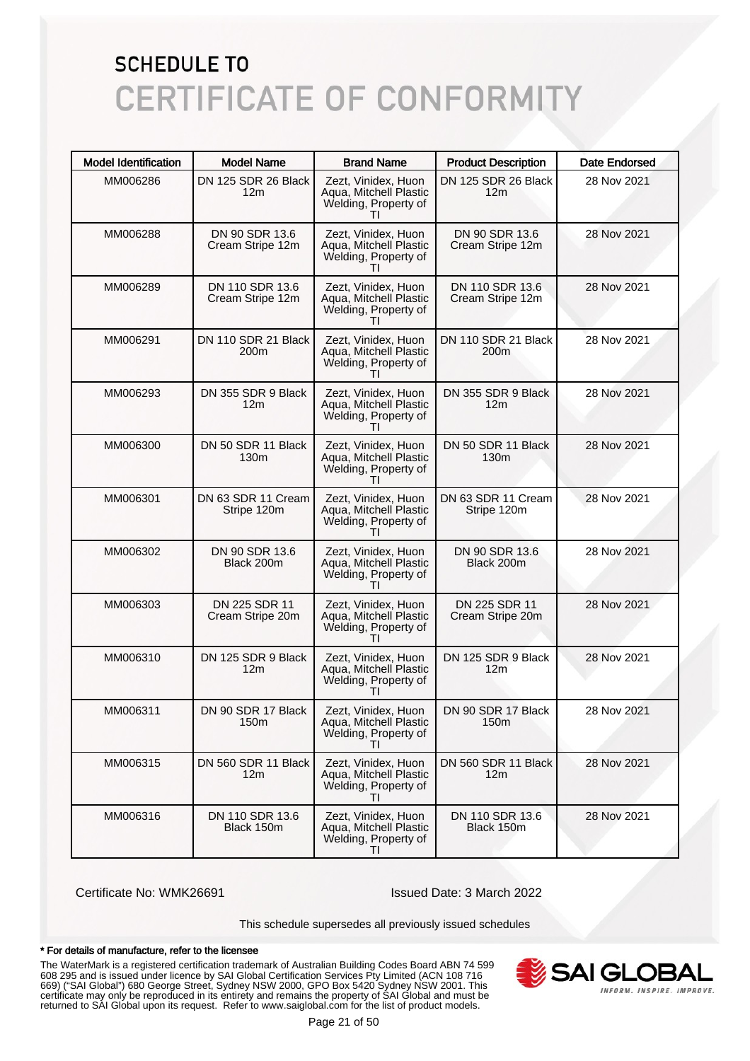# SCHEDULE TO
# CERTIFICATE OF CONFORMITY

| Model Identification | Model Name | Brand Name | Product Description | Date Endorsed |
|---|---|---|---|---|
| MM006286 | DN 125 SDR 26 Black 12m | Zezt, Vinidex, Huon Aqua, Mitchell Plastic Welding, Property of TI | DN 125 SDR 26 Black 12m | 28 Nov 2021 |
| MM006288 | DN 90 SDR 13.6 Cream Stripe 12m | Zezt, Vinidex, Huon Aqua, Mitchell Plastic Welding, Property of TI | DN 90 SDR 13.6 Cream Stripe 12m | 28 Nov 2021 |
| MM006289 | DN 110 SDR 13.6 Cream Stripe 12m | Zezt, Vinidex, Huon Aqua, Mitchell Plastic Welding, Property of TI | DN 110 SDR 13.6 Cream Stripe 12m | 28 Nov 2021 |
| MM006291 | DN 110 SDR 21 Black 200m | Zezt, Vinidex, Huon Aqua, Mitchell Plastic Welding, Property of TI | DN 110 SDR 21 Black 200m | 28 Nov 2021 |
| MM006293 | DN 355 SDR 9 Black 12m | Zezt, Vinidex, Huon Aqua, Mitchell Plastic Welding, Property of TI | DN 355 SDR 9 Black 12m | 28 Nov 2021 |
| MM006300 | DN 50 SDR 11 Black 130m | Zezt, Vinidex, Huon Aqua, Mitchell Plastic Welding, Property of TI | DN 50 SDR 11 Black 130m | 28 Nov 2021 |
| MM006301 | DN 63 SDR 11 Cream Stripe 120m | Zezt, Vinidex, Huon Aqua, Mitchell Plastic Welding, Property of TI | DN 63 SDR 11 Cream Stripe 120m | 28 Nov 2021 |
| MM006302 | DN 90 SDR 13.6 Black 200m | Zezt, Vinidex, Huon Aqua, Mitchell Plastic Welding, Property of TI | DN 90 SDR 13.6 Black 200m | 28 Nov 2021 |
| MM006303 | DN 225 SDR 11 Cream Stripe 20m | Zezt, Vinidex, Huon Aqua, Mitchell Plastic Welding, Property of TI | DN 225 SDR 11 Cream Stripe 20m | 28 Nov 2021 |
| MM006310 | DN 125 SDR 9 Black 12m | Zezt, Vinidex, Huon Aqua, Mitchell Plastic Welding, Property of TI | DN 125 SDR 9 Black 12m | 28 Nov 2021 |
| MM006311 | DN 90 SDR 17 Black 150m | Zezt, Vinidex, Huon Aqua, Mitchell Plastic Welding, Property of TI | DN 90 SDR 17 Black 150m | 28 Nov 2021 |
| MM006315 | DN 560 SDR 11 Black 12m | Zezt, Vinidex, Huon Aqua, Mitchell Plastic Welding, Property of TI | DN 560 SDR 11 Black 12m | 28 Nov 2021 |
| MM006316 | DN 110 SDR 13.6 Black 150m | Zezt, Vinidex, Huon Aqua, Mitchell Plastic Welding, Property of TI | DN 110 SDR 13.6 Black 150m | 28 Nov 2021 |

Certificate No: WMK26691

Issued Date: 3 March 2022

This schedule supersedes all previously issued schedules

**\* For details of manufacture, refer to the licensee**

The WaterMark is a registered certification trademark of Australian Building Codes Board ABN 74 599 608 295 and is issued under licence by SAI Global Certification Services Pty Limited (ACN 108 716 669) ("SAI Global") 680 George Street, Sydney NSW 2000, GPO Box 5420 Sydney NSW 2001. This certificate may only be reproduced in its entirety and remains the property of SAI Global and must be returned to SAI Global upon its request. Refer to www.saiglobal.com for the list of product models.

SAI GLOBAL
INFORM. INSPIRE. IMPROVE.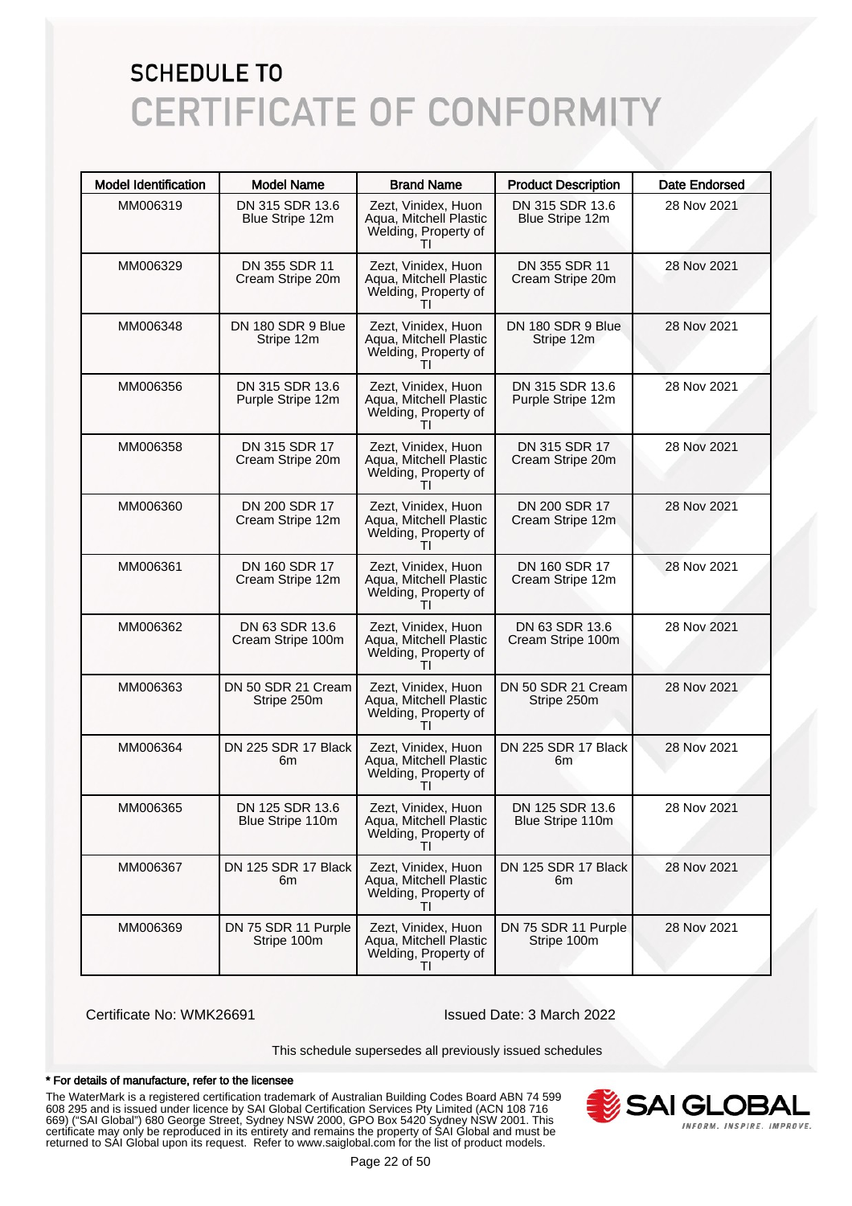# SCHEDULE TO
# CERTIFICATE OF CONFORMITY

| Model Identification | Model Name | Brand Name | Product Description | Date Endorsed |
|---|---|---|---|---|
| MM006319 | DN 315 SDR 13.6 Blue Stripe 12m | Zezt, Vinidex, Huon Aqua, Mitchell Plastic Welding, Property of TI | DN 315 SDR 13.6 Blue Stripe 12m | 28 Nov 2021 |
| MM006329 | DN 355 SDR 11 Cream Stripe 20m | Zezt, Vinidex, Huon Aqua, Mitchell Plastic Welding, Property of TI | DN 355 SDR 11 Cream Stripe 20m | 28 Nov 2021 |
| MM006348 | DN 180 SDR 9 Blue Stripe 12m | Zezt, Vinidex, Huon Aqua, Mitchell Plastic Welding, Property of TI | DN 180 SDR 9 Blue Stripe 12m | 28 Nov 2021 |
| MM006356 | DN 315 SDR 13.6 Purple Stripe 12m | Zezt, Vinidex, Huon Aqua, Mitchell Plastic Welding, Property of TI | DN 315 SDR 13.6 Purple Stripe 12m | 28 Nov 2021 |
| MM006358 | DN 315 SDR 17 Cream Stripe 20m | Zezt, Vinidex, Huon Aqua, Mitchell Plastic Welding, Property of TI | DN 315 SDR 17 Cream Stripe 20m | 28 Nov 2021 |
| MM006360 | DN 200 SDR 17 Cream Stripe 12m | Zezt, Vinidex, Huon Aqua, Mitchell Plastic Welding, Property of TI | DN 200 SDR 17 Cream Stripe 12m | 28 Nov 2021 |
| MM006361 | DN 160 SDR 17 Cream Stripe 12m | Zezt, Vinidex, Huon Aqua, Mitchell Plastic Welding, Property of TI | DN 160 SDR 17 Cream Stripe 12m | 28 Nov 2021 |
| MM006362 | DN 63 SDR 13.6 Cream Stripe 100m | Zezt, Vinidex, Huon Aqua, Mitchell Plastic Welding, Property of TI | DN 63 SDR 13.6 Cream Stripe 100m | 28 Nov 2021 |
| MM006363 | DN 50 SDR 21 Cream Stripe 250m | Zezt, Vinidex, Huon Aqua, Mitchell Plastic Welding, Property of TI | DN 50 SDR 21 Cream Stripe 250m | 28 Nov 2021 |
| MM006364 | DN 225 SDR 17 Black 6m | Zezt, Vinidex, Huon Aqua, Mitchell Plastic Welding, Property of TI | DN 225 SDR 17 Black 6m | 28 Nov 2021 |
| MM006365 | DN 125 SDR 13.6 Blue Stripe 110m | Zezt, Vinidex, Huon Aqua, Mitchell Plastic Welding, Property of TI | DN 125 SDR 13.6 Blue Stripe 110m | 28 Nov 2021 |
| MM006367 | DN 125 SDR 17 Black 6m | Zezt, Vinidex, Huon Aqua, Mitchell Plastic Welding, Property of TI | DN 125 SDR 17 Black 6m | 28 Nov 2021 |
| MM006369 | DN 75 SDR 11 Purple Stripe 100m | Zezt, Vinidex, Huon Aqua, Mitchell Plastic Welding, Property of TI | DN 75 SDR 11 Purple Stripe 100m | 28 Nov 2021 |

Certificate No: WMK26691 Issued Date: 3 March 2022

This schedule supersedes all previously issued schedules

**\* For details of manufacture, refer to the licensee**

The WaterMark is a registered certification trademark of Australian Building Codes Board ABN 74 599 608 295 and is issued under licence by SAI Global Certification Services Pty Limited (ACN 108 716 669) ("SAI Global") 680 George Street, Sydney NSW 2000, GPO Box 5420 Sydney NSW 2001. This certificate may only be reproduced in its entirety and remains the property of SAI Global and must be returned to SAI Global upon its request. Refer to www.saiglobal.com for the list of product models.

SAI GLOBAL
INFORM. INSPIRE. IMPROVE.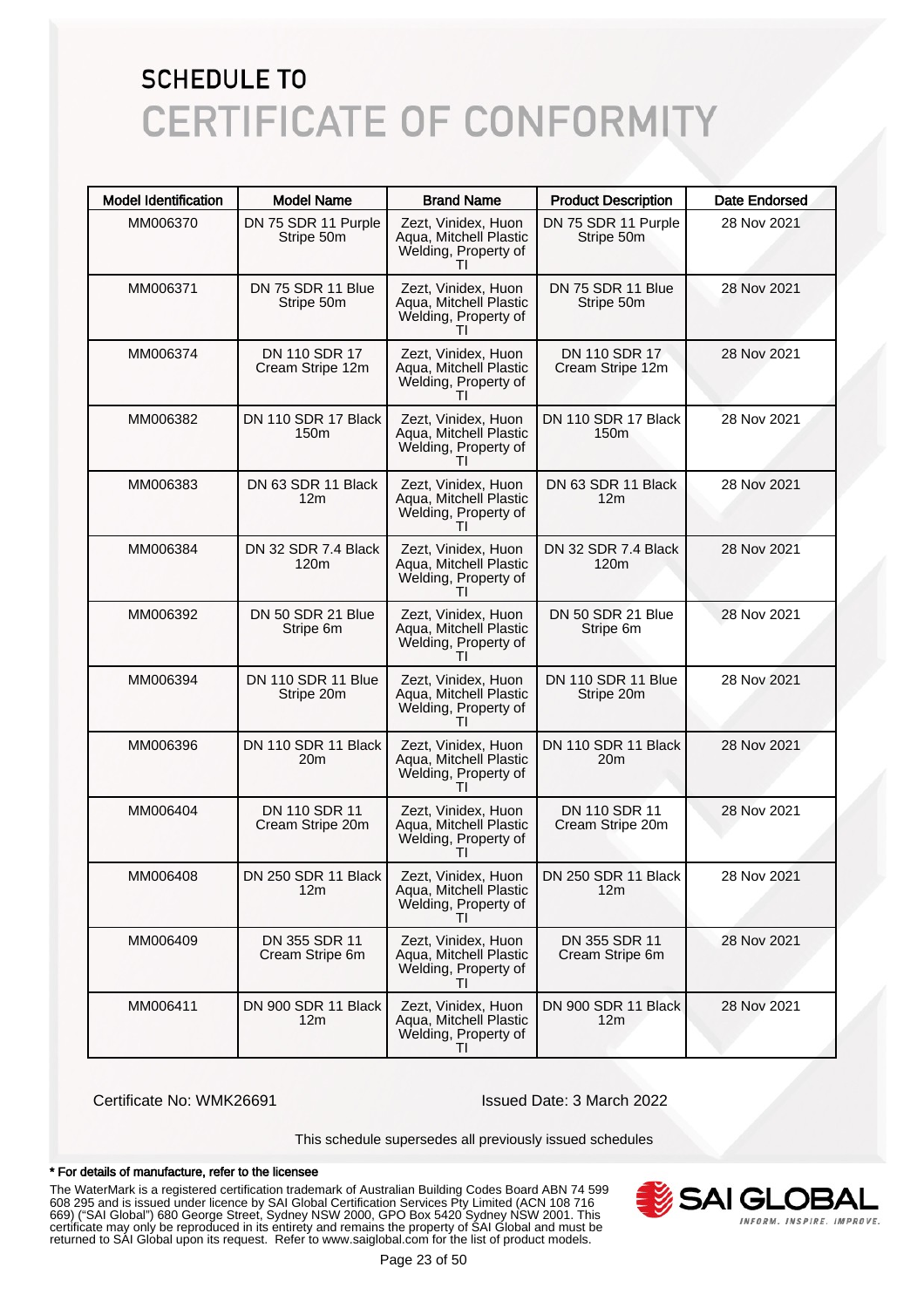# SCHEDULE TO
# CERTIFICATE OF CONFORMITY

| Model Identification | Model Name | Brand Name | Product Description | Date Endorsed |
|---|---|---|---|---|
| MM006370 | DN 75 SDR 11 Purple Stripe 50m | Zezt, Vinidex, Huon Aqua, Mitchell Plastic Welding, Property of TI | DN 75 SDR 11 Purple Stripe 50m | 28 Nov 2021 |
| MM006371 | DN 75 SDR 11 Blue Stripe 50m | Zezt, Vinidex, Huon Aqua, Mitchell Plastic Welding, Property of TI | DN 75 SDR 11 Blue Stripe 50m | 28 Nov 2021 |
| MM006374 | DN 110 SDR 17 Cream Stripe 12m | Zezt, Vinidex, Huon Aqua, Mitchell Plastic Welding, Property of TI | DN 110 SDR 17 Cream Stripe 12m | 28 Nov 2021 |
| MM006382 | DN 110 SDR 17 Black 150m | Zezt, Vinidex, Huon Aqua, Mitchell Plastic Welding, Property of TI | DN 110 SDR 17 Black 150m | 28 Nov 2021 |
| MM006383 | DN 63 SDR 11 Black 12m | Zezt, Vinidex, Huon Aqua, Mitchell Plastic Welding, Property of TI | DN 63 SDR 11 Black 12m | 28 Nov 2021 |
| MM006384 | DN 32 SDR 7.4 Black 120m | Zezt, Vinidex, Huon Aqua, Mitchell Plastic Welding, Property of TI | DN 32 SDR 7.4 Black 120m | 28 Nov 2021 |
| MM006392 | DN 50 SDR 21 Blue Stripe 6m | Zezt, Vinidex, Huon Aqua, Mitchell Plastic Welding, Property of TI | DN 50 SDR 21 Blue Stripe 6m | 28 Nov 2021 |
| MM006394 | DN 110 SDR 11 Blue Stripe 20m | Zezt, Vinidex, Huon Aqua, Mitchell Plastic Welding, Property of TI | DN 110 SDR 11 Blue Stripe 20m | 28 Nov 2021 |
| MM006396 | DN 110 SDR 11 Black 20m | Zezt, Vinidex, Huon Aqua, Mitchell Plastic Welding, Property of TI | DN 110 SDR 11 Black 20m | 28 Nov 2021 |
| MM006404 | DN 110 SDR 11 Cream Stripe 20m | Zezt, Vinidex, Huon Aqua, Mitchell Plastic Welding, Property of TI | DN 110 SDR 11 Cream Stripe 20m | 28 Nov 2021 |
| MM006408 | DN 250 SDR 11 Black 12m | Zezt, Vinidex, Huon Aqua, Mitchell Plastic Welding, Property of TI | DN 250 SDR 11 Black 12m | 28 Nov 2021 |
| MM006409 | DN 355 SDR 11 Cream Stripe 6m | Zezt, Vinidex, Huon Aqua, Mitchell Plastic Welding, Property of TI | DN 355 SDR 11 Cream Stripe 6m | 28 Nov 2021 |
| MM006411 | DN 900 SDR 11 Black 12m | Zezt, Vinidex, Huon Aqua, Mitchell Plastic Welding, Property of TI | DN 900 SDR 11 Black 12m | 28 Nov 2021 |

Certificate No: WMK26691

Issued Date: 3 March 2022

This schedule supersedes all previously issued schedules

**\* For details of manufacture, refer to the licensee**

The WaterMark is a registered certification trademark of Australian Building Codes Board ABN 74 599 608 295 and is issued under licence by SAI Global Certification Services Pty Limited (ACN 108 716 669) ("SAI Global") 680 George Street, Sydney NSW 2000, GPO Box 5420 Sydney NSW 2001. This certificate may only be reproduced in its entirety and remains the property of SAI Global and must be returned to SAI Global upon its request. Refer to www.saiglobal.com for the list of product models.

SAI GLOBAL
INFORM. INSPIRE. IMPROVE.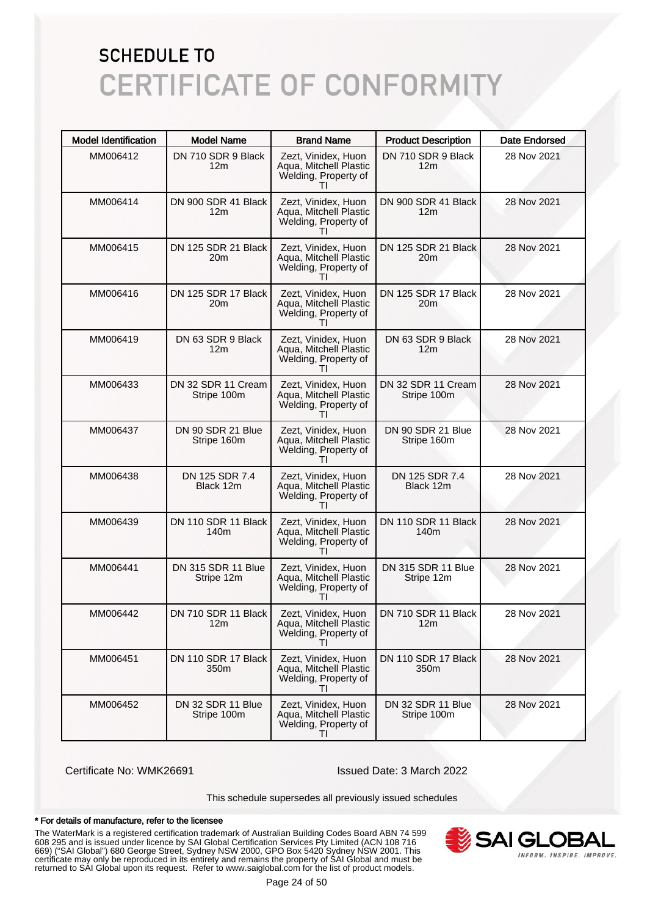# SCHEDULE TO
# CERTIFICATE OF CONFORMITY

| Model Identification | Model Name | Brand Name | Product Description | Date Endorsed |
|---|---|---|---|---|
| MM006412 | DN 710 SDR 9 Black 12m | Zezt, Vinidex, Huon Aqua, Mitchell Plastic Welding, Property of TI | DN 710 SDR 9 Black 12m | 28 Nov 2021 |
| MM006414 | DN 900 SDR 41 Black 12m | Zezt, Vinidex, Huon Aqua, Mitchell Plastic Welding, Property of TI | DN 900 SDR 41 Black 12m | 28 Nov 2021 |
| MM006415 | DN 125 SDR 21 Black 20m | Zezt, Vinidex, Huon Aqua, Mitchell Plastic Welding, Property of TI | DN 125 SDR 21 Black 20m | 28 Nov 2021 |
| MM006416 | DN 125 SDR 17 Black 20m | Zezt, Vinidex, Huon Aqua, Mitchell Plastic Welding, Property of TI | DN 125 SDR 17 Black 20m | 28 Nov 2021 |
| MM006419 | DN 63 SDR 9 Black 12m | Zezt, Vinidex, Huon Aqua, Mitchell Plastic Welding, Property of TI | DN 63 SDR 9 Black 12m | 28 Nov 2021 |
| MM006433 | DN 32 SDR 11 Cream Stripe 100m | Zezt, Vinidex, Huon Aqua, Mitchell Plastic Welding, Property of TI | DN 32 SDR 11 Cream Stripe 100m | 28 Nov 2021 |
| MM006437 | DN 90 SDR 21 Blue Stripe 160m | Zezt, Vinidex, Huon Aqua, Mitchell Plastic Welding, Property of TI | DN 90 SDR 21 Blue Stripe 160m | 28 Nov 2021 |
| MM006438 | DN 125 SDR 7.4 Black 12m | Zezt, Vinidex, Huon Aqua, Mitchell Plastic Welding, Property of TI | DN 125 SDR 7.4 Black 12m | 28 Nov 2021 |
| MM006439 | DN 110 SDR 11 Black 140m | Zezt, Vinidex, Huon Aqua, Mitchell Plastic Welding, Property of TI | DN 110 SDR 11 Black 140m | 28 Nov 2021 |
| MM006441 | DN 315 SDR 11 Blue Stripe 12m | Zezt, Vinidex, Huon Aqua, Mitchell Plastic Welding, Property of TI | DN 315 SDR 11 Blue Stripe 12m | 28 Nov 2021 |
| MM006442 | DN 710 SDR 11 Black 12m | Zezt, Vinidex, Huon Aqua, Mitchell Plastic Welding, Property of TI | DN 710 SDR 11 Black 12m | 28 Nov 2021 |
| MM006451 | DN 110 SDR 17 Black 350m | Zezt, Vinidex, Huon Aqua, Mitchell Plastic Welding, Property of TI | DN 110 SDR 17 Black 350m | 28 Nov 2021 |
| MM006452 | DN 32 SDR 11 Blue Stripe 100m | Zezt, Vinidex, Huon Aqua, Mitchell Plastic Welding, Property of TI | DN 32 SDR 11 Blue Stripe 100m | 28 Nov 2021 |

Certificate No: WMK26691

Issued Date: 3 March 2022

This schedule supersedes all previously issued schedules

**\* For details of manufacture, refer to the licensee**

The WaterMark is a registered certification trademark of Australian Building Codes Board ABN 74 599 608 295 and is issued under licence by SAI Global Certification Services Pty Limited (ACN 108 716 669) ("SAI Global") 680 George Street, Sydney NSW 2000, GPO Box 5420 Sydney NSW 2001. This certificate may only be reproduced in its entirety and remains the property of SAI Global and must be returned to SAI Global upon its request. Refer to www.saiglobal.com for the list of product models.

SAI GLOBAL
INFORM. INSPIRE. IMPROVE.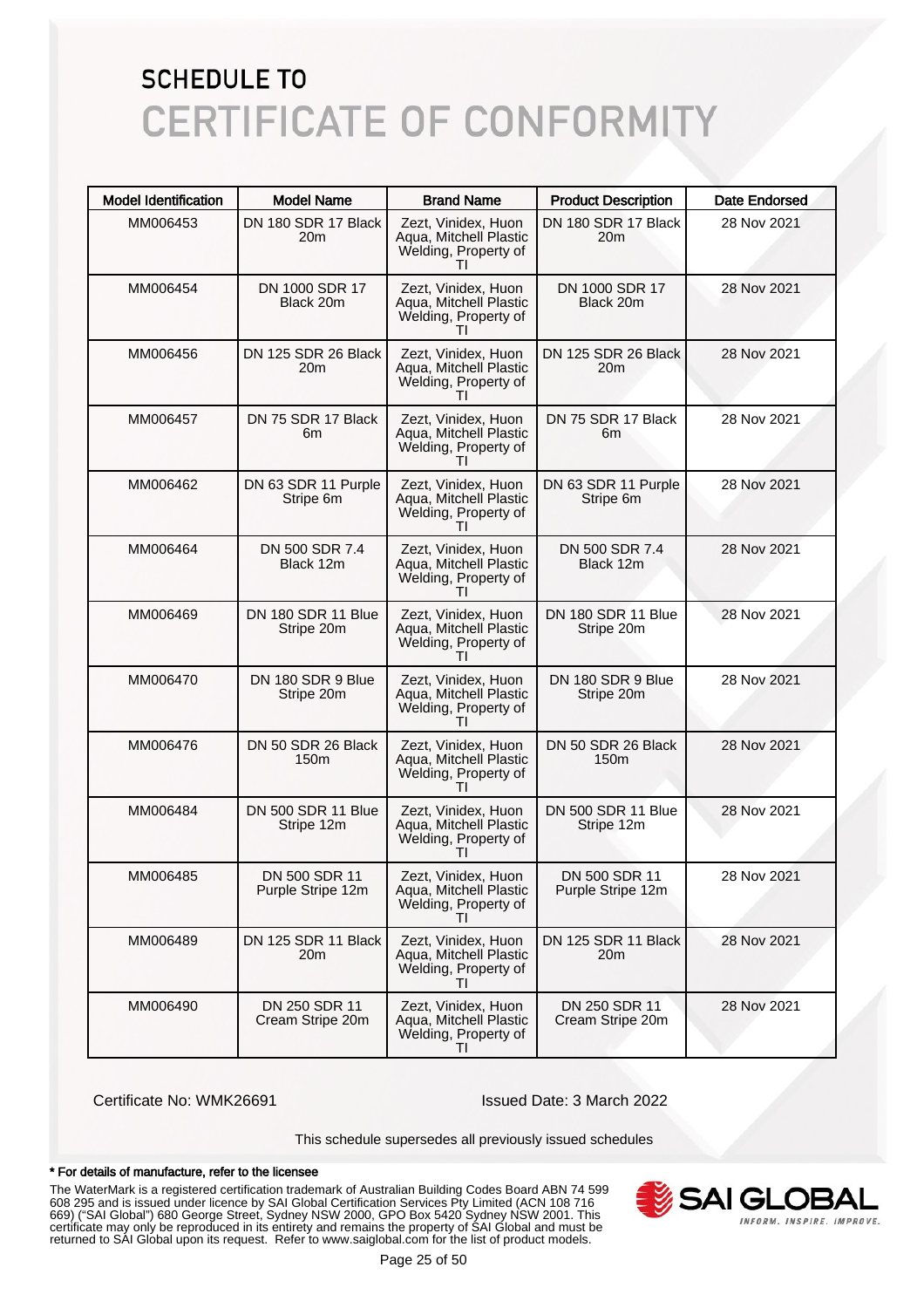# SCHEDULE TO
# CERTIFICATE OF CONFORMITY

| Model Identification | Model Name | Brand Name | Product Description | Date Endorsed |
|---|---|---|---|---|
| MM006453 | DN 180 SDR 17 Black 20m | Zezt, Vinidex, Huon Aqua, Mitchell Plastic Welding, Property of TI | DN 180 SDR 17 Black 20m | 28 Nov 2021 |
| MM006454 | DN 1000 SDR 17 Black 20m | Zezt, Vinidex, Huon Aqua, Mitchell Plastic Welding, Property of TI | DN 1000 SDR 17 Black 20m | 28 Nov 2021 |
| MM006456 | DN 125 SDR 26 Black 20m | Zezt, Vinidex, Huon Aqua, Mitchell Plastic Welding, Property of TI | DN 125 SDR 26 Black 20m | 28 Nov 2021 |
| MM006457 | DN 75 SDR 17 Black 6m | Zezt, Vinidex, Huon Aqua, Mitchell Plastic Welding, Property of TI | DN 75 SDR 17 Black 6m | 28 Nov 2021 |
| MM006462 | DN 63 SDR 11 Purple Stripe 6m | Zezt, Vinidex, Huon Aqua, Mitchell Plastic Welding, Property of TI | DN 63 SDR 11 Purple Stripe 6m | 28 Nov 2021 |
| MM006464 | DN 500 SDR 7.4 Black 12m | Zezt, Vinidex, Huon Aqua, Mitchell Plastic Welding, Property of TI | DN 500 SDR 7.4 Black 12m | 28 Nov 2021 |
| MM006469 | DN 180 SDR 11 Blue Stripe 20m | Zezt, Vinidex, Huon Aqua, Mitchell Plastic Welding, Property of TI | DN 180 SDR 11 Blue Stripe 20m | 28 Nov 2021 |
| MM006470 | DN 180 SDR 9 Blue Stripe 20m | Zezt, Vinidex, Huon Aqua, Mitchell Plastic Welding, Property of TI | DN 180 SDR 9 Blue Stripe 20m | 28 Nov 2021 |
| MM006476 | DN 50 SDR 26 Black 150m | Zezt, Vinidex, Huon Aqua, Mitchell Plastic Welding, Property of TI | DN 50 SDR 26 Black 150m | 28 Nov 2021 |
| MM006484 | DN 500 SDR 11 Blue Stripe 12m | Zezt, Vinidex, Huon Aqua, Mitchell Plastic Welding, Property of TI | DN 500 SDR 11 Blue Stripe 12m | 28 Nov 2021 |
| MM006485 | DN 500 SDR 11 Purple Stripe 12m | Zezt, Vinidex, Huon Aqua, Mitchell Plastic Welding, Property of TI | DN 500 SDR 11 Purple Stripe 12m | 28 Nov 2021 |
| MM006489 | DN 125 SDR 11 Black 20m | Zezt, Vinidex, Huon Aqua, Mitchell Plastic Welding, Property of TI | DN 125 SDR 11 Black 20m | 28 Nov 2021 |
| MM006490 | DN 250 SDR 11 Cream Stripe 20m | Zezt, Vinidex, Huon Aqua, Mitchell Plastic Welding, Property of TI | DN 250 SDR 11 Cream Stripe 20m | 28 Nov 2021 |

Certificate No: WMK26691

Issued Date: 3 March 2022

This schedule supersedes all previously issued schedules

**\* For details of manufacture, refer to the licensee**

The WaterMark is a registered certification trademark of Australian Building Codes Board ABN 74 599 608 295 and is issued under licence by SAI Global Certification Services Pty Limited (ACN 108 716 669) ("SAI Global") 680 George Street, Sydney NSW 2000, GPO Box 5420 Sydney NSW 2001. This certificate may only be reproduced in its entirety and remains the property of SAI Global and must be returned to SAI Global upon its request. Refer to www.saiglobal.com for the list of product models.

SAI GLOBAL
INFORM. INSPIRE. IMPROVE.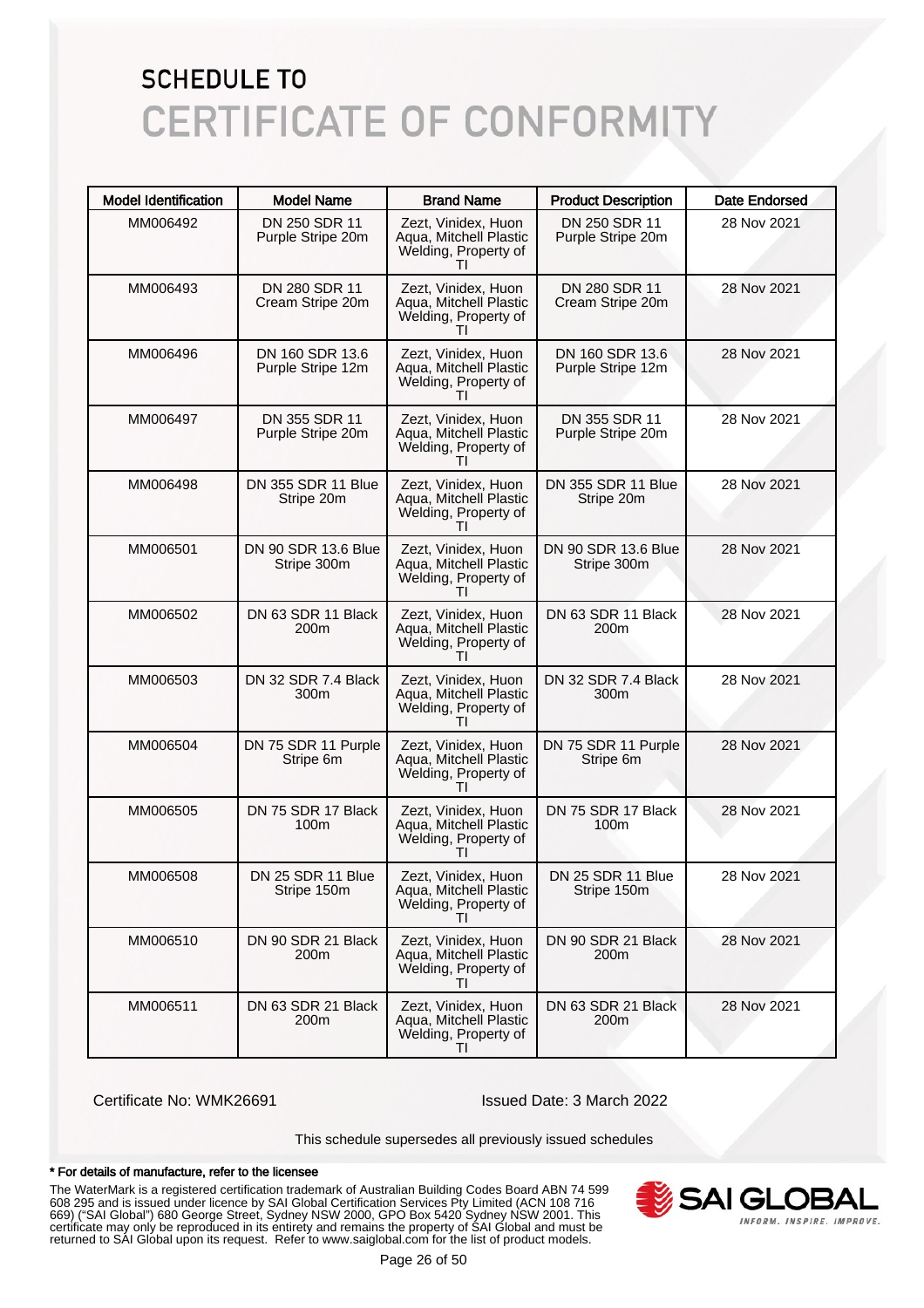# SCHEDULE TO
# CERTIFICATE OF CONFORMITY

| Model Identification | Model Name | Brand Name | Product Description | Date Endorsed |
|---|---|---|---|---|
| MM006492 | DN 250 SDR 11 Purple Stripe 20m | Zezt, Vinidex, Huon Aqua, Mitchell Plastic Welding, Property of TI | DN 250 SDR 11 Purple Stripe 20m | 28 Nov 2021 |
| MM006493 | DN 280 SDR 11 Cream Stripe 20m | Zezt, Vinidex, Huon Aqua, Mitchell Plastic Welding, Property of TI | DN 280 SDR 11 Cream Stripe 20m | 28 Nov 2021 |
| MM006496 | DN 160 SDR 13.6 Purple Stripe 12m | Zezt, Vinidex, Huon Aqua, Mitchell Plastic Welding, Property of TI | DN 160 SDR 13.6 Purple Stripe 12m | 28 Nov 2021 |
| MM006497 | DN 355 SDR 11 Purple Stripe 20m | Zezt, Vinidex, Huon Aqua, Mitchell Plastic Welding, Property of TI | DN 355 SDR 11 Purple Stripe 20m | 28 Nov 2021 |
| MM006498 | DN 355 SDR 11 Blue Stripe 20m | Zezt, Vinidex, Huon Aqua, Mitchell Plastic Welding, Property of TI | DN 355 SDR 11 Blue Stripe 20m | 28 Nov 2021 |
| MM006501 | DN 90 SDR 13.6 Blue Stripe 300m | Zezt, Vinidex, Huon Aqua, Mitchell Plastic Welding, Property of TI | DN 90 SDR 13.6 Blue Stripe 300m | 28 Nov 2021 |
| MM006502 | DN 63 SDR 11 Black 200m | Zezt, Vinidex, Huon Aqua, Mitchell Plastic Welding, Property of TI | DN 63 SDR 11 Black 200m | 28 Nov 2021 |
| MM006503 | DN 32 SDR 7.4 Black 300m | Zezt, Vinidex, Huon Aqua, Mitchell Plastic Welding, Property of TI | DN 32 SDR 7.4 Black 300m | 28 Nov 2021 |
| MM006504 | DN 75 SDR 11 Purple Stripe 6m | Zezt, Vinidex, Huon Aqua, Mitchell Plastic Welding, Property of TI | DN 75 SDR 11 Purple Stripe 6m | 28 Nov 2021 |
| MM006505 | DN 75 SDR 17 Black 100m | Zezt, Vinidex, Huon Aqua, Mitchell Plastic Welding, Property of TI | DN 75 SDR 17 Black 100m | 28 Nov 2021 |
| MM006508 | DN 25 SDR 11 Blue Stripe 150m | Zezt, Vinidex, Huon Aqua, Mitchell Plastic Welding, Property of TI | DN 25 SDR 11 Blue Stripe 150m | 28 Nov 2021 |
| MM006510 | DN 90 SDR 21 Black 200m | Zezt, Vinidex, Huon Aqua, Mitchell Plastic Welding, Property of TI | DN 90 SDR 21 Black 200m | 28 Nov 2021 |
| MM006511 | DN 63 SDR 21 Black 200m | Zezt, Vinidex, Huon Aqua, Mitchell Plastic Welding, Property of TI | DN 63 SDR 21 Black 200m | 28 Nov 2021 |

Certificate No: WMK26691

Issued Date: 3 March 2022

This schedule supersedes all previously issued schedules

**\* For details of manufacture, refer to the licensee**

The WaterMark is a registered certification trademark of Australian Building Codes Board ABN 74 599 608 295 and is issued under licence by SAI Global Certification Services Pty Limited (ACN 108 716 669) ("SAI Global") 680 George Street, Sydney NSW 2000, GPO Box 5420 Sydney NSW 2001. This certificate may only be reproduced in its entirety and remains the property of SAI Global and must be returned to SAI Global upon its request. Refer to www.saiglobal.com for the list of product models.

SAI GLOBAL
INFORM. INSPIRE. IMPROVE.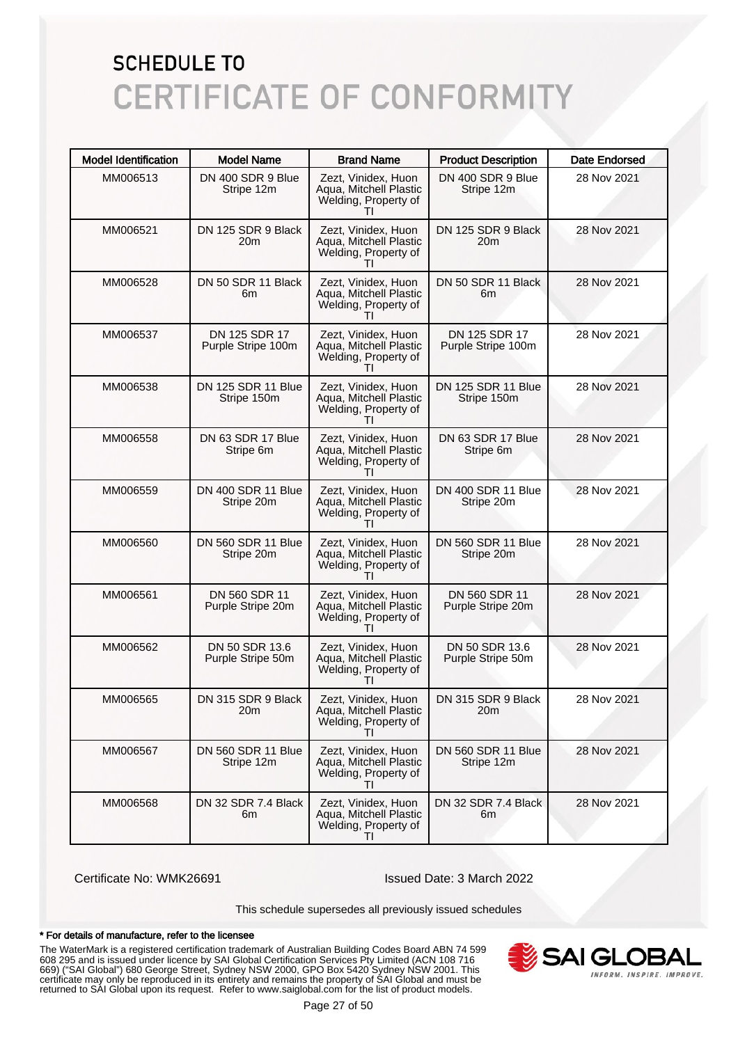# SCHEDULE TO

# CERTIFICATE OF CONFORMITY

| Model Identification | Model Name | Brand Name | Product Description | Date Endorsed |
|---|---|---|---|---|
| MM006513 | DN 400 SDR 9 Blue Stripe 12m | Zezt, Vinidex, Huon Aqua, Mitchell Plastic Welding, Property of TI | DN 400 SDR 9 Blue Stripe 12m | 28 Nov 2021 |
| MM006521 | DN 125 SDR 9 Black 20m | Zezt, Vinidex, Huon Aqua, Mitchell Plastic Welding, Property of TI | DN 125 SDR 9 Black 20m | 28 Nov 2021 |
| MM006528 | DN 50 SDR 11 Black 6m | Zezt, Vinidex, Huon Aqua, Mitchell Plastic Welding, Property of TI | DN 50 SDR 11 Black 6m | 28 Nov 2021 |
| MM006537 | DN 125 SDR 17 Purple Stripe 100m | Zezt, Vinidex, Huon Aqua, Mitchell Plastic Welding, Property of TI | DN 125 SDR 17 Purple Stripe 100m | 28 Nov 2021 |
| MM006538 | DN 125 SDR 11 Blue Stripe 150m | Zezt, Vinidex, Huon Aqua, Mitchell Plastic Welding, Property of TI | DN 125 SDR 11 Blue Stripe 150m | 28 Nov 2021 |
| MM006558 | DN 63 SDR 17 Blue Stripe 6m | Zezt, Vinidex, Huon Aqua, Mitchell Plastic Welding, Property of TI | DN 63 SDR 17 Blue Stripe 6m | 28 Nov 2021 |
| MM006559 | DN 400 SDR 11 Blue Stripe 20m | Zezt, Vinidex, Huon Aqua, Mitchell Plastic Welding, Property of TI | DN 400 SDR 11 Blue Stripe 20m | 28 Nov 2021 |
| MM006560 | DN 560 SDR 11 Blue Stripe 20m | Zezt, Vinidex, Huon Aqua, Mitchell Plastic Welding, Property of TI | DN 560 SDR 11 Blue Stripe 20m | 28 Nov 2021 |
| MM006561 | DN 560 SDR 11 Purple Stripe 20m | Zezt, Vinidex, Huon Aqua, Mitchell Plastic Welding, Property of TI | DN 560 SDR 11 Purple Stripe 20m | 28 Nov 2021 |
| MM006562 | DN 50 SDR 13.6 Purple Stripe 50m | Zezt, Vinidex, Huon Aqua, Mitchell Plastic Welding, Property of TI | DN 50 SDR 13.6 Purple Stripe 50m | 28 Nov 2021 |
| MM006565 | DN 315 SDR 9 Black 20m | Zezt, Vinidex, Huon Aqua, Mitchell Plastic Welding, Property of TI | DN 315 SDR 9 Black 20m | 28 Nov 2021 |
| MM006567 | DN 560 SDR 11 Blue Stripe 12m | Zezt, Vinidex, Huon Aqua, Mitchell Plastic Welding, Property of TI | DN 560 SDR 11 Blue Stripe 12m | 28 Nov 2021 |
| MM006568 | DN 32 SDR 7.4 Black 6m | Zezt, Vinidex, Huon Aqua, Mitchell Plastic Welding, Property of TI | DN 32 SDR 7.4 Black 6m | 28 Nov 2021 |

Certificate No: WMK26691

Issued Date: 3 March 2022

This schedule supersedes all previously issued schedules

**\* For details of manufacture, refer to the licensee**

The WaterMark is a registered certification trademark of Australian Building Codes Board ABN 74 599 608 295 and is issued under licence by SAI Global Certification Services Pty Limited (ACN 108 716 669) ("SAI Global") 680 George Street, Sydney NSW 2000, GPO Box 5420 Sydney NSW 2001. This certificate may only be reproduced in its entirety and remains the property of SAI Global and must be returned to SAI Global upon its request. Refer to www.saiglobal.com for the list of product models.

SAI GLOBAL
INFORM. INSPIRE. IMPROVE.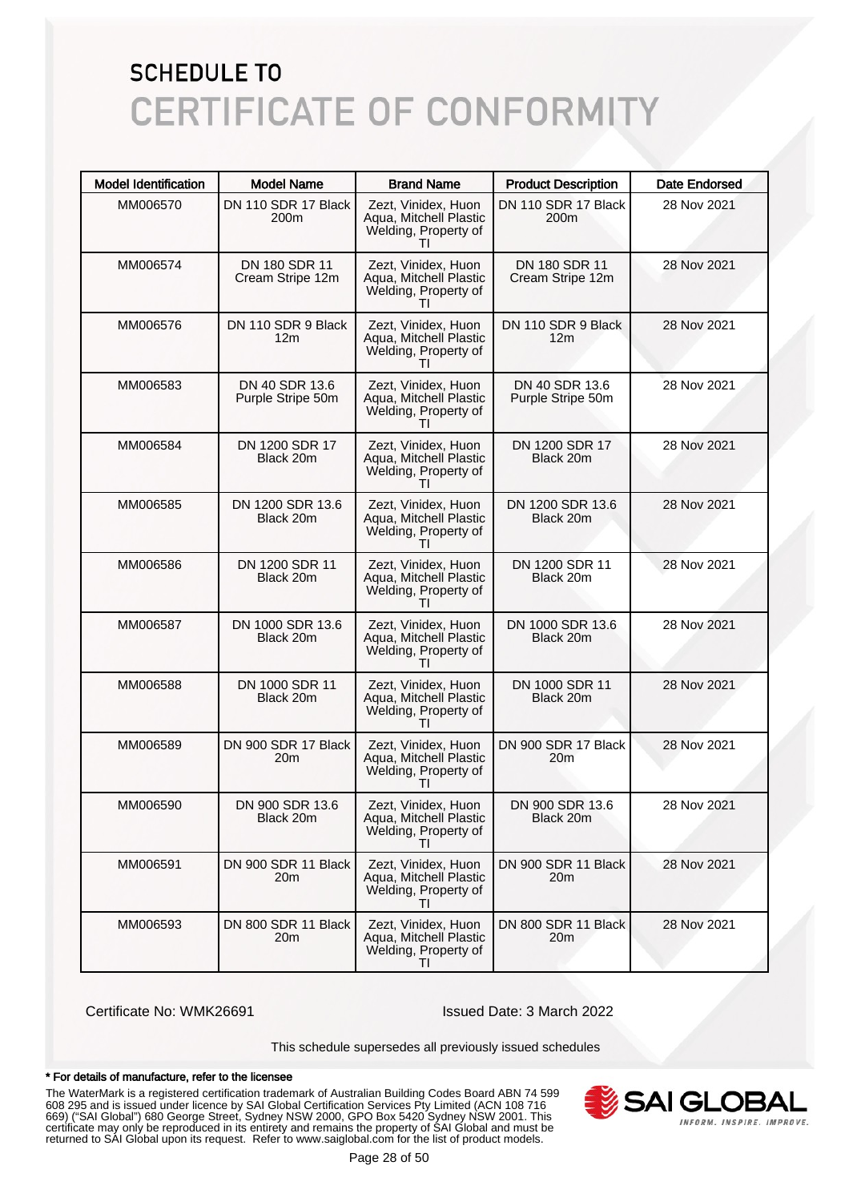# SCHEDULE TO
# CERTIFICATE OF CONFORMITY

| Model Identification | Model Name | Brand Name | Product Description | Date Endorsed |
|---|---|---|---|---|
| MM006570 | DN 110 SDR 17 Black 200m | Zezt, Vinidex, Huon Aqua, Mitchell Plastic Welding, Property of TI | DN 110 SDR 17 Black 200m | 28 Nov 2021 |
| MM006574 | DN 180 SDR 11 Cream Stripe 12m | Zezt, Vinidex, Huon Aqua, Mitchell Plastic Welding, Property of TI | DN 180 SDR 11 Cream Stripe 12m | 28 Nov 2021 |
| MM006576 | DN 110 SDR 9 Black 12m | Zezt, Vinidex, Huon Aqua, Mitchell Plastic Welding, Property of TI | DN 110 SDR 9 Black 12m | 28 Nov 2021 |
| MM006583 | DN 40 SDR 13.6 Purple Stripe 50m | Zezt, Vinidex, Huon Aqua, Mitchell Plastic Welding, Property of TI | DN 40 SDR 13.6 Purple Stripe 50m | 28 Nov 2021 |
| MM006584 | DN 1200 SDR 17 Black 20m | Zezt, Vinidex, Huon Aqua, Mitchell Plastic Welding, Property of TI | DN 1200 SDR 17 Black 20m | 28 Nov 2021 |
| MM006585 | DN 1200 SDR 13.6 Black 20m | Zezt, Vinidex, Huon Aqua, Mitchell Plastic Welding, Property of TI | DN 1200 SDR 13.6 Black 20m | 28 Nov 2021 |
| MM006586 | DN 1200 SDR 11 Black 20m | Zezt, Vinidex, Huon Aqua, Mitchell Plastic Welding, Property of TI | DN 1200 SDR 11 Black 20m | 28 Nov 2021 |
| MM006587 | DN 1000 SDR 13.6 Black 20m | Zezt, Vinidex, Huon Aqua, Mitchell Plastic Welding, Property of TI | DN 1000 SDR 13.6 Black 20m | 28 Nov 2021 |
| MM006588 | DN 1000 SDR 11 Black 20m | Zezt, Vinidex, Huon Aqua, Mitchell Plastic Welding, Property of TI | DN 1000 SDR 11 Black 20m | 28 Nov 2021 |
| MM006589 | DN 900 SDR 17 Black 20m | Zezt, Vinidex, Huon Aqua, Mitchell Plastic Welding, Property of TI | DN 900 SDR 17 Black 20m | 28 Nov 2021 |
| MM006590 | DN 900 SDR 13.6 Black 20m | Zezt, Vinidex, Huon Aqua, Mitchell Plastic Welding, Property of TI | DN 900 SDR 13.6 Black 20m | 28 Nov 2021 |
| MM006591 | DN 900 SDR 11 Black 20m | Zezt, Vinidex, Huon Aqua, Mitchell Plastic Welding, Property of TI | DN 900 SDR 11 Black 20m | 28 Nov 2021 |
| MM006593 | DN 800 SDR 11 Black 20m | Zezt, Vinidex, Huon Aqua, Mitchell Plastic Welding, Property of TI | DN 800 SDR 11 Black 20m | 28 Nov 2021 |

Certificate No: WMK26691

Issued Date: 3 March 2022

This schedule supersedes all previously issued schedules

**\* For details of manufacture, refer to the licensee**

The WaterMark is a registered certification trademark of Australian Building Codes Board ABN 74 599 608 295 and is issued under licence by SAI Global Certification Services Pty Limited (ACN 108 716 669) ("SAI Global") 680 George Street, Sydney NSW 2000, GPO Box 5420 Sydney NSW 2001. This certificate may only be reproduced in its entirety and remains the property of SAI Global and must be returned to SAI Global upon its request. Refer to www.saiglobal.com for the list of product models.

SAI GLOBAL — INFORM. INSPIRE. IMPROVE.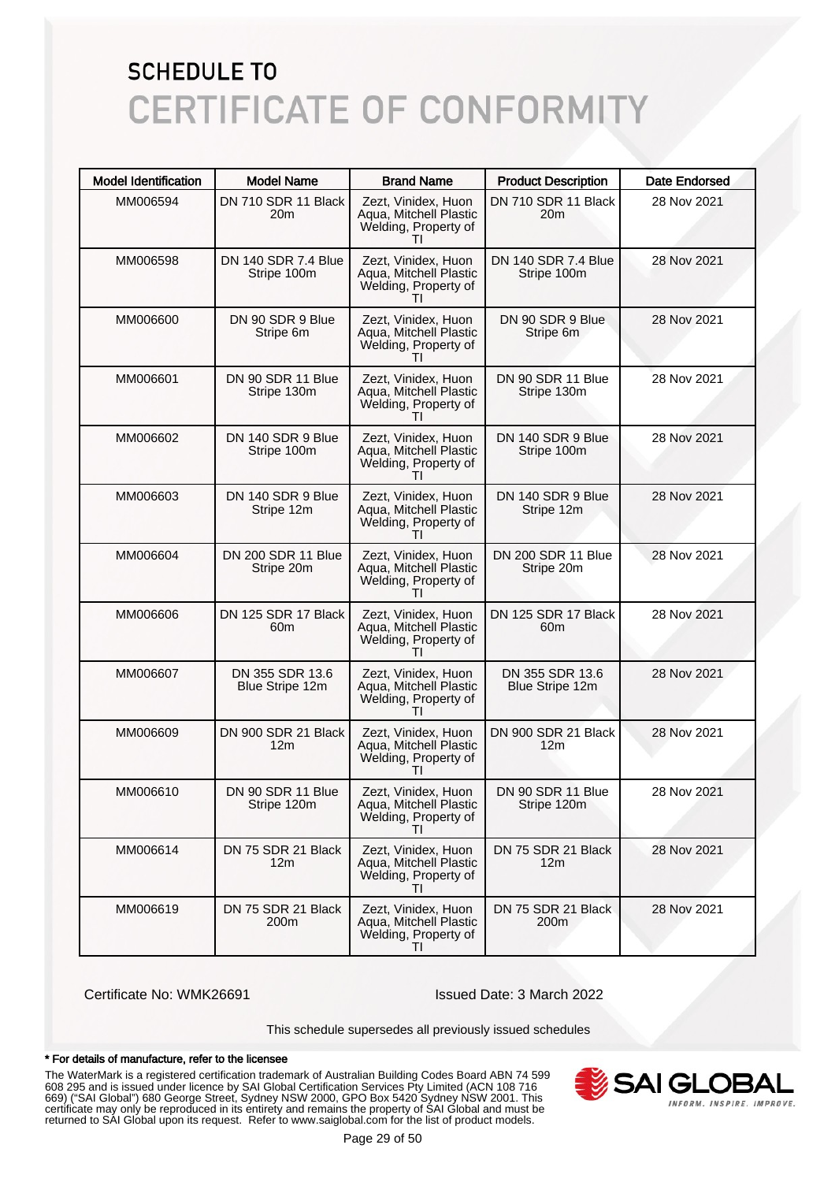# SCHEDULE TO
# CERTIFICATE OF CONFORMITY

| Model Identification | Model Name | Brand Name | Product Description | Date Endorsed |
|---|---|---|---|---|
| MM006594 | DN 710 SDR 11 Black 20m | Zezt, Vinidex, Huon Aqua, Mitchell Plastic Welding, Property of TI | DN 710 SDR 11 Black 20m | 28 Nov 2021 |
| MM006598 | DN 140 SDR 7.4 Blue Stripe 100m | Zezt, Vinidex, Huon Aqua, Mitchell Plastic Welding, Property of TI | DN 140 SDR 7.4 Blue Stripe 100m | 28 Nov 2021 |
| MM006600 | DN 90 SDR 9 Blue Stripe 6m | Zezt, Vinidex, Huon Aqua, Mitchell Plastic Welding, Property of TI | DN 90 SDR 9 Blue Stripe 6m | 28 Nov 2021 |
| MM006601 | DN 90 SDR 11 Blue Stripe 130m | Zezt, Vinidex, Huon Aqua, Mitchell Plastic Welding, Property of TI | DN 90 SDR 11 Blue Stripe 130m | 28 Nov 2021 |
| MM006602 | DN 140 SDR 9 Blue Stripe 100m | Zezt, Vinidex, Huon Aqua, Mitchell Plastic Welding, Property of TI | DN 140 SDR 9 Blue Stripe 100m | 28 Nov 2021 |
| MM006603 | DN 140 SDR 9 Blue Stripe 12m | Zezt, Vinidex, Huon Aqua, Mitchell Plastic Welding, Property of TI | DN 140 SDR 9 Blue Stripe 12m | 28 Nov 2021 |
| MM006604 | DN 200 SDR 11 Blue Stripe 20m | Zezt, Vinidex, Huon Aqua, Mitchell Plastic Welding, Property of TI | DN 200 SDR 11 Blue Stripe 20m | 28 Nov 2021 |
| MM006606 | DN 125 SDR 17 Black 60m | Zezt, Vinidex, Huon Aqua, Mitchell Plastic Welding, Property of TI | DN 125 SDR 17 Black 60m | 28 Nov 2021 |
| MM006607 | DN 355 SDR 13.6 Blue Stripe 12m | Zezt, Vinidex, Huon Aqua, Mitchell Plastic Welding, Property of TI | DN 355 SDR 13.6 Blue Stripe 12m | 28 Nov 2021 |
| MM006609 | DN 900 SDR 21 Black 12m | Zezt, Vinidex, Huon Aqua, Mitchell Plastic Welding, Property of TI | DN 900 SDR 21 Black 12m | 28 Nov 2021 |
| MM006610 | DN 90 SDR 11 Blue Stripe 120m | Zezt, Vinidex, Huon Aqua, Mitchell Plastic Welding, Property of TI | DN 90 SDR 11 Blue Stripe 120m | 28 Nov 2021 |
| MM006614 | DN 75 SDR 21 Black 12m | Zezt, Vinidex, Huon Aqua, Mitchell Plastic Welding, Property of TI | DN 75 SDR 21 Black 12m | 28 Nov 2021 |
| MM006619 | DN 75 SDR 21 Black 200m | Zezt, Vinidex, Huon Aqua, Mitchell Plastic Welding, Property of TI | DN 75 SDR 21 Black 200m | 28 Nov 2021 |

Certificate No: WMK26691

Issued Date: 3 March 2022

This schedule supersedes all previously issued schedules

**\* For details of manufacture, refer to the licensee**

The WaterMark is a registered certification trademark of Australian Building Codes Board ABN 74 599 608 295 and is issued under licence by SAI Global Certification Services Pty Limited (ACN 108 716 669) ("SAI Global") 680 George Street, Sydney NSW 2000, GPO Box 5420 Sydney NSW 2001. This certificate may only be reproduced in its entirety and remains the property of SAI Global and must be returned to SAI Global upon its request. Refer to www.saiglobal.com for the list of product models.

SAI GLOBAL
INFORM. INSPIRE. IMPROVE.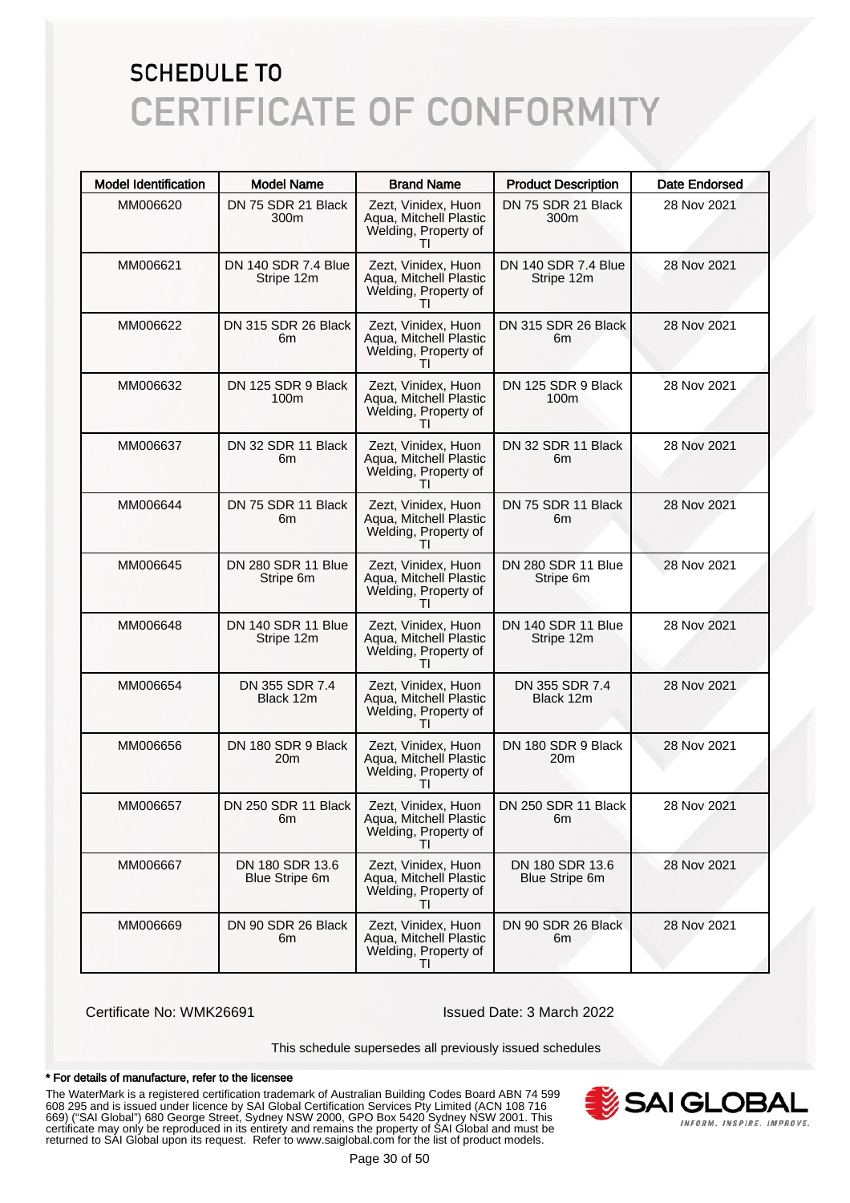# SCHEDULE TO
# CERTIFICATE OF CONFORMITY

| Model Identification | Model Name | Brand Name | Product Description | Date Endorsed |
|---|---|---|---|---|
| MM006620 | DN 75 SDR 21 Black 300m | Zezt, Vinidex, Huon Aqua, Mitchell Plastic Welding, Property of TI | DN 75 SDR 21 Black 300m | 28 Nov 2021 |
| MM006621 | DN 140 SDR 7.4 Blue Stripe 12m | Zezt, Vinidex, Huon Aqua, Mitchell Plastic Welding, Property of TI | DN 140 SDR 7.4 Blue Stripe 12m | 28 Nov 2021 |
| MM006622 | DN 315 SDR 26 Black 6m | Zezt, Vinidex, Huon Aqua, Mitchell Plastic Welding, Property of TI | DN 315 SDR 26 Black 6m | 28 Nov 2021 |
| MM006632 | DN 125 SDR 9 Black 100m | Zezt, Vinidex, Huon Aqua, Mitchell Plastic Welding, Property of TI | DN 125 SDR 9 Black 100m | 28 Nov 2021 |
| MM006637 | DN 32 SDR 11 Black 6m | Zezt, Vinidex, Huon Aqua, Mitchell Plastic Welding, Property of TI | DN 32 SDR 11 Black 6m | 28 Nov 2021 |
| MM006644 | DN 75 SDR 11 Black 6m | Zezt, Vinidex, Huon Aqua, Mitchell Plastic Welding, Property of TI | DN 75 SDR 11 Black 6m | 28 Nov 2021 |
| MM006645 | DN 280 SDR 11 Blue Stripe 6m | Zezt, Vinidex, Huon Aqua, Mitchell Plastic Welding, Property of TI | DN 280 SDR 11 Blue Stripe 6m | 28 Nov 2021 |
| MM006648 | DN 140 SDR 11 Blue Stripe 12m | Zezt, Vinidex, Huon Aqua, Mitchell Plastic Welding, Property of TI | DN 140 SDR 11 Blue Stripe 12m | 28 Nov 2021 |
| MM006654 | DN 355 SDR 7.4 Black 12m | Zezt, Vinidex, Huon Aqua, Mitchell Plastic Welding, Property of TI | DN 355 SDR 7.4 Black 12m | 28 Nov 2021 |
| MM006656 | DN 180 SDR 9 Black 20m | Zezt, Vinidex, Huon Aqua, Mitchell Plastic Welding, Property of TI | DN 180 SDR 9 Black 20m | 28 Nov 2021 |
| MM006657 | DN 250 SDR 11 Black 6m | Zezt, Vinidex, Huon Aqua, Mitchell Plastic Welding, Property of TI | DN 250 SDR 11 Black 6m | 28 Nov 2021 |
| MM006667 | DN 180 SDR 13.6 Blue Stripe 6m | Zezt, Vinidex, Huon Aqua, Mitchell Plastic Welding, Property of TI | DN 180 SDR 13.6 Blue Stripe 6m | 28 Nov 2021 |
| MM006669 | DN 90 SDR 26 Black 6m | Zezt, Vinidex, Huon Aqua, Mitchell Plastic Welding, Property of TI | DN 90 SDR 26 Black 6m | 28 Nov 2021 |

Certificate No: WMK26691 Issued Date: 3 March 2022

This schedule supersedes all previously issued schedules

**\* For details of manufacture, refer to the licensee**

The WaterMark is a registered certification trademark of Australian Building Codes Board ABN 74 599 608 295 and is issued under licence by SAI Global Certification Services Pty Limited (ACN 108 716 669) ("SAI Global") 680 George Street, Sydney NSW 2000, GPO Box 5420 Sydney NSW 2001. This certificate may only be reproduced in its entirety and remains the property of SAI Global and must be returned to SAI Global upon its request. Refer to www.saiglobal.com for the list of product models.

SAI GLOBAL
INFORM. INSPIRE. IMPROVE.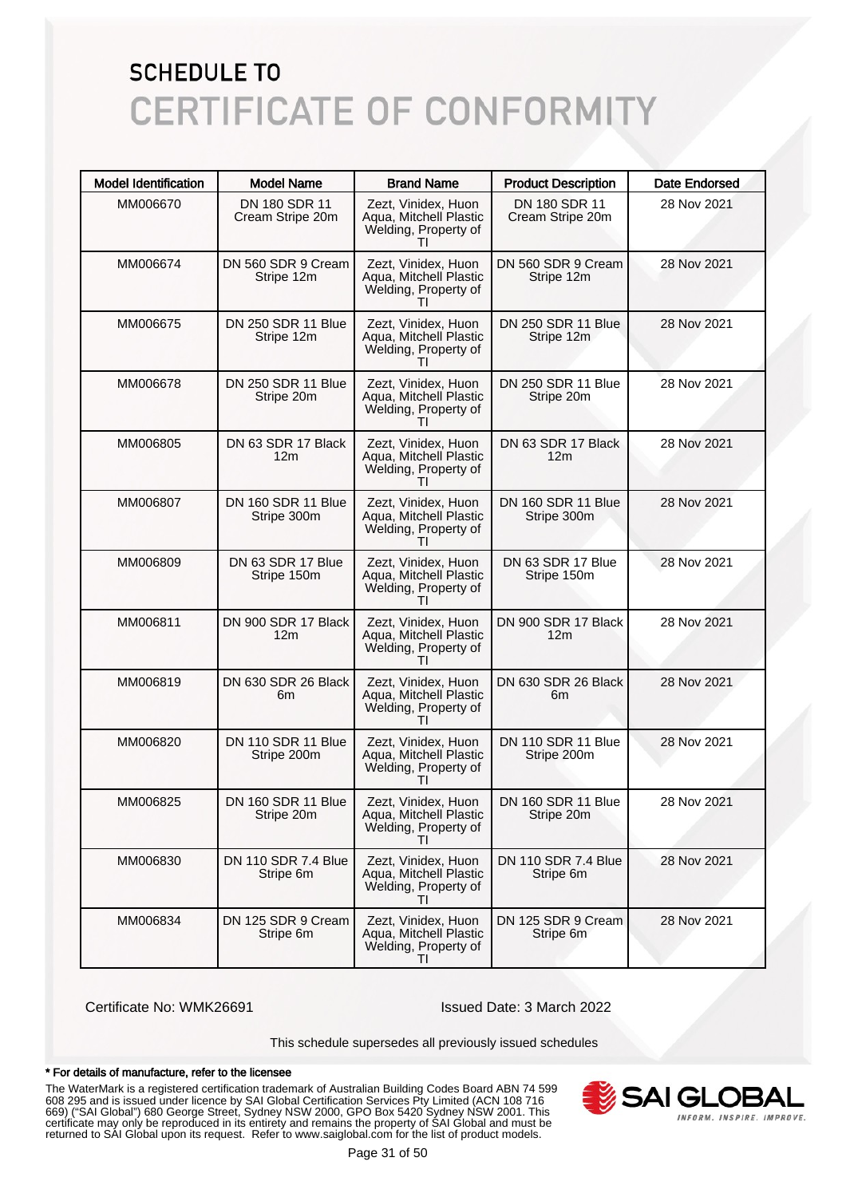# SCHEDULE TO
# CERTIFICATE OF CONFORMITY

| Model Identification | Model Name | Brand Name | Product Description | Date Endorsed |
|---|---|---|---|---|
| MM006670 | DN 180 SDR 11 Cream Stripe 20m | Zezt, Vinidex, Huon Aqua, Mitchell Plastic Welding, Property of TI | DN 180 SDR 11 Cream Stripe 20m | 28 Nov 2021 |
| MM006674 | DN 560 SDR 9 Cream Stripe 12m | Zezt, Vinidex, Huon Aqua, Mitchell Plastic Welding, Property of TI | DN 560 SDR 9 Cream Stripe 12m | 28 Nov 2021 |
| MM006675 | DN 250 SDR 11 Blue Stripe 12m | Zezt, Vinidex, Huon Aqua, Mitchell Plastic Welding, Property of TI | DN 250 SDR 11 Blue Stripe 12m | 28 Nov 2021 |
| MM006678 | DN 250 SDR 11 Blue Stripe 20m | Zezt, Vinidex, Huon Aqua, Mitchell Plastic Welding, Property of TI | DN 250 SDR 11 Blue Stripe 20m | 28 Nov 2021 |
| MM006805 | DN 63 SDR 17 Black 12m | Zezt, Vinidex, Huon Aqua, Mitchell Plastic Welding, Property of TI | DN 63 SDR 17 Black 12m | 28 Nov 2021 |
| MM006807 | DN 160 SDR 11 Blue Stripe 300m | Zezt, Vinidex, Huon Aqua, Mitchell Plastic Welding, Property of TI | DN 160 SDR 11 Blue Stripe 300m | 28 Nov 2021 |
| MM006809 | DN 63 SDR 17 Blue Stripe 150m | Zezt, Vinidex, Huon Aqua, Mitchell Plastic Welding, Property of TI | DN 63 SDR 17 Blue Stripe 150m | 28 Nov 2021 |
| MM006811 | DN 900 SDR 17 Black 12m | Zezt, Vinidex, Huon Aqua, Mitchell Plastic Welding, Property of TI | DN 900 SDR 17 Black 12m | 28 Nov 2021 |
| MM006819 | DN 630 SDR 26 Black 6m | Zezt, Vinidex, Huon Aqua, Mitchell Plastic Welding, Property of TI | DN 630 SDR 26 Black 6m | 28 Nov 2021 |
| MM006820 | DN 110 SDR 11 Blue Stripe 200m | Zezt, Vinidex, Huon Aqua, Mitchell Plastic Welding, Property of TI | DN 110 SDR 11 Blue Stripe 200m | 28 Nov 2021 |
| MM006825 | DN 160 SDR 11 Blue Stripe 20m | Zezt, Vinidex, Huon Aqua, Mitchell Plastic Welding, Property of TI | DN 160 SDR 11 Blue Stripe 20m | 28 Nov 2021 |
| MM006830 | DN 110 SDR 7.4 Blue Stripe 6m | Zezt, Vinidex, Huon Aqua, Mitchell Plastic Welding, Property of TI | DN 110 SDR 7.4 Blue Stripe 6m | 28 Nov 2021 |
| MM006834 | DN 125 SDR 9 Cream Stripe 6m | Zezt, Vinidex, Huon Aqua, Mitchell Plastic Welding, Property of TI | DN 125 SDR 9 Cream Stripe 6m | 28 Nov 2021 |

Certificate No: WMK26691

Issued Date: 3 March 2022

This schedule supersedes all previously issued schedules

**\* For details of manufacture, refer to the licensee**

The WaterMark is a registered certification trademark of Australian Building Codes Board ABN 74 599 608 295 and is issued under licence by SAI Global Certification Services Pty Limited (ACN 108 716 669) ("SAI Global") 680 George Street, Sydney NSW 2000, GPO Box 5420 Sydney NSW 2001. This certificate may only be reproduced in its entirety and remains the property of SAI Global and must be returned to SAI Global upon its request. Refer to www.saiglobal.com for the list of product models.

SAI GLOBAL
INFORM. INSPIRE. IMPROVE.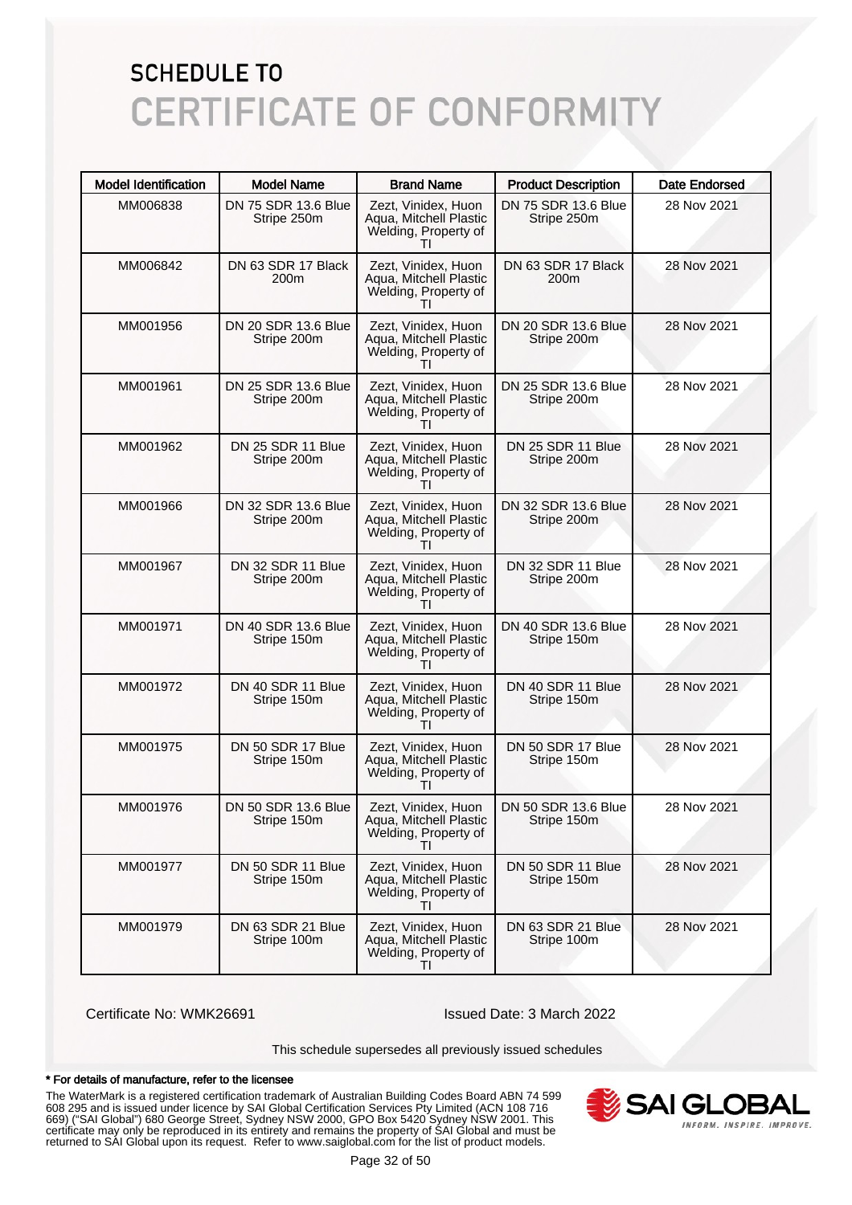# SCHEDULE TO
# CERTIFICATE OF CONFORMITY

| Model Identification | Model Name | Brand Name | Product Description | Date Endorsed |
|---|---|---|---|---|
| MM006838 | DN 75 SDR 13.6 Blue Stripe 250m | Zezt, Vinidex, Huon Aqua, Mitchell Plastic Welding, Property of TI | DN 75 SDR 13.6 Blue Stripe 250m | 28 Nov 2021 |
| MM006842 | DN 63 SDR 17 Black 200m | Zezt, Vinidex, Huon Aqua, Mitchell Plastic Welding, Property of TI | DN 63 SDR 17 Black 200m | 28 Nov 2021 |
| MM001956 | DN 20 SDR 13.6 Blue Stripe 200m | Zezt, Vinidex, Huon Aqua, Mitchell Plastic Welding, Property of TI | DN 20 SDR 13.6 Blue Stripe 200m | 28 Nov 2021 |
| MM001961 | DN 25 SDR 13.6 Blue Stripe 200m | Zezt, Vinidex, Huon Aqua, Mitchell Plastic Welding, Property of TI | DN 25 SDR 13.6 Blue Stripe 200m | 28 Nov 2021 |
| MM001962 | DN 25 SDR 11 Blue Stripe 200m | Zezt, Vinidex, Huon Aqua, Mitchell Plastic Welding, Property of TI | DN 25 SDR 11 Blue Stripe 200m | 28 Nov 2021 |
| MM001966 | DN 32 SDR 13.6 Blue Stripe 200m | Zezt, Vinidex, Huon Aqua, Mitchell Plastic Welding, Property of TI | DN 32 SDR 13.6 Blue Stripe 200m | 28 Nov 2021 |
| MM001967 | DN 32 SDR 11 Blue Stripe 200m | Zezt, Vinidex, Huon Aqua, Mitchell Plastic Welding, Property of TI | DN 32 SDR 11 Blue Stripe 200m | 28 Nov 2021 |
| MM001971 | DN 40 SDR 13.6 Blue Stripe 150m | Zezt, Vinidex, Huon Aqua, Mitchell Plastic Welding, Property of TI | DN 40 SDR 13.6 Blue Stripe 150m | 28 Nov 2021 |
| MM001972 | DN 40 SDR 11 Blue Stripe 150m | Zezt, Vinidex, Huon Aqua, Mitchell Plastic Welding, Property of TI | DN 40 SDR 11 Blue Stripe 150m | 28 Nov 2021 |
| MM001975 | DN 50 SDR 17 Blue Stripe 150m | Zezt, Vinidex, Huon Aqua, Mitchell Plastic Welding, Property of TI | DN 50 SDR 17 Blue Stripe 150m | 28 Nov 2021 |
| MM001976 | DN 50 SDR 13.6 Blue Stripe 150m | Zezt, Vinidex, Huon Aqua, Mitchell Plastic Welding, Property of TI | DN 50 SDR 13.6 Blue Stripe 150m | 28 Nov 2021 |
| MM001977 | DN 50 SDR 11 Blue Stripe 150m | Zezt, Vinidex, Huon Aqua, Mitchell Plastic Welding, Property of TI | DN 50 SDR 11 Blue Stripe 150m | 28 Nov 2021 |
| MM001979 | DN 63 SDR 21 Blue Stripe 100m | Zezt, Vinidex, Huon Aqua, Mitchell Plastic Welding, Property of TI | DN 63 SDR 21 Blue Stripe 100m | 28 Nov 2021 |

Certificate No: WMK26691

Issued Date: 3 March 2022

This schedule supersedes all previously issued schedules

**\* For details of manufacture, refer to the licensee**

The WaterMark is a registered certification trademark of Australian Building Codes Board ABN 74 599 608 295 and is issued under licence by SAI Global Certification Services Pty Limited (ACN 108 716 669) ("SAI Global") 680 George Street, Sydney NSW 2000, GPO Box 5420 Sydney NSW 2001. This certificate may only be reproduced in its entirety and remains the property of SAI Global and must be returned to SAI Global upon its request. Refer to www.saiglobal.com for the list of product models.

SAI GLOBAL
INFORM. INSPIRE. IMPROVE.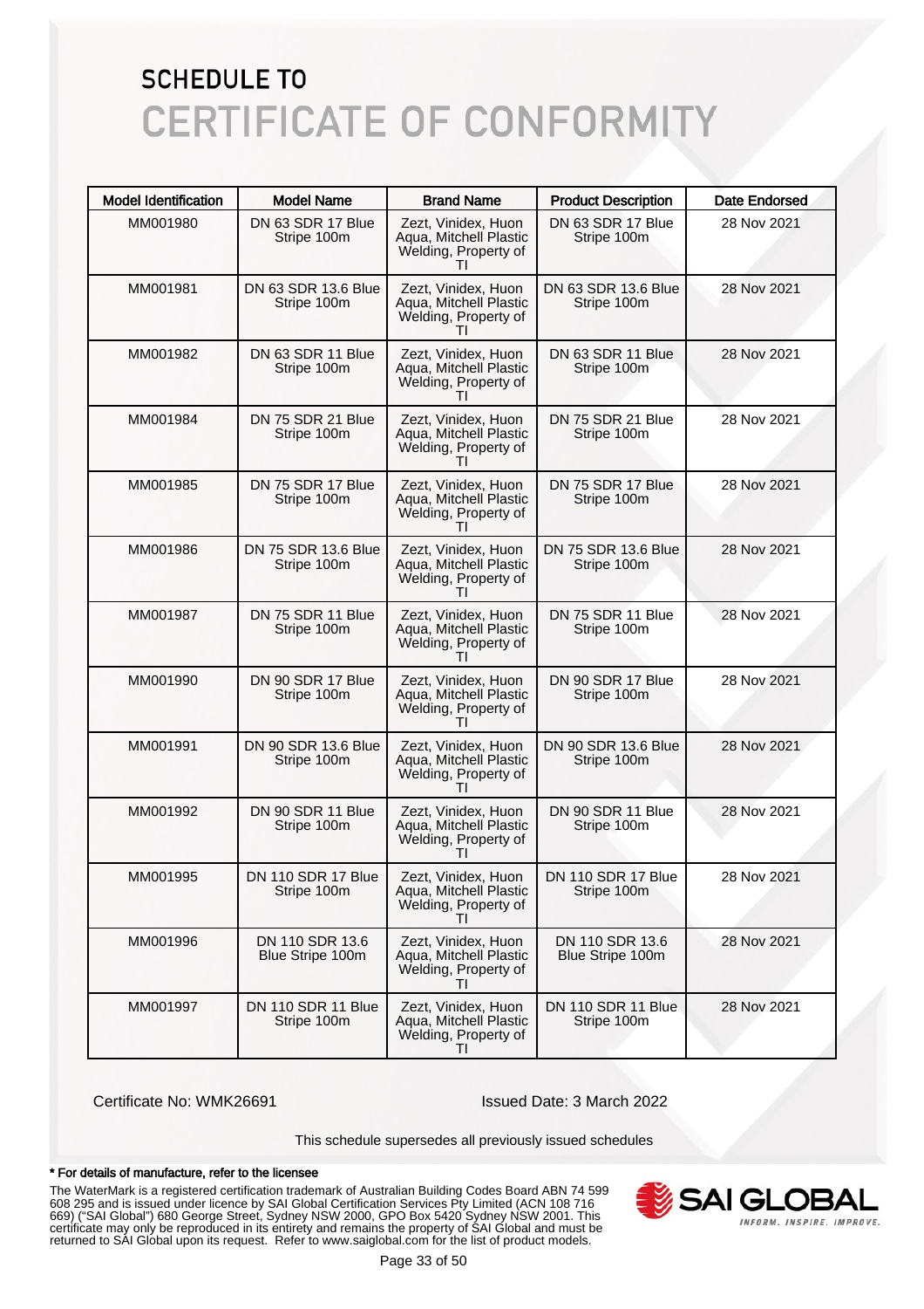# SCHEDULE TO
# CERTIFICATE OF CONFORMITY

| Model Identification | Model Name | Brand Name | Product Description | Date Endorsed |
|---|---|---|---|---|
| MM001980 | DN 63 SDR 17 Blue Stripe 100m | Zezt, Vinidex, Huon Aqua, Mitchell Plastic Welding, Property of TI | DN 63 SDR 17 Blue Stripe 100m | 28 Nov 2021 |
| MM001981 | DN 63 SDR 13.6 Blue Stripe 100m | Zezt, Vinidex, Huon Aqua, Mitchell Plastic Welding, Property of TI | DN 63 SDR 13.6 Blue Stripe 100m | 28 Nov 2021 |
| MM001982 | DN 63 SDR 11 Blue Stripe 100m | Zezt, Vinidex, Huon Aqua, Mitchell Plastic Welding, Property of TI | DN 63 SDR 11 Blue Stripe 100m | 28 Nov 2021 |
| MM001984 | DN 75 SDR 21 Blue Stripe 100m | Zezt, Vinidex, Huon Aqua, Mitchell Plastic Welding, Property of TI | DN 75 SDR 21 Blue Stripe 100m | 28 Nov 2021 |
| MM001985 | DN 75 SDR 17 Blue Stripe 100m | Zezt, Vinidex, Huon Aqua, Mitchell Plastic Welding, Property of TI | DN 75 SDR 17 Blue Stripe 100m | 28 Nov 2021 |
| MM001986 | DN 75 SDR 13.6 Blue Stripe 100m | Zezt, Vinidex, Huon Aqua, Mitchell Plastic Welding, Property of TI | DN 75 SDR 13.6 Blue Stripe 100m | 28 Nov 2021 |
| MM001987 | DN 75 SDR 11 Blue Stripe 100m | Zezt, Vinidex, Huon Aqua, Mitchell Plastic Welding, Property of TI | DN 75 SDR 11 Blue Stripe 100m | 28 Nov 2021 |
| MM001990 | DN 90 SDR 17 Blue Stripe 100m | Zezt, Vinidex, Huon Aqua, Mitchell Plastic Welding, Property of TI | DN 90 SDR 17 Blue Stripe 100m | 28 Nov 2021 |
| MM001991 | DN 90 SDR 13.6 Blue Stripe 100m | Zezt, Vinidex, Huon Aqua, Mitchell Plastic Welding, Property of TI | DN 90 SDR 13.6 Blue Stripe 100m | 28 Nov 2021 |
| MM001992 | DN 90 SDR 11 Blue Stripe 100m | Zezt, Vinidex, Huon Aqua, Mitchell Plastic Welding, Property of TI | DN 90 SDR 11 Blue Stripe 100m | 28 Nov 2021 |
| MM001995 | DN 110 SDR 17 Blue Stripe 100m | Zezt, Vinidex, Huon Aqua, Mitchell Plastic Welding, Property of TI | DN 110 SDR 17 Blue Stripe 100m | 28 Nov 2021 |
| MM001996 | DN 110 SDR 13.6 Blue Stripe 100m | Zezt, Vinidex, Huon Aqua, Mitchell Plastic Welding, Property of TI | DN 110 SDR 13.6 Blue Stripe 100m | 28 Nov 2021 |
| MM001997 | DN 110 SDR 11 Blue Stripe 100m | Zezt, Vinidex, Huon Aqua, Mitchell Plastic Welding, Property of TI | DN 110 SDR 11 Blue Stripe 100m | 28 Nov 2021 |

Certificate No: WMK26691

Issued Date: 3 March 2022

This schedule supersedes all previously issued schedules

**\* For details of manufacture, refer to the licensee**

The WaterMark is a registered certification trademark of Australian Building Codes Board ABN 74 599 608 295 and is issued under licence by SAI Global Certification Services Pty Limited (ACN 108 716 669) ("SAI Global") 680 George Street, Sydney NSW 2000, GPO Box 5420 Sydney NSW 2001. This certificate may only be reproduced in its entirety and remains the property of SAI Global and must be returned to SAI Global upon its request. Refer to www.saiglobal.com for the list of product models.

SAI GLOBAL — INFORM. INSPIRE. IMPROVE.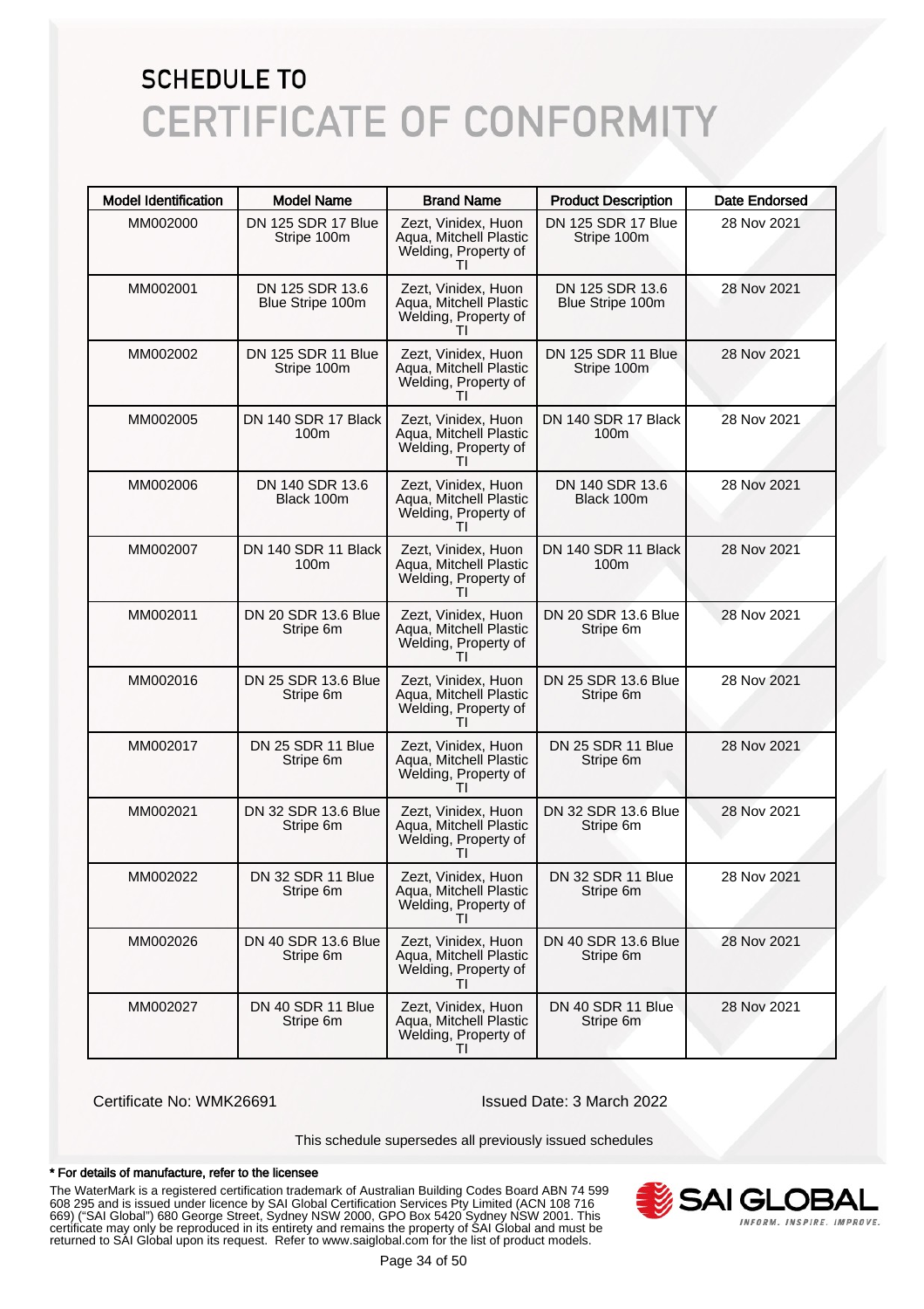# SCHEDULE TO
# CERTIFICATE OF CONFORMITY

| Model Identification | Model Name | Brand Name | Product Description | Date Endorsed |
|---|---|---|---|---|
| MM002000 | DN 125 SDR 17 Blue Stripe 100m | Zezt, Vinidex, Huon Aqua, Mitchell Plastic Welding, Property of TI | DN 125 SDR 17 Blue Stripe 100m | 28 Nov 2021 |
| MM002001 | DN 125 SDR 13.6 Blue Stripe 100m | Zezt, Vinidex, Huon Aqua, Mitchell Plastic Welding, Property of TI | DN 125 SDR 13.6 Blue Stripe 100m | 28 Nov 2021 |
| MM002002 | DN 125 SDR 11 Blue Stripe 100m | Zezt, Vinidex, Huon Aqua, Mitchell Plastic Welding, Property of TI | DN 125 SDR 11 Blue Stripe 100m | 28 Nov 2021 |
| MM002005 | DN 140 SDR 17 Black 100m | Zezt, Vinidex, Huon Aqua, Mitchell Plastic Welding, Property of TI | DN 140 SDR 17 Black 100m | 28 Nov 2021 |
| MM002006 | DN 140 SDR 13.6 Black 100m | Zezt, Vinidex, Huon Aqua, Mitchell Plastic Welding, Property of TI | DN 140 SDR 13.6 Black 100m | 28 Nov 2021 |
| MM002007 | DN 140 SDR 11 Black 100m | Zezt, Vinidex, Huon Aqua, Mitchell Plastic Welding, Property of TI | DN 140 SDR 11 Black 100m | 28 Nov 2021 |
| MM002011 | DN 20 SDR 13.6 Blue Stripe 6m | Zezt, Vinidex, Huon Aqua, Mitchell Plastic Welding, Property of TI | DN 20 SDR 13.6 Blue Stripe 6m | 28 Nov 2021 |
| MM002016 | DN 25 SDR 13.6 Blue Stripe 6m | Zezt, Vinidex, Huon Aqua, Mitchell Plastic Welding, Property of TI | DN 25 SDR 13.6 Blue Stripe 6m | 28 Nov 2021 |
| MM002017 | DN 25 SDR 11 Blue Stripe 6m | Zezt, Vinidex, Huon Aqua, Mitchell Plastic Welding, Property of TI | DN 25 SDR 11 Blue Stripe 6m | 28 Nov 2021 |
| MM002021 | DN 32 SDR 13.6 Blue Stripe 6m | Zezt, Vinidex, Huon Aqua, Mitchell Plastic Welding, Property of TI | DN 32 SDR 13.6 Blue Stripe 6m | 28 Nov 2021 |
| MM002022 | DN 32 SDR 11 Blue Stripe 6m | Zezt, Vinidex, Huon Aqua, Mitchell Plastic Welding, Property of TI | DN 32 SDR 11 Blue Stripe 6m | 28 Nov 2021 |
| MM002026 | DN 40 SDR 13.6 Blue Stripe 6m | Zezt, Vinidex, Huon Aqua, Mitchell Plastic Welding, Property of TI | DN 40 SDR 13.6 Blue Stripe 6m | 28 Nov 2021 |
| MM002027 | DN 40 SDR 11 Blue Stripe 6m | Zezt, Vinidex, Huon Aqua, Mitchell Plastic Welding, Property of TI | DN 40 SDR 11 Blue Stripe 6m | 28 Nov 2021 |

Certificate No: WMK26691

Issued Date: 3 March 2022

This schedule supersedes all previously issued schedules

**\* For details of manufacture, refer to the licensee**

The WaterMark is a registered certification trademark of Australian Building Codes Board ABN 74 599 608 295 and is issued under licence by SAI Global Certification Services Pty Limited (ACN 108 716 669) ("SAI Global") 680 George Street, Sydney NSW 2000, GPO Box 5420 Sydney NSW 2001. This certificate may only be reproduced in its entirety and remains the property of SAI Global and must be returned to SAI Global upon its request. Refer to www.saiglobal.com for the list of product models.

SAI GLOBAL
INFORM. INSPIRE. IMPROVE.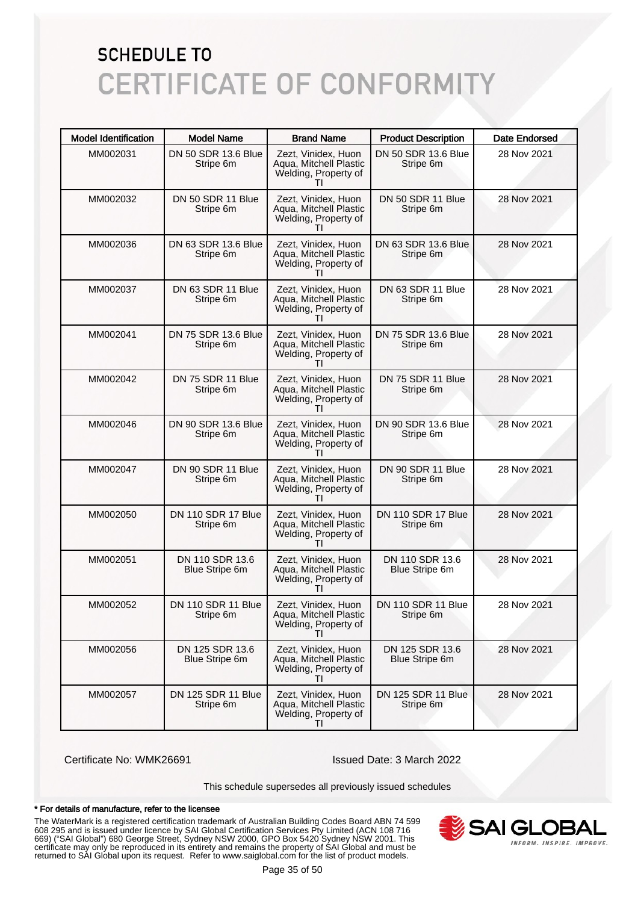# SCHEDULE TO
# CERTIFICATE OF CONFORMITY

| Model Identification | Model Name | Brand Name | Product Description | Date Endorsed |
|---|---|---|---|---|
| MM002031 | DN 50 SDR 13.6 Blue Stripe 6m | Zezt, Vinidex, Huon Aqua, Mitchell Plastic Welding, Property of TI | DN 50 SDR 13.6 Blue Stripe 6m | 28 Nov 2021 |
| MM002032 | DN 50 SDR 11 Blue Stripe 6m | Zezt, Vinidex, Huon Aqua, Mitchell Plastic Welding, Property of TI | DN 50 SDR 11 Blue Stripe 6m | 28 Nov 2021 |
| MM002036 | DN 63 SDR 13.6 Blue Stripe 6m | Zezt, Vinidex, Huon Aqua, Mitchell Plastic Welding, Property of TI | DN 63 SDR 13.6 Blue Stripe 6m | 28 Nov 2021 |
| MM002037 | DN 63 SDR 11 Blue Stripe 6m | Zezt, Vinidex, Huon Aqua, Mitchell Plastic Welding, Property of TI | DN 63 SDR 11 Blue Stripe 6m | 28 Nov 2021 |
| MM002041 | DN 75 SDR 13.6 Blue Stripe 6m | Zezt, Vinidex, Huon Aqua, Mitchell Plastic Welding, Property of TI | DN 75 SDR 13.6 Blue Stripe 6m | 28 Nov 2021 |
| MM002042 | DN 75 SDR 11 Blue Stripe 6m | Zezt, Vinidex, Huon Aqua, Mitchell Plastic Welding, Property of TI | DN 75 SDR 11 Blue Stripe 6m | 28 Nov 2021 |
| MM002046 | DN 90 SDR 13.6 Blue Stripe 6m | Zezt, Vinidex, Huon Aqua, Mitchell Plastic Welding, Property of TI | DN 90 SDR 13.6 Blue Stripe 6m | 28 Nov 2021 |
| MM002047 | DN 90 SDR 11 Blue Stripe 6m | Zezt, Vinidex, Huon Aqua, Mitchell Plastic Welding, Property of TI | DN 90 SDR 11 Blue Stripe 6m | 28 Nov 2021 |
| MM002050 | DN 110 SDR 17 Blue Stripe 6m | Zezt, Vinidex, Huon Aqua, Mitchell Plastic Welding, Property of TI | DN 110 SDR 17 Blue Stripe 6m | 28 Nov 2021 |
| MM002051 | DN 110 SDR 13.6 Blue Stripe 6m | Zezt, Vinidex, Huon Aqua, Mitchell Plastic Welding, Property of TI | DN 110 SDR 13.6 Blue Stripe 6m | 28 Nov 2021 |
| MM002052 | DN 110 SDR 11 Blue Stripe 6m | Zezt, Vinidex, Huon Aqua, Mitchell Plastic Welding, Property of TI | DN 110 SDR 11 Blue Stripe 6m | 28 Nov 2021 |
| MM002056 | DN 125 SDR 13.6 Blue Stripe 6m | Zezt, Vinidex, Huon Aqua, Mitchell Plastic Welding, Property of TI | DN 125 SDR 13.6 Blue Stripe 6m | 28 Nov 2021 |
| MM002057 | DN 125 SDR 11 Blue Stripe 6m | Zezt, Vinidex, Huon Aqua, Mitchell Plastic Welding, Property of TI | DN 125 SDR 11 Blue Stripe 6m | 28 Nov 2021 |

Certificate No: WMK26691

Issued Date: 3 March 2022

This schedule supersedes all previously issued schedules

**\* For details of manufacture, refer to the licensee**

The WaterMark is a registered certification trademark of Australian Building Codes Board ABN 74 599 608 295 and is issued under licence by SAI Global Certification Services Pty Limited (ACN 108 716 669) ("SAI Global") 680 George Street, Sydney NSW 2000, GPO Box 5420 Sydney NSW 2001. This certificate may only be reproduced in its entirety and remains the property of SAI Global and must be returned to SAI Global upon its request. Refer to www.saiglobal.com for the list of product models.

SAI GLOBAL — INFORM. INSPIRE. IMPROVE.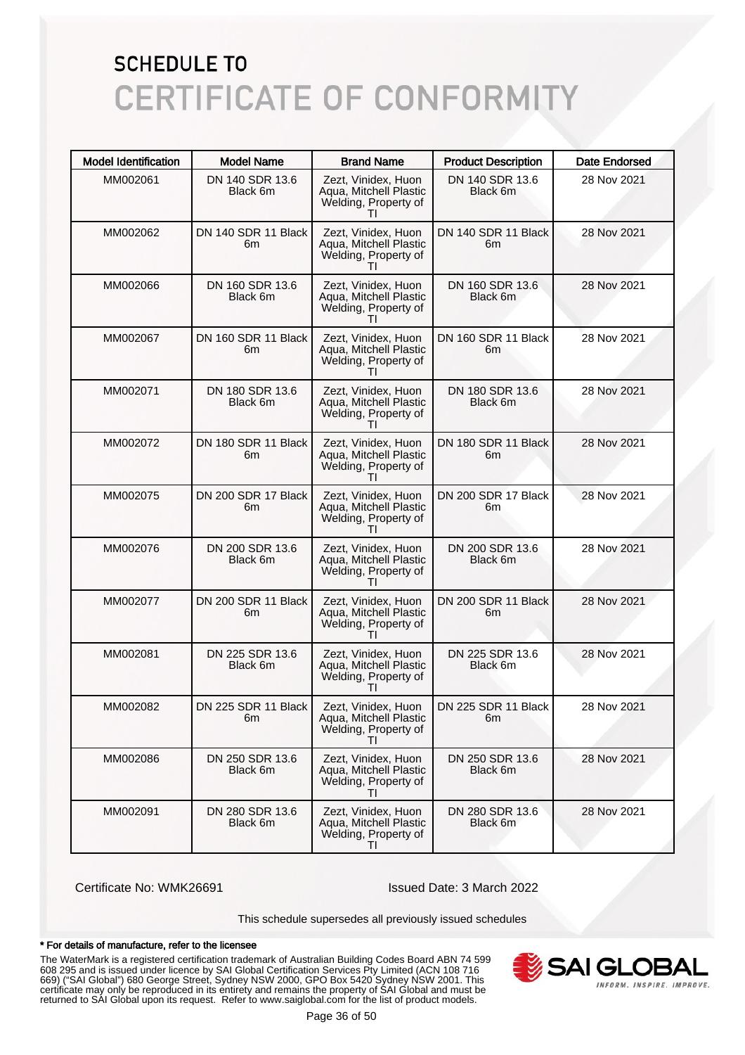# SCHEDULE TO
# CERTIFICATE OF CONFORMITY

| Model Identification | Model Name | Brand Name | Product Description | Date Endorsed |
|---|---|---|---|---|
| MM002061 | DN 140 SDR 13.6 Black 6m | Zezt, Vinidex, Huon Aqua, Mitchell Plastic Welding, Property of TI | DN 140 SDR 13.6 Black 6m | 28 Nov 2021 |
| MM002062 | DN 140 SDR 11 Black 6m | Zezt, Vinidex, Huon Aqua, Mitchell Plastic Welding, Property of TI | DN 140 SDR 11 Black 6m | 28 Nov 2021 |
| MM002066 | DN 160 SDR 13.6 Black 6m | Zezt, Vinidex, Huon Aqua, Mitchell Plastic Welding, Property of TI | DN 160 SDR 13.6 Black 6m | 28 Nov 2021 |
| MM002067 | DN 160 SDR 11 Black 6m | Zezt, Vinidex, Huon Aqua, Mitchell Plastic Welding, Property of TI | DN 160 SDR 11 Black 6m | 28 Nov 2021 |
| MM002071 | DN 180 SDR 13.6 Black 6m | Zezt, Vinidex, Huon Aqua, Mitchell Plastic Welding, Property of TI | DN 180 SDR 13.6 Black 6m | 28 Nov 2021 |
| MM002072 | DN 180 SDR 11 Black 6m | Zezt, Vinidex, Huon Aqua, Mitchell Plastic Welding, Property of TI | DN 180 SDR 11 Black 6m | 28 Nov 2021 |
| MM002075 | DN 200 SDR 17 Black 6m | Zezt, Vinidex, Huon Aqua, Mitchell Plastic Welding, Property of TI | DN 200 SDR 17 Black 6m | 28 Nov 2021 |
| MM002076 | DN 200 SDR 13.6 Black 6m | Zezt, Vinidex, Huon Aqua, Mitchell Plastic Welding, Property of TI | DN 200 SDR 13.6 Black 6m | 28 Nov 2021 |
| MM002077 | DN 200 SDR 11 Black 6m | Zezt, Vinidex, Huon Aqua, Mitchell Plastic Welding, Property of TI | DN 200 SDR 11 Black 6m | 28 Nov 2021 |
| MM002081 | DN 225 SDR 13.6 Black 6m | Zezt, Vinidex, Huon Aqua, Mitchell Plastic Welding, Property of TI | DN 225 SDR 13.6 Black 6m | 28 Nov 2021 |
| MM002082 | DN 225 SDR 11 Black 6m | Zezt, Vinidex, Huon Aqua, Mitchell Plastic Welding, Property of TI | DN 225 SDR 11 Black 6m | 28 Nov 2021 |
| MM002086 | DN 250 SDR 13.6 Black 6m | Zezt, Vinidex, Huon Aqua, Mitchell Plastic Welding, Property of TI | DN 250 SDR 13.6 Black 6m | 28 Nov 2021 |
| MM002091 | DN 280 SDR 13.6 Black 6m | Zezt, Vinidex, Huon Aqua, Mitchell Plastic Welding, Property of TI | DN 280 SDR 13.6 Black 6m | 28 Nov 2021 |

Certificate No: WMK26691

Issued Date: 3 March 2022

This schedule supersedes all previously issued schedules

**\* For details of manufacture, refer to the licensee**

The WaterMark is a registered certification trademark of Australian Building Codes Board ABN 74 599 608 295 and is issued under licence by SAI Global Certification Services Pty Limited (ACN 108 716 669) ("SAI Global") 680 George Street, Sydney NSW 2000, GPO Box 5420 Sydney NSW 2001. This certificate may only be reproduced in its entirety and remains the property of SAI Global and must be returned to SAI Global upon its request. Refer to www.saiglobal.com for the list of product models.

SAI GLOBAL
INFORM. INSPIRE. IMPROVE.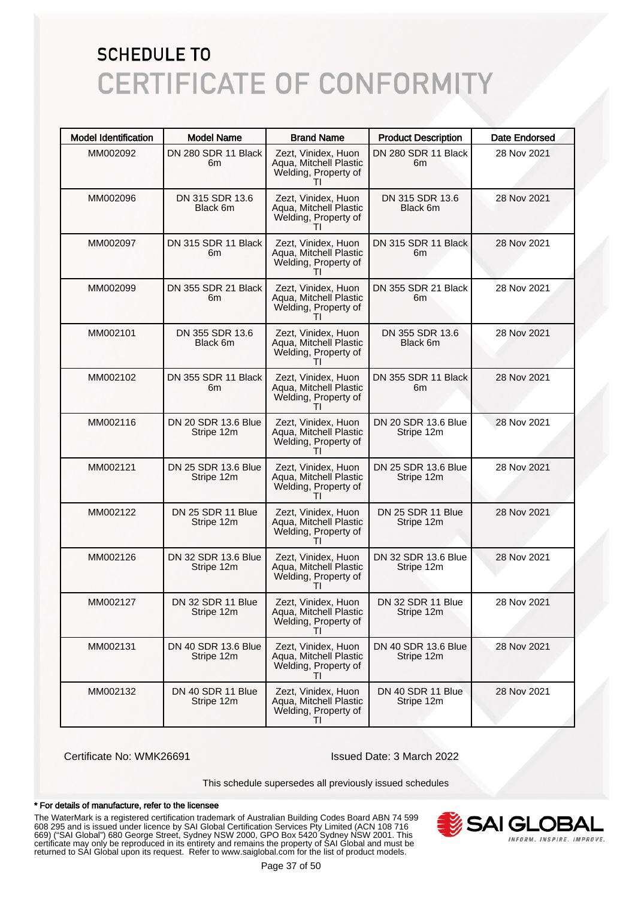# SCHEDULE TO
# CERTIFICATE OF CONFORMITY

| Model Identification | Model Name | Brand Name | Product Description | Date Endorsed |
|---|---|---|---|---|
| MM002092 | DN 280 SDR 11 Black 6m | Zezt, Vinidex, Huon Aqua, Mitchell Plastic Welding, Property of TI | DN 280 SDR 11 Black 6m | 28 Nov 2021 |
| MM002096 | DN 315 SDR 13.6 Black 6m | Zezt, Vinidex, Huon Aqua, Mitchell Plastic Welding, Property of TI | DN 315 SDR 13.6 Black 6m | 28 Nov 2021 |
| MM002097 | DN 315 SDR 11 Black 6m | Zezt, Vinidex, Huon Aqua, Mitchell Plastic Welding, Property of TI | DN 315 SDR 11 Black 6m | 28 Nov 2021 |
| MM002099 | DN 355 SDR 21 Black 6m | Zezt, Vinidex, Huon Aqua, Mitchell Plastic Welding, Property of TI | DN 355 SDR 21 Black 6m | 28 Nov 2021 |
| MM002101 | DN 355 SDR 13.6 Black 6m | Zezt, Vinidex, Huon Aqua, Mitchell Plastic Welding, Property of TI | DN 355 SDR 13.6 Black 6m | 28 Nov 2021 |
| MM002102 | DN 355 SDR 11 Black 6m | Zezt, Vinidex, Huon Aqua, Mitchell Plastic Welding, Property of TI | DN 355 SDR 11 Black 6m | 28 Nov 2021 |
| MM002116 | DN 20 SDR 13.6 Blue Stripe 12m | Zezt, Vinidex, Huon Aqua, Mitchell Plastic Welding, Property of TI | DN 20 SDR 13.6 Blue Stripe 12m | 28 Nov 2021 |
| MM002121 | DN 25 SDR 13.6 Blue Stripe 12m | Zezt, Vinidex, Huon Aqua, Mitchell Plastic Welding, Property of TI | DN 25 SDR 13.6 Blue Stripe 12m | 28 Nov 2021 |
| MM002122 | DN 25 SDR 11 Blue Stripe 12m | Zezt, Vinidex, Huon Aqua, Mitchell Plastic Welding, Property of TI | DN 25 SDR 11 Blue Stripe 12m | 28 Nov 2021 |
| MM002126 | DN 32 SDR 13.6 Blue Stripe 12m | Zezt, Vinidex, Huon Aqua, Mitchell Plastic Welding, Property of TI | DN 32 SDR 13.6 Blue Stripe 12m | 28 Nov 2021 |
| MM002127 | DN 32 SDR 11 Blue Stripe 12m | Zezt, Vinidex, Huon Aqua, Mitchell Plastic Welding, Property of TI | DN 32 SDR 11 Blue Stripe 12m | 28 Nov 2021 |
| MM002131 | DN 40 SDR 13.6 Blue Stripe 12m | Zezt, Vinidex, Huon Aqua, Mitchell Plastic Welding, Property of TI | DN 40 SDR 13.6 Blue Stripe 12m | 28 Nov 2021 |
| MM002132 | DN 40 SDR 11 Blue Stripe 12m | Zezt, Vinidex, Huon Aqua, Mitchell Plastic Welding, Property of TI | DN 40 SDR 11 Blue Stripe 12m | 28 Nov 2021 |

Certificate No: WMK26691

Issued Date: 3 March 2022

This schedule supersedes all previously issued schedules

**\* For details of manufacture, refer to the licensee**

The WaterMark is a registered certification trademark of Australian Building Codes Board ABN 74 599 608 295 and is issued under licence by SAI Global Certification Services Pty Limited (ACN 108 716 669) ("SAI Global") 680 George Street, Sydney NSW 2000, GPO Box 5420 Sydney NSW 2001. This certificate may only be reproduced in its entirety and remains the property of SAI Global and must be returned to SAI Global upon its request. Refer to www.saiglobal.com for the list of product models.

SAI GLOBAL
INFORM. INSPIRE. IMPROVE.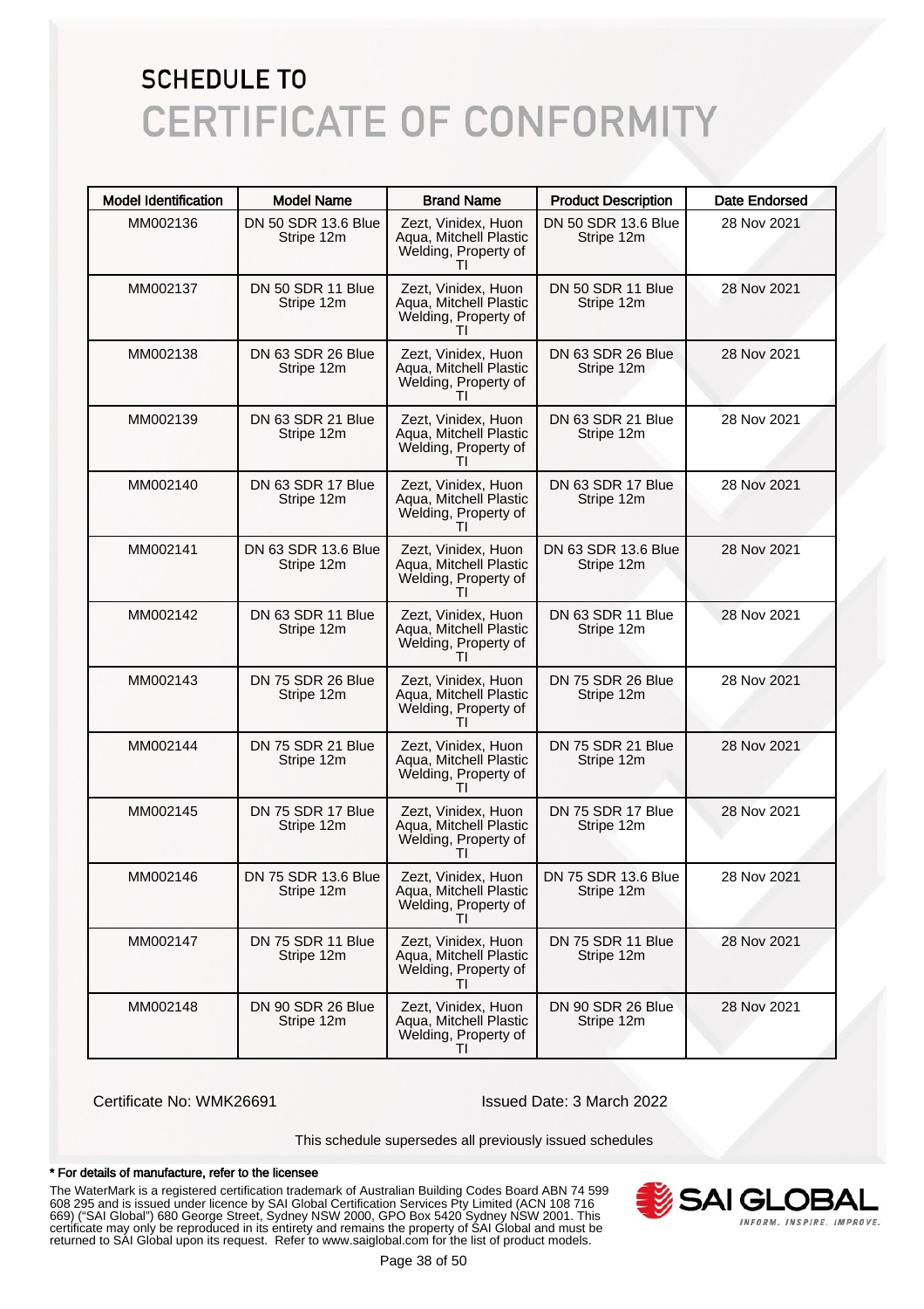# SCHEDULE TO
# CERTIFICATE OF CONFORMITY

| Model Identification | Model Name | Brand Name | Product Description | Date Endorsed |
|---|---|---|---|---|
| MM002136 | DN 50 SDR 13.6 Blue Stripe 12m | Zezt, Vinidex, Huon Aqua, Mitchell Plastic Welding, Property of TI | DN 50 SDR 13.6 Blue Stripe 12m | 28 Nov 2021 |
| MM002137 | DN 50 SDR 11 Blue Stripe 12m | Zezt, Vinidex, Huon Aqua, Mitchell Plastic Welding, Property of TI | DN 50 SDR 11 Blue Stripe 12m | 28 Nov 2021 |
| MM002138 | DN 63 SDR 26 Blue Stripe 12m | Zezt, Vinidex, Huon Aqua, Mitchell Plastic Welding, Property of TI | DN 63 SDR 26 Blue Stripe 12m | 28 Nov 2021 |
| MM002139 | DN 63 SDR 21 Blue Stripe 12m | Zezt, Vinidex, Huon Aqua, Mitchell Plastic Welding, Property of TI | DN 63 SDR 21 Blue Stripe 12m | 28 Nov 2021 |
| MM002140 | DN 63 SDR 17 Blue Stripe 12m | Zezt, Vinidex, Huon Aqua, Mitchell Plastic Welding, Property of TI | DN 63 SDR 17 Blue Stripe 12m | 28 Nov 2021 |
| MM002141 | DN 63 SDR 13.6 Blue Stripe 12m | Zezt, Vinidex, Huon Aqua, Mitchell Plastic Welding, Property of TI | DN 63 SDR 13.6 Blue Stripe 12m | 28 Nov 2021 |
| MM002142 | DN 63 SDR 11 Blue Stripe 12m | Zezt, Vinidex, Huon Aqua, Mitchell Plastic Welding, Property of TI | DN 63 SDR 11 Blue Stripe 12m | 28 Nov 2021 |
| MM002143 | DN 75 SDR 26 Blue Stripe 12m | Zezt, Vinidex, Huon Aqua, Mitchell Plastic Welding, Property of TI | DN 75 SDR 26 Blue Stripe 12m | 28 Nov 2021 |
| MM002144 | DN 75 SDR 21 Blue Stripe 12m | Zezt, Vinidex, Huon Aqua, Mitchell Plastic Welding, Property of TI | DN 75 SDR 21 Blue Stripe 12m | 28 Nov 2021 |
| MM002145 | DN 75 SDR 17 Blue Stripe 12m | Zezt, Vinidex, Huon Aqua, Mitchell Plastic Welding, Property of TI | DN 75 SDR 17 Blue Stripe 12m | 28 Nov 2021 |
| MM002146 | DN 75 SDR 13.6 Blue Stripe 12m | Zezt, Vinidex, Huon Aqua, Mitchell Plastic Welding, Property of TI | DN 75 SDR 13.6 Blue Stripe 12m | 28 Nov 2021 |
| MM002147 | DN 75 SDR 11 Blue Stripe 12m | Zezt, Vinidex, Huon Aqua, Mitchell Plastic Welding, Property of TI | DN 75 SDR 11 Blue Stripe 12m | 28 Nov 2021 |
| MM002148 | DN 90 SDR 26 Blue Stripe 12m | Zezt, Vinidex, Huon Aqua, Mitchell Plastic Welding, Property of TI | DN 90 SDR 26 Blue Stripe 12m | 28 Nov 2021 |

Certificate No: WMK26691

Issued Date: 3 March 2022

This schedule supersedes all previously issued schedules

**\* For details of manufacture, refer to the licensee**

The WaterMark is a registered certification trademark of Australian Building Codes Board ABN 74 599 608 295 and is issued under licence by SAI Global Certification Services Pty Limited (ACN 108 716 669) ("SAI Global") 680 George Street, Sydney NSW 2000, GPO Box 5420 Sydney NSW 2001. This certificate may only be reproduced in its entirety and remains the property of SAI Global and must be returned to SAI Global upon its request. Refer to www.saiglobal.com for the list of product models.

SAI GLOBAL — INFORM. INSPIRE. IMPROVE.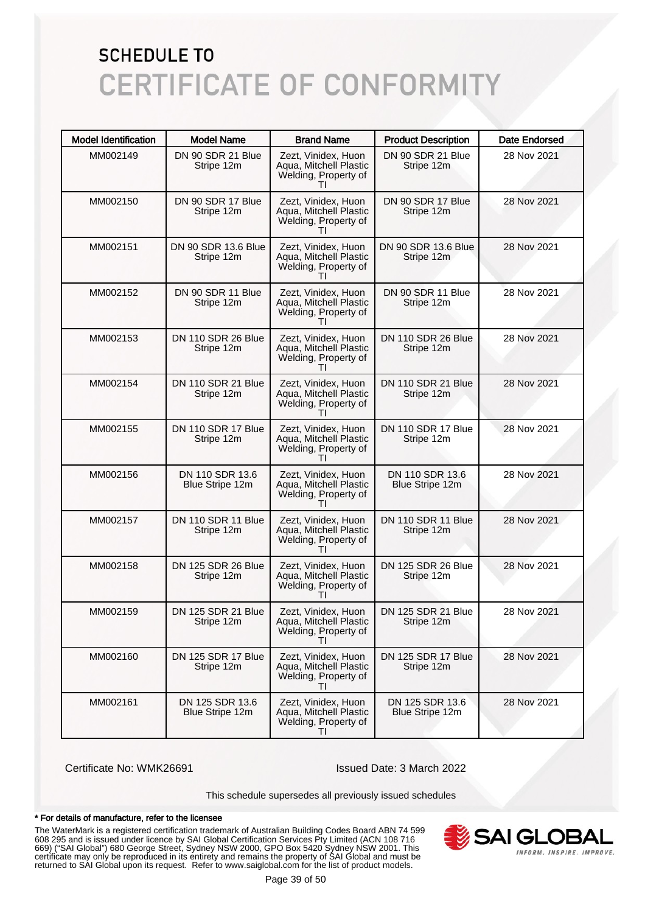# SCHEDULE TO
# CERTIFICATE OF CONFORMITY

| Model Identification | Model Name | Brand Name | Product Description | Date Endorsed |
|---|---|---|---|---|
| MM002149 | DN 90 SDR 21 Blue Stripe 12m | Zezt, Vinidex, Huon Aqua, Mitchell Plastic Welding, Property of TI | DN 90 SDR 21 Blue Stripe 12m | 28 Nov 2021 |
| MM002150 | DN 90 SDR 17 Blue Stripe 12m | Zezt, Vinidex, Huon Aqua, Mitchell Plastic Welding, Property of TI | DN 90 SDR 17 Blue Stripe 12m | 28 Nov 2021 |
| MM002151 | DN 90 SDR 13.6 Blue Stripe 12m | Zezt, Vinidex, Huon Aqua, Mitchell Plastic Welding, Property of TI | DN 90 SDR 13.6 Blue Stripe 12m | 28 Nov 2021 |
| MM002152 | DN 90 SDR 11 Blue Stripe 12m | Zezt, Vinidex, Huon Aqua, Mitchell Plastic Welding, Property of TI | DN 90 SDR 11 Blue Stripe 12m | 28 Nov 2021 |
| MM002153 | DN 110 SDR 26 Blue Stripe 12m | Zezt, Vinidex, Huon Aqua, Mitchell Plastic Welding, Property of TI | DN 110 SDR 26 Blue Stripe 12m | 28 Nov 2021 |
| MM002154 | DN 110 SDR 21 Blue Stripe 12m | Zezt, Vinidex, Huon Aqua, Mitchell Plastic Welding, Property of TI | DN 110 SDR 21 Blue Stripe 12m | 28 Nov 2021 |
| MM002155 | DN 110 SDR 17 Blue Stripe 12m | Zezt, Vinidex, Huon Aqua, Mitchell Plastic Welding, Property of TI | DN 110 SDR 17 Blue Stripe 12m | 28 Nov 2021 |
| MM002156 | DN 110 SDR 13.6 Blue Stripe 12m | Zezt, Vinidex, Huon Aqua, Mitchell Plastic Welding, Property of TI | DN 110 SDR 13.6 Blue Stripe 12m | 28 Nov 2021 |
| MM002157 | DN 110 SDR 11 Blue Stripe 12m | Zezt, Vinidex, Huon Aqua, Mitchell Plastic Welding, Property of TI | DN 110 SDR 11 Blue Stripe 12m | 28 Nov 2021 |
| MM002158 | DN 125 SDR 26 Blue Stripe 12m | Zezt, Vinidex, Huon Aqua, Mitchell Plastic Welding, Property of TI | DN 125 SDR 26 Blue Stripe 12m | 28 Nov 2021 |
| MM002159 | DN 125 SDR 21 Blue Stripe 12m | Zezt, Vinidex, Huon Aqua, Mitchell Plastic Welding, Property of TI | DN 125 SDR 21 Blue Stripe 12m | 28 Nov 2021 |
| MM002160 | DN 125 SDR 17 Blue Stripe 12m | Zezt, Vinidex, Huon Aqua, Mitchell Plastic Welding, Property of TI | DN 125 SDR 17 Blue Stripe 12m | 28 Nov 2021 |
| MM002161 | DN 125 SDR 13.6 Blue Stripe 12m | Zezt, Vinidex, Huon Aqua, Mitchell Plastic Welding, Property of TI | DN 125 SDR 13.6 Blue Stripe 12m | 28 Nov 2021 |

Certificate No: WMK26691

Issued Date: 3 March 2022

This schedule supersedes all previously issued schedules

**\* For details of manufacture, refer to the licensee**

The WaterMark is a registered certification trademark of Australian Building Codes Board ABN 74 599 608 295 and is issued under licence by SAI Global Certification Services Pty Limited (ACN 108 716 669) ("SAI Global") 680 George Street, Sydney NSW 2000, GPO Box 5420 Sydney NSW 2001. This certificate may only be reproduced in its entirety and remains the property of SAI Global and must be returned to SAI Global upon its request. Refer to www.saiglobal.com for the list of product models.

SAI GLOBAL — INFORM. INSPIRE. IMPROVE.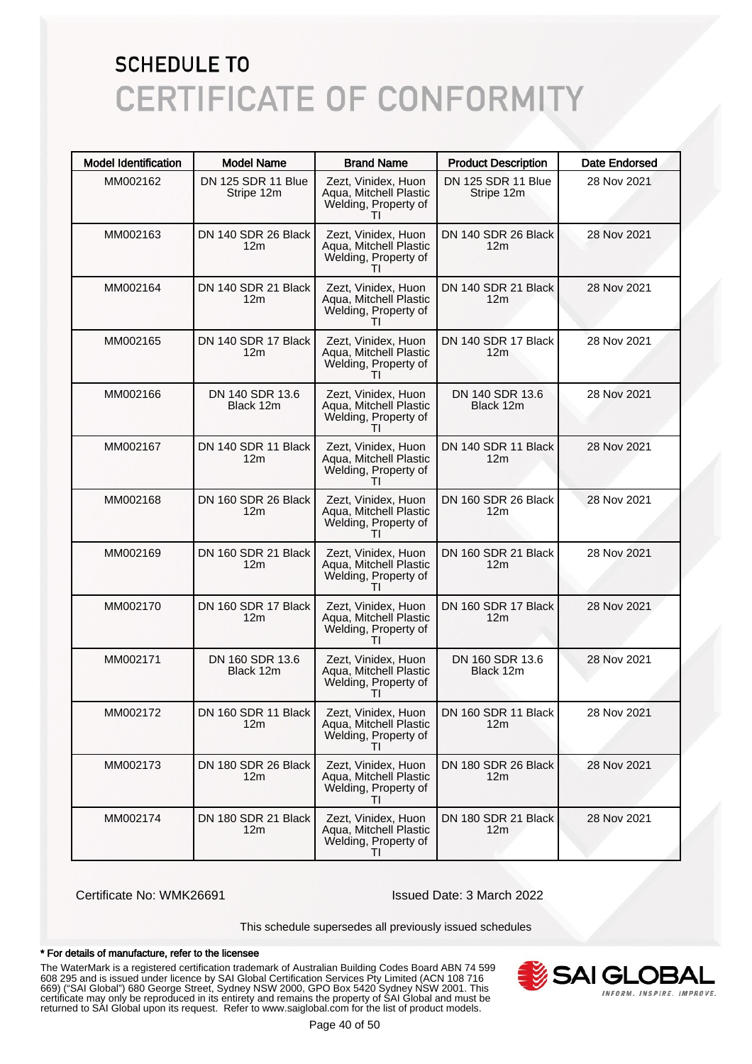# SCHEDULE TO

# CERTIFICATE OF CONFORMITY

| Model Identification | Model Name | Brand Name | Product Description | Date Endorsed |
|---|---|---|---|---|
| MM002162 | DN 125 SDR 11 Blue Stripe 12m | Zezt, Vinidex, Huon Aqua, Mitchell Plastic Welding, Property of TI | DN 125 SDR 11 Blue Stripe 12m | 28 Nov 2021 |
| MM002163 | DN 140 SDR 26 Black 12m | Zezt, Vinidex, Huon Aqua, Mitchell Plastic Welding, Property of TI | DN 140 SDR 26 Black 12m | 28 Nov 2021 |
| MM002164 | DN 140 SDR 21 Black 12m | Zezt, Vinidex, Huon Aqua, Mitchell Plastic Welding, Property of TI | DN 140 SDR 21 Black 12m | 28 Nov 2021 |
| MM002165 | DN 140 SDR 17 Black 12m | Zezt, Vinidex, Huon Aqua, Mitchell Plastic Welding, Property of TI | DN 140 SDR 17 Black 12m | 28 Nov 2021 |
| MM002166 | DN 140 SDR 13.6 Black 12m | Zezt, Vinidex, Huon Aqua, Mitchell Plastic Welding, Property of TI | DN 140 SDR 13.6 Black 12m | 28 Nov 2021 |
| MM002167 | DN 140 SDR 11 Black 12m | Zezt, Vinidex, Huon Aqua, Mitchell Plastic Welding, Property of TI | DN 140 SDR 11 Black 12m | 28 Nov 2021 |
| MM002168 | DN 160 SDR 26 Black 12m | Zezt, Vinidex, Huon Aqua, Mitchell Plastic Welding, Property of TI | DN 160 SDR 26 Black 12m | 28 Nov 2021 |
| MM002169 | DN 160 SDR 21 Black 12m | Zezt, Vinidex, Huon Aqua, Mitchell Plastic Welding, Property of TI | DN 160 SDR 21 Black 12m | 28 Nov 2021 |
| MM002170 | DN 160 SDR 17 Black 12m | Zezt, Vinidex, Huon Aqua, Mitchell Plastic Welding, Property of TI | DN 160 SDR 17 Black 12m | 28 Nov 2021 |
| MM002171 | DN 160 SDR 13.6 Black 12m | Zezt, Vinidex, Huon Aqua, Mitchell Plastic Welding, Property of TI | DN 160 SDR 13.6 Black 12m | 28 Nov 2021 |
| MM002172 | DN 160 SDR 11 Black 12m | Zezt, Vinidex, Huon Aqua, Mitchell Plastic Welding, Property of TI | DN 160 SDR 11 Black 12m | 28 Nov 2021 |
| MM002173 | DN 180 SDR 26 Black 12m | Zezt, Vinidex, Huon Aqua, Mitchell Plastic Welding, Property of TI | DN 180 SDR 26 Black 12m | 28 Nov 2021 |
| MM002174 | DN 180 SDR 21 Black 12m | Zezt, Vinidex, Huon Aqua, Mitchell Plastic Welding, Property of TI | DN 180 SDR 21 Black 12m | 28 Nov 2021 |

Certificate No: WMK26691

Issued Date: 3 March 2022

This schedule supersedes all previously issued schedules

**\* For details of manufacture, refer to the licensee**

The WaterMark is a registered certification trademark of Australian Building Codes Board ABN 74 599 608 295 and is issued under licence by SAI Global Certification Services Pty Limited (ACN 108 716 669) ("SAI Global") 680 George Street, Sydney NSW 2000, GPO Box 5420 Sydney NSW 2001. This certificate may only be reproduced in its entirety and remains the property of SAI Global and must be returned to SAI Global upon its request. Refer to www.saiglobal.com for the list of product models.

SAI GLOBAL
INFORM. INSPIRE. IMPROVE.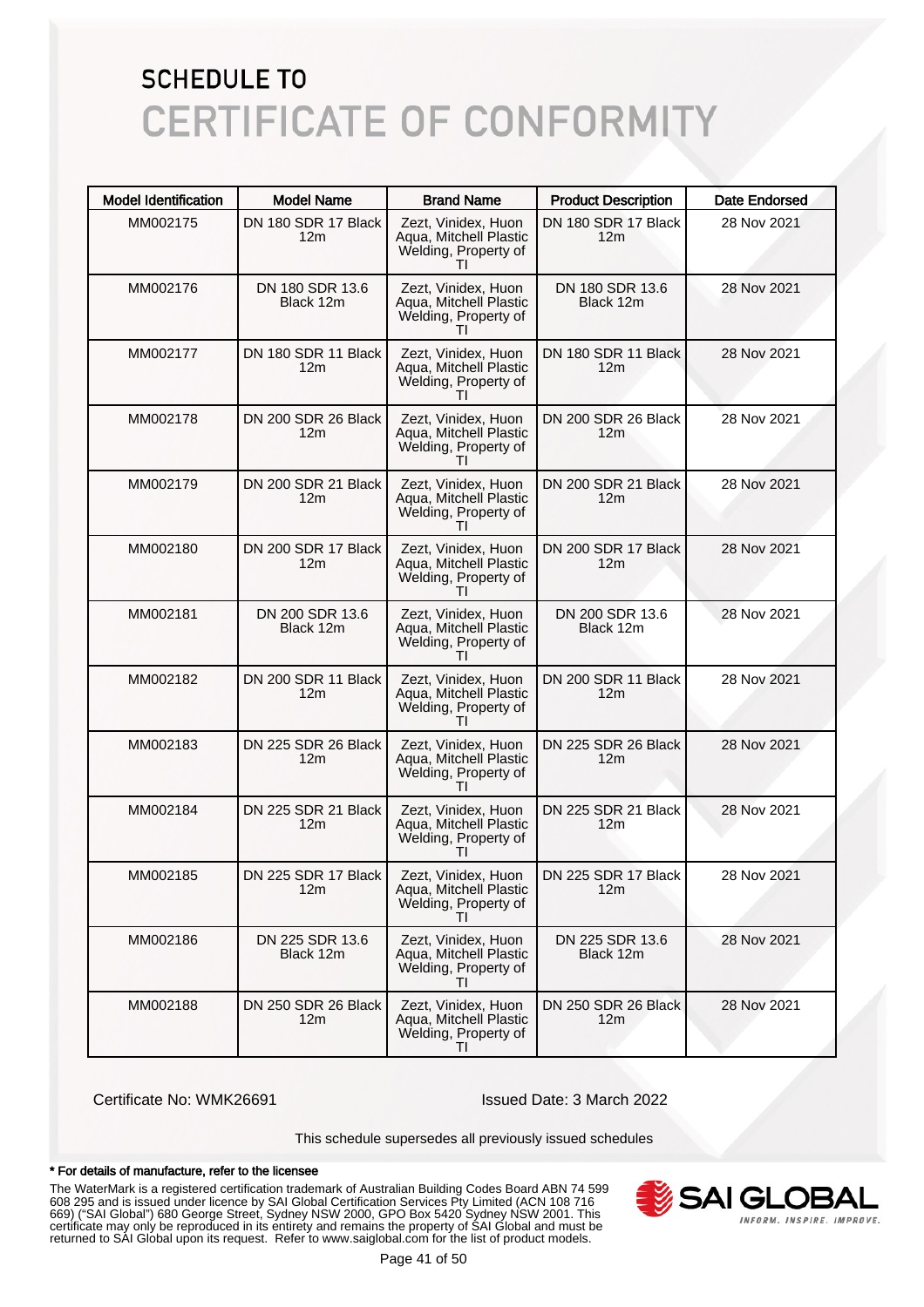# SCHEDULE TO
# CERTIFICATE OF CONFORMITY

| Model Identification | Model Name | Brand Name | Product Description | Date Endorsed |
|---|---|---|---|---|
| MM002175 | DN 180 SDR 17 Black 12m | Zezt, Vinidex, Huon Aqua, Mitchell Plastic Welding, Property of TI | DN 180 SDR 17 Black 12m | 28 Nov 2021 |
| MM002176 | DN 180 SDR 13.6 Black 12m | Zezt, Vinidex, Huon Aqua, Mitchell Plastic Welding, Property of TI | DN 180 SDR 13.6 Black 12m | 28 Nov 2021 |
| MM002177 | DN 180 SDR 11 Black 12m | Zezt, Vinidex, Huon Aqua, Mitchell Plastic Welding, Property of TI | DN 180 SDR 11 Black 12m | 28 Nov 2021 |
| MM002178 | DN 200 SDR 26 Black 12m | Zezt, Vinidex, Huon Aqua, Mitchell Plastic Welding, Property of TI | DN 200 SDR 26 Black 12m | 28 Nov 2021 |
| MM002179 | DN 200 SDR 21 Black 12m | Zezt, Vinidex, Huon Aqua, Mitchell Plastic Welding, Property of TI | DN 200 SDR 21 Black 12m | 28 Nov 2021 |
| MM002180 | DN 200 SDR 17 Black 12m | Zezt, Vinidex, Huon Aqua, Mitchell Plastic Welding, Property of TI | DN 200 SDR 17 Black 12m | 28 Nov 2021 |
| MM002181 | DN 200 SDR 13.6 Black 12m | Zezt, Vinidex, Huon Aqua, Mitchell Plastic Welding, Property of TI | DN 200 SDR 13.6 Black 12m | 28 Nov 2021 |
| MM002182 | DN 200 SDR 11 Black 12m | Zezt, Vinidex, Huon Aqua, Mitchell Plastic Welding, Property of TI | DN 200 SDR 11 Black 12m | 28 Nov 2021 |
| MM002183 | DN 225 SDR 26 Black 12m | Zezt, Vinidex, Huon Aqua, Mitchell Plastic Welding, Property of TI | DN 225 SDR 26 Black 12m | 28 Nov 2021 |
| MM002184 | DN 225 SDR 21 Black 12m | Zezt, Vinidex, Huon Aqua, Mitchell Plastic Welding, Property of TI | DN 225 SDR 21 Black 12m | 28 Nov 2021 |
| MM002185 | DN 225 SDR 17 Black 12m | Zezt, Vinidex, Huon Aqua, Mitchell Plastic Welding, Property of TI | DN 225 SDR 17 Black 12m | 28 Nov 2021 |
| MM002186 | DN 225 SDR 13.6 Black 12m | Zezt, Vinidex, Huon Aqua, Mitchell Plastic Welding, Property of TI | DN 225 SDR 13.6 Black 12m | 28 Nov 2021 |
| MM002188 | DN 250 SDR 26 Black 12m | Zezt, Vinidex, Huon Aqua, Mitchell Plastic Welding, Property of TI | DN 250 SDR 26 Black 12m | 28 Nov 2021 |

Certificate No: WMK26691

Issued Date: 3 March 2022

This schedule supersedes all previously issued schedules

**\* For details of manufacture, refer to the licensee**

The WaterMark is a registered certification trademark of Australian Building Codes Board ABN 74 599 608 295 and is issued under licence by SAI Global Certification Services Pty Limited (ACN 108 716 669) ("SAI Global") 680 George Street, Sydney NSW 2000, GPO Box 5420 Sydney NSW 2001. This certificate may only be reproduced in its entirety and remains the property of SAI Global and must be returned to SAI Global upon its request. Refer to www.saiglobal.com for the list of product models.

SAI GLOBAL
INFORM. INSPIRE. IMPROVE.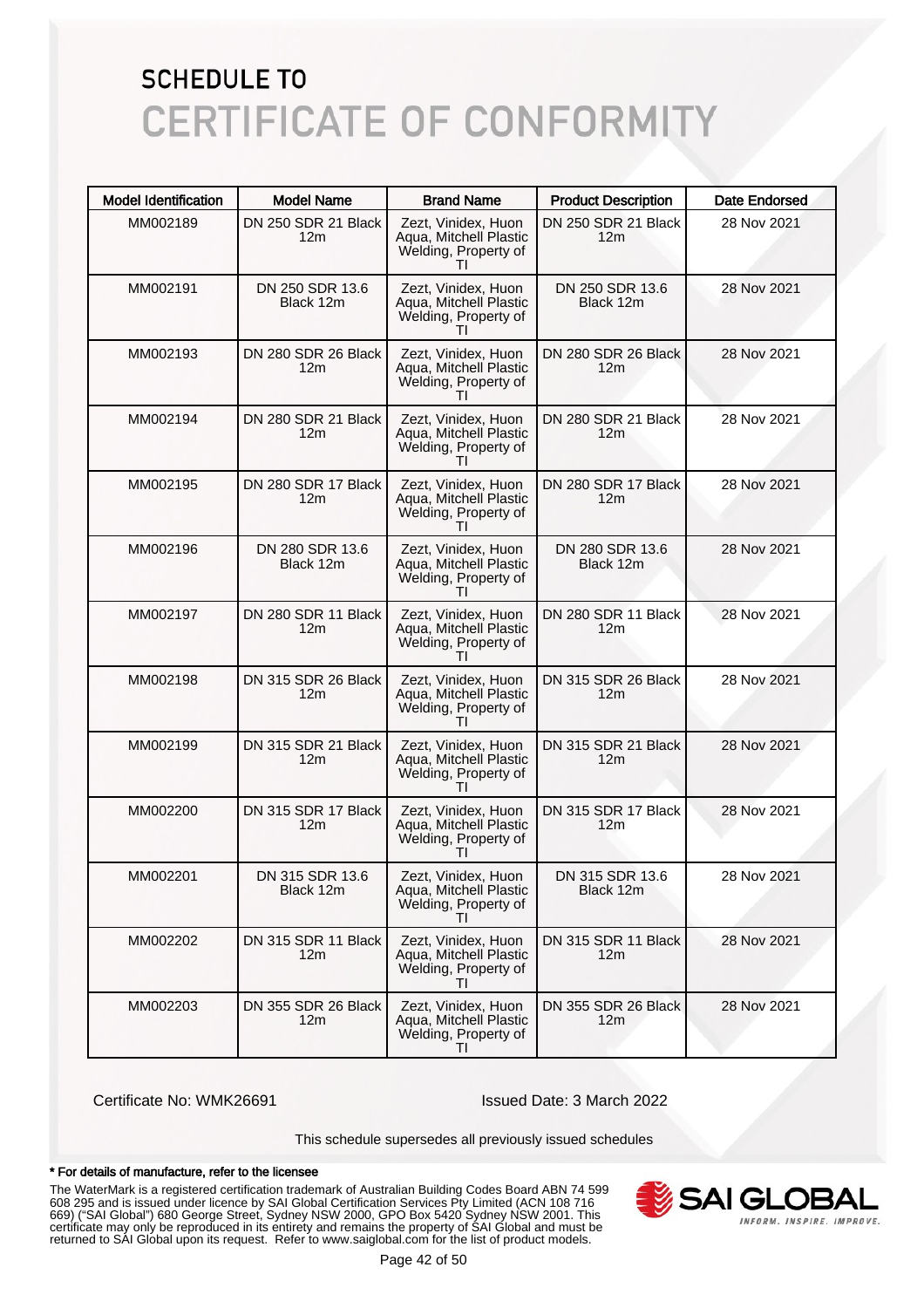# SCHEDULE TO

# CERTIFICATE OF CONFORMITY

| Model Identification | Model Name | Brand Name | Product Description | Date Endorsed |
|---|---|---|---|---|
| MM002189 | DN 250 SDR 21 Black 12m | Zezt, Vinidex, Huon Aqua, Mitchell Plastic Welding, Property of TI | DN 250 SDR 21 Black 12m | 28 Nov 2021 |
| MM002191 | DN 250 SDR 13.6 Black 12m | Zezt, Vinidex, Huon Aqua, Mitchell Plastic Welding, Property of TI | DN 250 SDR 13.6 Black 12m | 28 Nov 2021 |
| MM002193 | DN 280 SDR 26 Black 12m | Zezt, Vinidex, Huon Aqua, Mitchell Plastic Welding, Property of TI | DN 280 SDR 26 Black 12m | 28 Nov 2021 |
| MM002194 | DN 280 SDR 21 Black 12m | Zezt, Vinidex, Huon Aqua, Mitchell Plastic Welding, Property of TI | DN 280 SDR 21 Black 12m | 28 Nov 2021 |
| MM002195 | DN 280 SDR 17 Black 12m | Zezt, Vinidex, Huon Aqua, Mitchell Plastic Welding, Property of TI | DN 280 SDR 17 Black 12m | 28 Nov 2021 |
| MM002196 | DN 280 SDR 13.6 Black 12m | Zezt, Vinidex, Huon Aqua, Mitchell Plastic Welding, Property of TI | DN 280 SDR 13.6 Black 12m | 28 Nov 2021 |
| MM002197 | DN 280 SDR 11 Black 12m | Zezt, Vinidex, Huon Aqua, Mitchell Plastic Welding, Property of TI | DN 280 SDR 11 Black 12m | 28 Nov 2021 |
| MM002198 | DN 315 SDR 26 Black 12m | Zezt, Vinidex, Huon Aqua, Mitchell Plastic Welding, Property of TI | DN 315 SDR 26 Black 12m | 28 Nov 2021 |
| MM002199 | DN 315 SDR 21 Black 12m | Zezt, Vinidex, Huon Aqua, Mitchell Plastic Welding, Property of TI | DN 315 SDR 21 Black 12m | 28 Nov 2021 |
| MM002200 | DN 315 SDR 17 Black 12m | Zezt, Vinidex, Huon Aqua, Mitchell Plastic Welding, Property of TI | DN 315 SDR 17 Black 12m | 28 Nov 2021 |
| MM002201 | DN 315 SDR 13.6 Black 12m | Zezt, Vinidex, Huon Aqua, Mitchell Plastic Welding, Property of TI | DN 315 SDR 13.6 Black 12m | 28 Nov 2021 |
| MM002202 | DN 315 SDR 11 Black 12m | Zezt, Vinidex, Huon Aqua, Mitchell Plastic Welding, Property of TI | DN 315 SDR 11 Black 12m | 28 Nov 2021 |
| MM002203 | DN 355 SDR 26 Black 12m | Zezt, Vinidex, Huon Aqua, Mitchell Plastic Welding, Property of TI | DN 355 SDR 26 Black 12m | 28 Nov 2021 |

Certificate No: WMK26691

Issued Date: 3 March 2022

This schedule supersedes all previously issued schedules

**\* For details of manufacture, refer to the licensee**

The WaterMark is a registered certification trademark of Australian Building Codes Board ABN 74 599 608 295 and is issued under licence by SAI Global Certification Services Pty Limited (ACN 108 716 669) ("SAI Global") 680 George Street, Sydney NSW 2000, GPO Box 5420 Sydney NSW 2001. This certificate may only be reproduced in its entirety and remains the property of SAI Global and must be returned to SAI Global upon its request. Refer to www.saiglobal.com for the list of product models.

SAI GLOBAL — INFORM. INSPIRE. IMPROVE.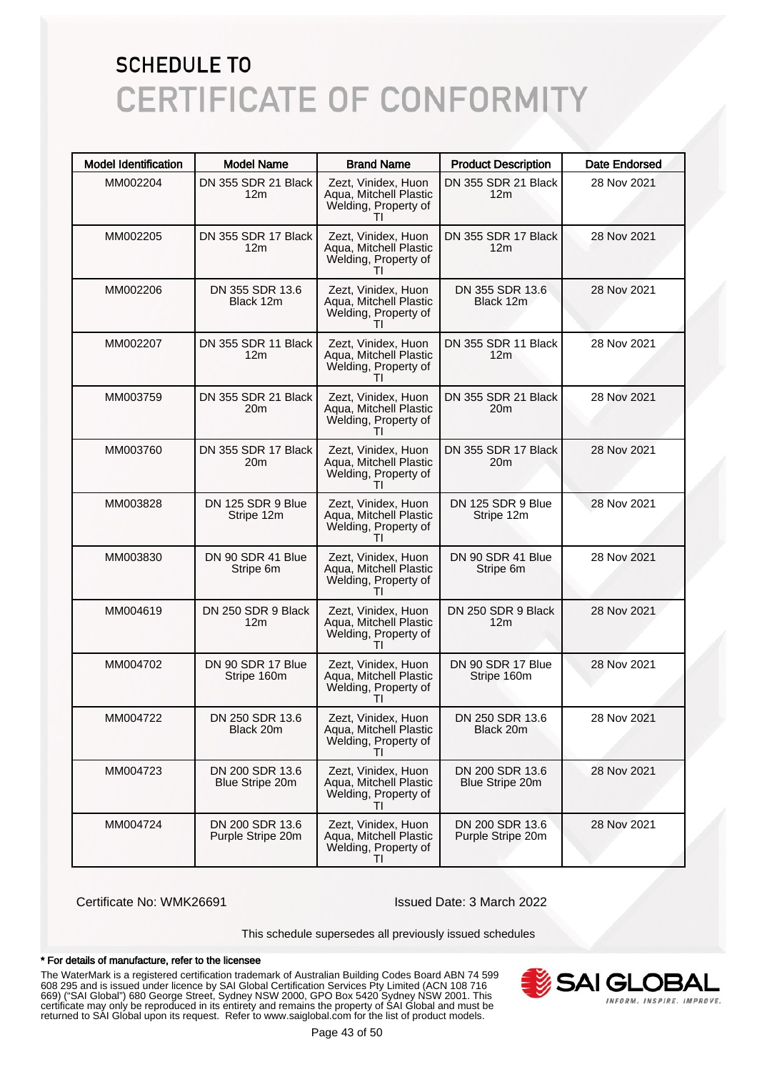# SCHEDULE TO
# CERTIFICATE OF CONFORMITY

| Model Identification | Model Name | Brand Name | Product Description | Date Endorsed |
|---|---|---|---|---|
| MM002204 | DN 355 SDR 21 Black 12m | Zezt, Vinidex, Huon Aqua, Mitchell Plastic Welding, Property of TI | DN 355 SDR 21 Black 12m | 28 Nov 2021 |
| MM002205 | DN 355 SDR 17 Black 12m | Zezt, Vinidex, Huon Aqua, Mitchell Plastic Welding, Property of TI | DN 355 SDR 17 Black 12m | 28 Nov 2021 |
| MM002206 | DN 355 SDR 13.6 Black 12m | Zezt, Vinidex, Huon Aqua, Mitchell Plastic Welding, Property of TI | DN 355 SDR 13.6 Black 12m | 28 Nov 2021 |
| MM002207 | DN 355 SDR 11 Black 12m | Zezt, Vinidex, Huon Aqua, Mitchell Plastic Welding, Property of TI | DN 355 SDR 11 Black 12m | 28 Nov 2021 |
| MM003759 | DN 355 SDR 21 Black 20m | Zezt, Vinidex, Huon Aqua, Mitchell Plastic Welding, Property of TI | DN 355 SDR 21 Black 20m | 28 Nov 2021 |
| MM003760 | DN 355 SDR 17 Black 20m | Zezt, Vinidex, Huon Aqua, Mitchell Plastic Welding, Property of TI | DN 355 SDR 17 Black 20m | 28 Nov 2021 |
| MM003828 | DN 125 SDR 9 Blue Stripe 12m | Zezt, Vinidex, Huon Aqua, Mitchell Plastic Welding, Property of TI | DN 125 SDR 9 Blue Stripe 12m | 28 Nov 2021 |
| MM003830 | DN 90 SDR 41 Blue Stripe 6m | Zezt, Vinidex, Huon Aqua, Mitchell Plastic Welding, Property of TI | DN 90 SDR 41 Blue Stripe 6m | 28 Nov 2021 |
| MM004619 | DN 250 SDR 9 Black 12m | Zezt, Vinidex, Huon Aqua, Mitchell Plastic Welding, Property of TI | DN 250 SDR 9 Black 12m | 28 Nov 2021 |
| MM004702 | DN 90 SDR 17 Blue Stripe 160m | Zezt, Vinidex, Huon Aqua, Mitchell Plastic Welding, Property of TI | DN 90 SDR 17 Blue Stripe 160m | 28 Nov 2021 |
| MM004722 | DN 250 SDR 13.6 Black 20m | Zezt, Vinidex, Huon Aqua, Mitchell Plastic Welding, Property of TI | DN 250 SDR 13.6 Black 20m | 28 Nov 2021 |
| MM004723 | DN 200 SDR 13.6 Blue Stripe 20m | Zezt, Vinidex, Huon Aqua, Mitchell Plastic Welding, Property of TI | DN 200 SDR 13.6 Blue Stripe 20m | 28 Nov 2021 |
| MM004724 | DN 200 SDR 13.6 Purple Stripe 20m | Zezt, Vinidex, Huon Aqua, Mitchell Plastic Welding, Property of TI | DN 200 SDR 13.6 Purple Stripe 20m | 28 Nov 2021 |

Certificate No: WMK26691

Issued Date: 3 March 2022

This schedule supersedes all previously issued schedules

**\* For details of manufacture, refer to the licensee**

The WaterMark is a registered certification trademark of Australian Building Codes Board ABN 74 599 608 295 and is issued under licence by SAI Global Certification Services Pty Limited (ACN 108 716 669) ("SAI Global") 680 George Street, Sydney NSW 2000, GPO Box 5420 Sydney NSW 2001. This certificate may only be reproduced in its entirety and remains the property of SAI Global and must be returned to SAI Global upon its request. Refer to www.saiglobal.com for the list of product models.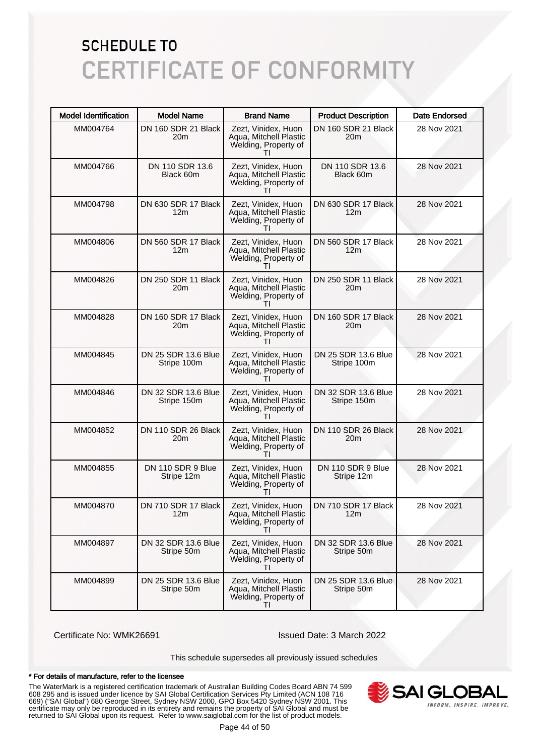# SCHEDULE TO

# CERTIFICATE OF CONFORMITY

| Model Identification | Model Name | Brand Name | Product Description | Date Endorsed |
|---|---|---|---|---|
| MM004764 | DN 160 SDR 21 Black 20m | Zezt, Vinidex, Huon Aqua, Mitchell Plastic Welding, Property of TI | DN 160 SDR 21 Black 20m | 28 Nov 2021 |
| MM004766 | DN 110 SDR 13.6 Black 60m | Zezt, Vinidex, Huon Aqua, Mitchell Plastic Welding, Property of TI | DN 110 SDR 13.6 Black 60m | 28 Nov 2021 |
| MM004798 | DN 630 SDR 17 Black 12m | Zezt, Vinidex, Huon Aqua, Mitchell Plastic Welding, Property of TI | DN 630 SDR 17 Black 12m | 28 Nov 2021 |
| MM004806 | DN 560 SDR 17 Black 12m | Zezt, Vinidex, Huon Aqua, Mitchell Plastic Welding, Property of TI | DN 560 SDR 17 Black 12m | 28 Nov 2021 |
| MM004826 | DN 250 SDR 11 Black 20m | Zezt, Vinidex, Huon Aqua, Mitchell Plastic Welding, Property of TI | DN 250 SDR 11 Black 20m | 28 Nov 2021 |
| MM004828 | DN 160 SDR 17 Black 20m | Zezt, Vinidex, Huon Aqua, Mitchell Plastic Welding, Property of TI | DN 160 SDR 17 Black 20m | 28 Nov 2021 |
| MM004845 | DN 25 SDR 13.6 Blue Stripe 100m | Zezt, Vinidex, Huon Aqua, Mitchell Plastic Welding, Property of TI | DN 25 SDR 13.6 Blue Stripe 100m | 28 Nov 2021 |
| MM004846 | DN 32 SDR 13.6 Blue Stripe 150m | Zezt, Vinidex, Huon Aqua, Mitchell Plastic Welding, Property of TI | DN 32 SDR 13.6 Blue Stripe 150m | 28 Nov 2021 |
| MM004852 | DN 110 SDR 26 Black 20m | Zezt, Vinidex, Huon Aqua, Mitchell Plastic Welding, Property of TI | DN 110 SDR 26 Black 20m | 28 Nov 2021 |
| MM004855 | DN 110 SDR 9 Blue Stripe 12m | Zezt, Vinidex, Huon Aqua, Mitchell Plastic Welding, Property of TI | DN 110 SDR 9 Blue Stripe 12m | 28 Nov 2021 |
| MM004870 | DN 710 SDR 17 Black 12m | Zezt, Vinidex, Huon Aqua, Mitchell Plastic Welding, Property of TI | DN 710 SDR 17 Black 12m | 28 Nov 2021 |
| MM004897 | DN 32 SDR 13.6 Blue Stripe 50m | Zezt, Vinidex, Huon Aqua, Mitchell Plastic Welding, Property of TI | DN 32 SDR 13.6 Blue Stripe 50m | 28 Nov 2021 |
| MM004899 | DN 25 SDR 13.6 Blue Stripe 50m | Zezt, Vinidex, Huon Aqua, Mitchell Plastic Welding, Property of TI | DN 25 SDR 13.6 Blue Stripe 50m | 28 Nov 2021 |

Certificate No: WMK26691

Issued Date: 3 March 2022

This schedule supersedes all previously issued schedules

**\* For details of manufacture, refer to the licensee**

The WaterMark is a registered certification trademark of Australian Building Codes Board ABN 74 599 608 295 and is issued under licence by SAI Global Certification Services Pty Limited (ACN 108 716 669) ("SAI Global") 680 George Street, Sydney NSW 2000, GPO Box 5420 Sydney NSW 2001. This certificate may only be reproduced in its entirety and remains the property of SAI Global and must be returned to SAI Global upon its request. Refer to www.saiglobal.com for the list of product models.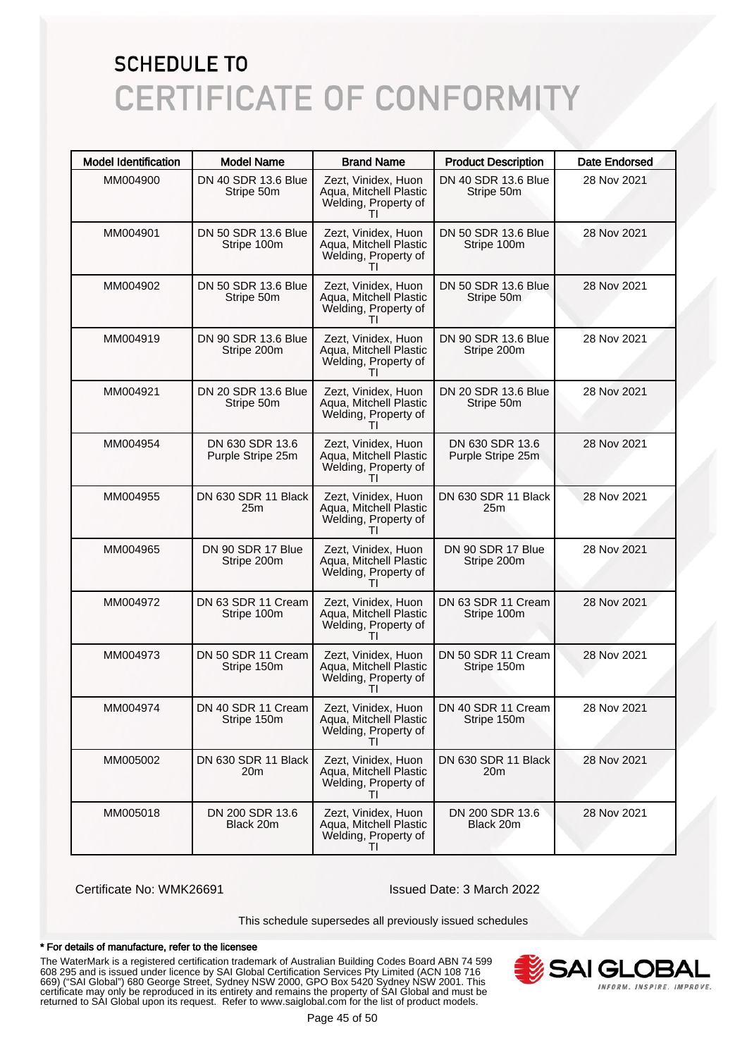# SCHEDULE TO
# CERTIFICATE OF CONFORMITY

| Model Identification | Model Name | Brand Name | Product Description | Date Endorsed |
|---|---|---|---|---|
| MM004900 | DN 40 SDR 13.6 Blue Stripe 50m | Zezt, Vinidex, Huon Aqua, Mitchell Plastic Welding, Property of TI | DN 40 SDR 13.6 Blue Stripe 50m | 28 Nov 2021 |
| MM004901 | DN 50 SDR 13.6 Blue Stripe 100m | Zezt, Vinidex, Huon Aqua, Mitchell Plastic Welding, Property of TI | DN 50 SDR 13.6 Blue Stripe 100m | 28 Nov 2021 |
| MM004902 | DN 50 SDR 13.6 Blue Stripe 50m | Zezt, Vinidex, Huon Aqua, Mitchell Plastic Welding, Property of TI | DN 50 SDR 13.6 Blue Stripe 50m | 28 Nov 2021 |
| MM004919 | DN 90 SDR 13.6 Blue Stripe 200m | Zezt, Vinidex, Huon Aqua, Mitchell Plastic Welding, Property of TI | DN 90 SDR 13.6 Blue Stripe 200m | 28 Nov 2021 |
| MM004921 | DN 20 SDR 13.6 Blue Stripe 50m | Zezt, Vinidex, Huon Aqua, Mitchell Plastic Welding, Property of TI | DN 20 SDR 13.6 Blue Stripe 50m | 28 Nov 2021 |
| MM004954 | DN 630 SDR 13.6 Purple Stripe 25m | Zezt, Vinidex, Huon Aqua, Mitchell Plastic Welding, Property of TI | DN 630 SDR 13.6 Purple Stripe 25m | 28 Nov 2021 |
| MM004955 | DN 630 SDR 11 Black 25m | Zezt, Vinidex, Huon Aqua, Mitchell Plastic Welding, Property of TI | DN 630 SDR 11 Black 25m | 28 Nov 2021 |
| MM004965 | DN 90 SDR 17 Blue Stripe 200m | Zezt, Vinidex, Huon Aqua, Mitchell Plastic Welding, Property of TI | DN 90 SDR 17 Blue Stripe 200m | 28 Nov 2021 |
| MM004972 | DN 63 SDR 11 Cream Stripe 100m | Zezt, Vinidex, Huon Aqua, Mitchell Plastic Welding, Property of TI | DN 63 SDR 11 Cream Stripe 100m | 28 Nov 2021 |
| MM004973 | DN 50 SDR 11 Cream Stripe 150m | Zezt, Vinidex, Huon Aqua, Mitchell Plastic Welding, Property of TI | DN 50 SDR 11 Cream Stripe 150m | 28 Nov 2021 |
| MM004974 | DN 40 SDR 11 Cream Stripe 150m | Zezt, Vinidex, Huon Aqua, Mitchell Plastic Welding, Property of TI | DN 40 SDR 11 Cream Stripe 150m | 28 Nov 2021 |
| MM005002 | DN 630 SDR 11 Black 20m | Zezt, Vinidex, Huon Aqua, Mitchell Plastic Welding, Property of TI | DN 630 SDR 11 Black 20m | 28 Nov 2021 |
| MM005018 | DN 200 SDR 13.6 Black 20m | Zezt, Vinidex, Huon Aqua, Mitchell Plastic Welding, Property of TI | DN 200 SDR 13.6 Black 20m | 28 Nov 2021 |

Certificate No: WMK26691

Issued Date: 3 March 2022

This schedule supersedes all previously issued schedules

**\* For details of manufacture, refer to the licensee**

The WaterMark is a registered certification trademark of Australian Building Codes Board ABN 74 599 608 295 and is issued under licence by SAI Global Certification Services Pty Limited (ACN 108 716 669) ("SAI Global") 680 George Street, Sydney NSW 2000, GPO Box 5420 Sydney NSW 2001. This certificate may only be reproduced in its entirety and remains the property of SAI Global and must be returned to SAI Global upon its request. Refer to www.saiglobal.com for the list of product models.

SAI GLOBAL
INFORM. INSPIRE. IMPROVE.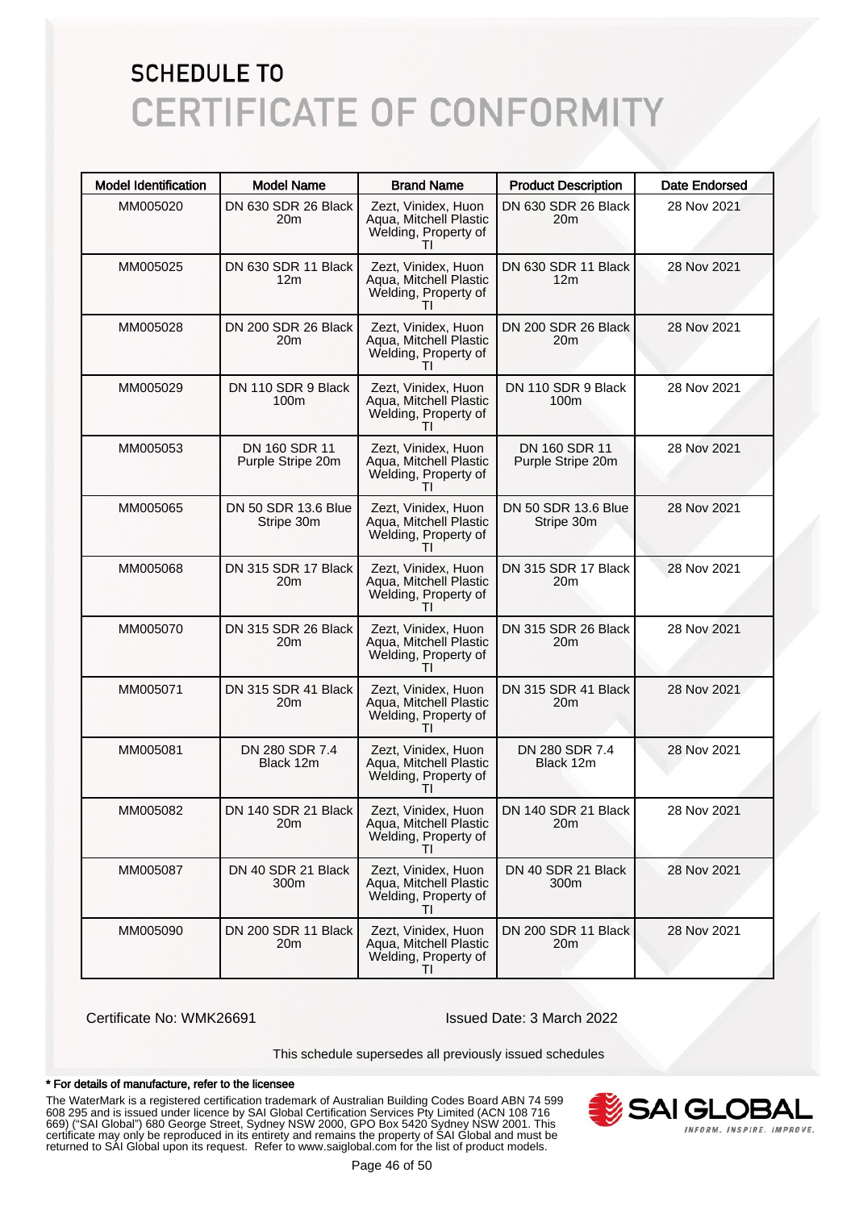# SCHEDULE TO
# CERTIFICATE OF CONFORMITY

| Model Identification | Model Name | Brand Name | Product Description | Date Endorsed |
|---|---|---|---|---|
| MM005020 | DN 630 SDR 26 Black 20m | Zezt, Vinidex, Huon Aqua, Mitchell Plastic Welding, Property of TI | DN 630 SDR 26 Black 20m | 28 Nov 2021 |
| MM005025 | DN 630 SDR 11 Black 12m | Zezt, Vinidex, Huon Aqua, Mitchell Plastic Welding, Property of TI | DN 630 SDR 11 Black 12m | 28 Nov 2021 |
| MM005028 | DN 200 SDR 26 Black 20m | Zezt, Vinidex, Huon Aqua, Mitchell Plastic Welding, Property of TI | DN 200 SDR 26 Black 20m | 28 Nov 2021 |
| MM005029 | DN 110 SDR 9 Black 100m | Zezt, Vinidex, Huon Aqua, Mitchell Plastic Welding, Property of TI | DN 110 SDR 9 Black 100m | 28 Nov 2021 |
| MM005053 | DN 160 SDR 11 Purple Stripe 20m | Zezt, Vinidex, Huon Aqua, Mitchell Plastic Welding, Property of TI | DN 160 SDR 11 Purple Stripe 20m | 28 Nov 2021 |
| MM005065 | DN 50 SDR 13.6 Blue Stripe 30m | Zezt, Vinidex, Huon Aqua, Mitchell Plastic Welding, Property of TI | DN 50 SDR 13.6 Blue Stripe 30m | 28 Nov 2021 |
| MM005068 | DN 315 SDR 17 Black 20m | Zezt, Vinidex, Huon Aqua, Mitchell Plastic Welding, Property of TI | DN 315 SDR 17 Black 20m | 28 Nov 2021 |
| MM005070 | DN 315 SDR 26 Black 20m | Zezt, Vinidex, Huon Aqua, Mitchell Plastic Welding, Property of TI | DN 315 SDR 26 Black 20m | 28 Nov 2021 |
| MM005071 | DN 315 SDR 41 Black 20m | Zezt, Vinidex, Huon Aqua, Mitchell Plastic Welding, Property of TI | DN 315 SDR 41 Black 20m | 28 Nov 2021 |
| MM005081 | DN 280 SDR 7.4 Black 12m | Zezt, Vinidex, Huon Aqua, Mitchell Plastic Welding, Property of TI | DN 280 SDR 7.4 Black 12m | 28 Nov 2021 |
| MM005082 | DN 140 SDR 21 Black 20m | Zezt, Vinidex, Huon Aqua, Mitchell Plastic Welding, Property of TI | DN 140 SDR 21 Black 20m | 28 Nov 2021 |
| MM005087 | DN 40 SDR 21 Black 300m | Zezt, Vinidex, Huon Aqua, Mitchell Plastic Welding, Property of TI | DN 40 SDR 21 Black 300m | 28 Nov 2021 |
| MM005090 | DN 200 SDR 11 Black 20m | Zezt, Vinidex, Huon Aqua, Mitchell Plastic Welding, Property of TI | DN 200 SDR 11 Black 20m | 28 Nov 2021 |

Certificate No: WMK26691

Issued Date: 3 March 2022

This schedule supersedes all previously issued schedules

**\* For details of manufacture, refer to the licensee**

The WaterMark is a registered certification trademark of Australian Building Codes Board ABN 74 599 608 295 and is issued under licence by SAI Global Certification Services Pty Limited (ACN 108 716 669) ("SAI Global") 680 George Street, Sydney NSW 2000, GPO Box 5420 Sydney NSW 2001. This certificate may only be reproduced in its entirety and remains the property of SAI Global and must be returned to SAI Global upon its request. Refer to www.saiglobal.com for the list of product models.

SAI GLOBAL
INFORM. INSPIRE. IMPROVE.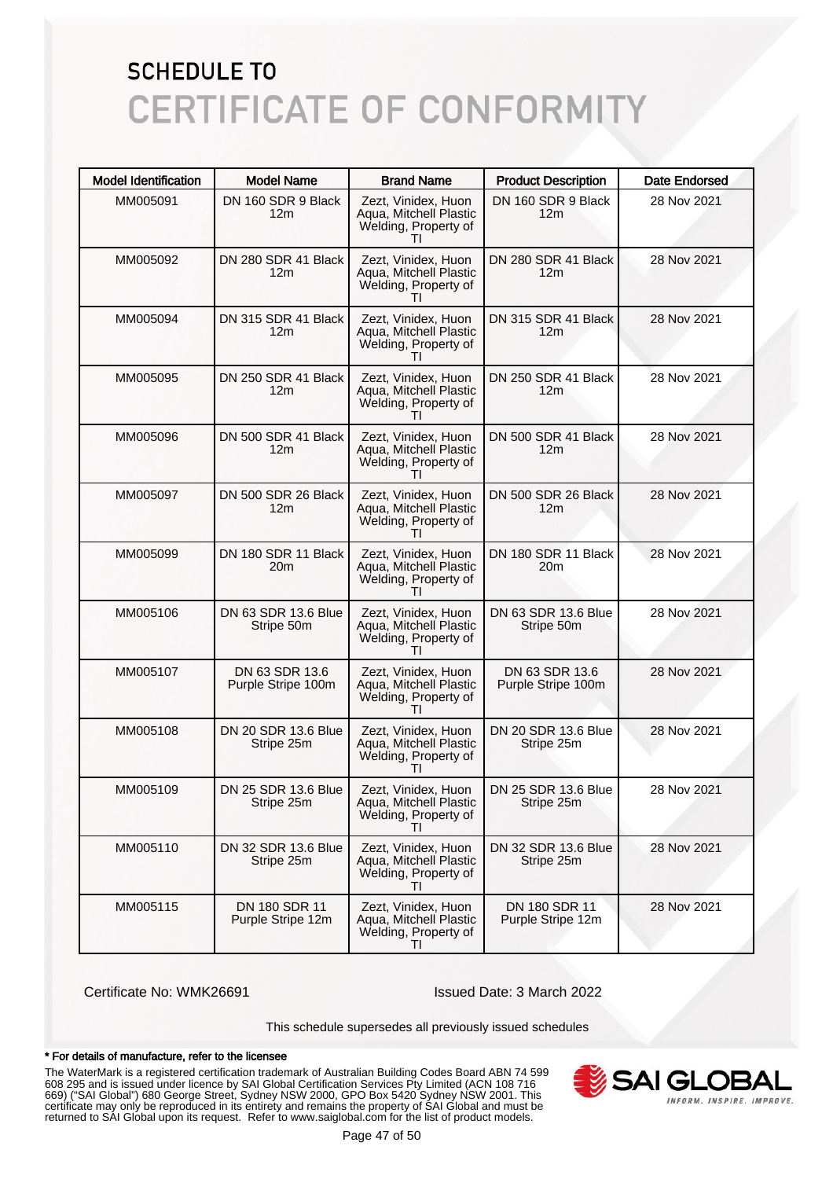# SCHEDULE TO
# CERTIFICATE OF CONFORMITY

| Model Identification | Model Name | Brand Name | Product Description | Date Endorsed |
| --- | --- | --- | --- | --- |
| MM005091 | DN 160 SDR 9 Black 12m | Zezt, Vinidex, Huon Aqua, Mitchell Plastic Welding, Property of TI | DN 160 SDR 9 Black 12m | 28 Nov 2021 |
| MM005092 | DN 280 SDR 41 Black 12m | Zezt, Vinidex, Huon Aqua, Mitchell Plastic Welding, Property of TI | DN 280 SDR 41 Black 12m | 28 Nov 2021 |
| MM005094 | DN 315 SDR 41 Black 12m | Zezt, Vinidex, Huon Aqua, Mitchell Plastic Welding, Property of TI | DN 315 SDR 41 Black 12m | 28 Nov 2021 |
| MM005095 | DN 250 SDR 41 Black 12m | Zezt, Vinidex, Huon Aqua, Mitchell Plastic Welding, Property of TI | DN 250 SDR 41 Black 12m | 28 Nov 2021 |
| MM005096 | DN 500 SDR 41 Black 12m | Zezt, Vinidex, Huon Aqua, Mitchell Plastic Welding, Property of TI | DN 500 SDR 41 Black 12m | 28 Nov 2021 |
| MM005097 | DN 500 SDR 26 Black 12m | Zezt, Vinidex, Huon Aqua, Mitchell Plastic Welding, Property of TI | DN 500 SDR 26 Black 12m | 28 Nov 2021 |
| MM005099 | DN 180 SDR 11 Black 20m | Zezt, Vinidex, Huon Aqua, Mitchell Plastic Welding, Property of TI | DN 180 SDR 11 Black 20m | 28 Nov 2021 |
| MM005106 | DN 63 SDR 13.6 Blue Stripe 50m | Zezt, Vinidex, Huon Aqua, Mitchell Plastic Welding, Property of TI | DN 63 SDR 13.6 Blue Stripe 50m | 28 Nov 2021 |
| MM005107 | DN 63 SDR 13.6 Purple Stripe 100m | Zezt, Vinidex, Huon Aqua, Mitchell Plastic Welding, Property of TI | DN 63 SDR 13.6 Purple Stripe 100m | 28 Nov 2021 |
| MM005108 | DN 20 SDR 13.6 Blue Stripe 25m | Zezt, Vinidex, Huon Aqua, Mitchell Plastic Welding, Property of TI | DN 20 SDR 13.6 Blue Stripe 25m | 28 Nov 2021 |
| MM005109 | DN 25 SDR 13.6 Blue Stripe 25m | Zezt, Vinidex, Huon Aqua, Mitchell Plastic Welding, Property of TI | DN 25 SDR 13.6 Blue Stripe 25m | 28 Nov 2021 |
| MM005110 | DN 32 SDR 13.6 Blue Stripe 25m | Zezt, Vinidex, Huon Aqua, Mitchell Plastic Welding, Property of TI | DN 32 SDR 13.6 Blue Stripe 25m | 28 Nov 2021 |
| MM005115 | DN 180 SDR 11 Purple Stripe 12m | Zezt, Vinidex, Huon Aqua, Mitchell Plastic Welding, Property of TI | DN 180 SDR 11 Purple Stripe 12m | 28 Nov 2021 |

Certificate No: WMK26691

Issued Date: 3 March 2022

This schedule supersedes all previously issued schedules

**\* For details of manufacture, refer to the licensee**

The WaterMark is a registered certification trademark of Australian Building Codes Board ABN 74 599 608 295 and is issued under licence by SAI Global Certification Services Pty Limited (ACN 108 716 669) ("SAI Global") 680 George Street, Sydney NSW 2000, GPO Box 5420 Sydney NSW 2001. This certificate may only be reproduced in its entirety and remains the property of SAI Global and must be returned to SAI Global upon its request. Refer to www.saiglobal.com for the list of product models.

SAI GLOBAL
INFORM. INSPIRE. IMPROVE.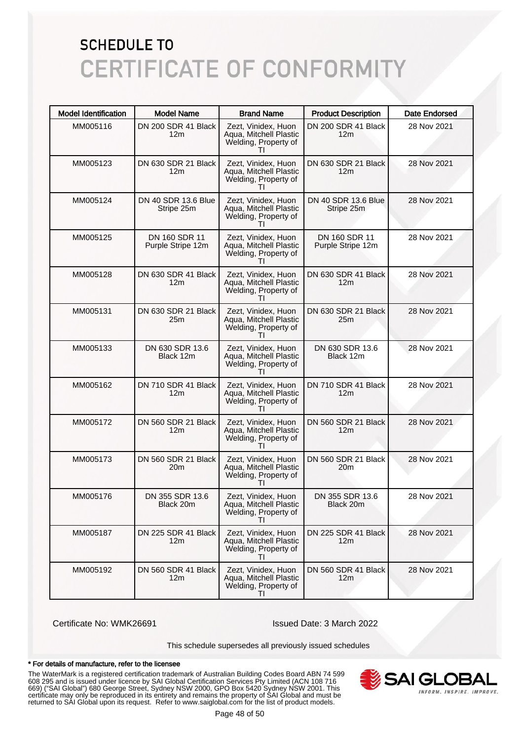# SCHEDULE TO
# CERTIFICATE OF CONFORMITY

| Model Identification | Model Name | Brand Name | Product Description | Date Endorsed |
|---|---|---|---|---|
| MM005116 | DN 200 SDR 41 Black 12m | Zezt, Vinidex, Huon Aqua, Mitchell Plastic Welding, Property of TI | DN 200 SDR 41 Black 12m | 28 Nov 2021 |
| MM005123 | DN 630 SDR 21 Black 12m | Zezt, Vinidex, Huon Aqua, Mitchell Plastic Welding, Property of TI | DN 630 SDR 21 Black 12m | 28 Nov 2021 |
| MM005124 | DN 40 SDR 13.6 Blue Stripe 25m | Zezt, Vinidex, Huon Aqua, Mitchell Plastic Welding, Property of TI | DN 40 SDR 13.6 Blue Stripe 25m | 28 Nov 2021 |
| MM005125 | DN 160 SDR 11 Purple Stripe 12m | Zezt, Vinidex, Huon Aqua, Mitchell Plastic Welding, Property of TI | DN 160 SDR 11 Purple Stripe 12m | 28 Nov 2021 |
| MM005128 | DN 630 SDR 41 Black 12m | Zezt, Vinidex, Huon Aqua, Mitchell Plastic Welding, Property of TI | DN 630 SDR 41 Black 12m | 28 Nov 2021 |
| MM005131 | DN 630 SDR 21 Black 25m | Zezt, Vinidex, Huon Aqua, Mitchell Plastic Welding, Property of TI | DN 630 SDR 21 Black 25m | 28 Nov 2021 |
| MM005133 | DN 630 SDR 13.6 Black 12m | Zezt, Vinidex, Huon Aqua, Mitchell Plastic Welding, Property of TI | DN 630 SDR 13.6 Black 12m | 28 Nov 2021 |
| MM005162 | DN 710 SDR 41 Black 12m | Zezt, Vinidex, Huon Aqua, Mitchell Plastic Welding, Property of TI | DN 710 SDR 41 Black 12m | 28 Nov 2021 |
| MM005172 | DN 560 SDR 21 Black 12m | Zezt, Vinidex, Huon Aqua, Mitchell Plastic Welding, Property of TI | DN 560 SDR 21 Black 12m | 28 Nov 2021 |
| MM005173 | DN 560 SDR 21 Black 20m | Zezt, Vinidex, Huon Aqua, Mitchell Plastic Welding, Property of TI | DN 560 SDR 21 Black 20m | 28 Nov 2021 |
| MM005176 | DN 355 SDR 13.6 Black 20m | Zezt, Vinidex, Huon Aqua, Mitchell Plastic Welding, Property of TI | DN 355 SDR 13.6 Black 20m | 28 Nov 2021 |
| MM005187 | DN 225 SDR 41 Black 12m | Zezt, Vinidex, Huon Aqua, Mitchell Plastic Welding, Property of TI | DN 225 SDR 41 Black 12m | 28 Nov 2021 |
| MM005192 | DN 560 SDR 41 Black 12m | Zezt, Vinidex, Huon Aqua, Mitchell Plastic Welding, Property of TI | DN 560 SDR 41 Black 12m | 28 Nov 2021 |

Certificate No: WMK26691

Issued Date: 3 March 2022

This schedule supersedes all previously issued schedules

**\* For details of manufacture, refer to the licensee**

The WaterMark is a registered certification trademark of Australian Building Codes Board ABN 74 599 608 295 and is issued under licence by SAI Global Certification Services Pty Limited (ACN 108 716 669) ("SAI Global") 680 George Street, Sydney NSW 2000, GPO Box 5420 Sydney NSW 2001. This certificate may only be reproduced in its entirety and remains the property of SAI Global and must be returned to SAI Global upon its request. Refer to www.saiglobal.com for the list of product models.

SAI GLOBAL
INFORM. INSPIRE. IMPROVE.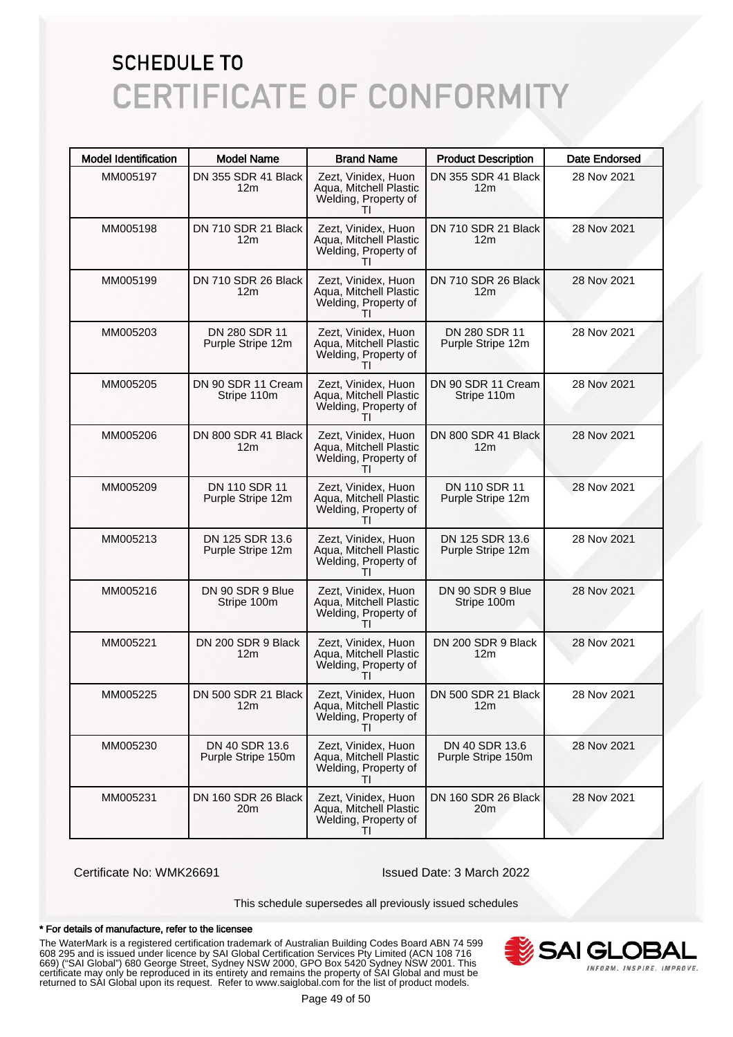# SCHEDULE TO
# CERTIFICATE OF CONFORMITY

| Model Identification | Model Name | Brand Name | Product Description | Date Endorsed |
|---|---|---|---|---|
| MM005197 | DN 355 SDR 41 Black 12m | Zezt, Vinidex, Huon Aqua, Mitchell Plastic Welding, Property of TI | DN 355 SDR 41 Black 12m | 28 Nov 2021 |
| MM005198 | DN 710 SDR 21 Black 12m | Zezt, Vinidex, Huon Aqua, Mitchell Plastic Welding, Property of TI | DN 710 SDR 21 Black 12m | 28 Nov 2021 |
| MM005199 | DN 710 SDR 26 Black 12m | Zezt, Vinidex, Huon Aqua, Mitchell Plastic Welding, Property of TI | DN 710 SDR 26 Black 12m | 28 Nov 2021 |
| MM005203 | DN 280 SDR 11 Purple Stripe 12m | Zezt, Vinidex, Huon Aqua, Mitchell Plastic Welding, Property of TI | DN 280 SDR 11 Purple Stripe 12m | 28 Nov 2021 |
| MM005205 | DN 90 SDR 11 Cream Stripe 110m | Zezt, Vinidex, Huon Aqua, Mitchell Plastic Welding, Property of TI | DN 90 SDR 11 Cream Stripe 110m | 28 Nov 2021 |
| MM005206 | DN 800 SDR 41 Black 12m | Zezt, Vinidex, Huon Aqua, Mitchell Plastic Welding, Property of TI | DN 800 SDR 41 Black 12m | 28 Nov 2021 |
| MM005209 | DN 110 SDR 11 Purple Stripe 12m | Zezt, Vinidex, Huon Aqua, Mitchell Plastic Welding, Property of TI | DN 110 SDR 11 Purple Stripe 12m | 28 Nov 2021 |
| MM005213 | DN 125 SDR 13.6 Purple Stripe 12m | Zezt, Vinidex, Huon Aqua, Mitchell Plastic Welding, Property of TI | DN 125 SDR 13.6 Purple Stripe 12m | 28 Nov 2021 |
| MM005216 | DN 90 SDR 9 Blue Stripe 100m | Zezt, Vinidex, Huon Aqua, Mitchell Plastic Welding, Property of TI | DN 90 SDR 9 Blue Stripe 100m | 28 Nov 2021 |
| MM005221 | DN 200 SDR 9 Black 12m | Zezt, Vinidex, Huon Aqua, Mitchell Plastic Welding, Property of TI | DN 200 SDR 9 Black 12m | 28 Nov 2021 |
| MM005225 | DN 500 SDR 21 Black 12m | Zezt, Vinidex, Huon Aqua, Mitchell Plastic Welding, Property of TI | DN 500 SDR 21 Black 12m | 28 Nov 2021 |
| MM005230 | DN 40 SDR 13.6 Purple Stripe 150m | Zezt, Vinidex, Huon Aqua, Mitchell Plastic Welding, Property of TI | DN 40 SDR 13.6 Purple Stripe 150m | 28 Nov 2021 |
| MM005231 | DN 160 SDR 26 Black 20m | Zezt, Vinidex, Huon Aqua, Mitchell Plastic Welding, Property of TI | DN 160 SDR 26 Black 20m | 28 Nov 2021 |

Certificate No: WMK26691

Issued Date: 3 March 2022

This schedule supersedes all previously issued schedules

**\* For details of manufacture, refer to the licensee**

The WaterMark is a registered certification trademark of Australian Building Codes Board ABN 74 599 608 295 and is issued under licence by SAI Global Certification Services Pty Limited (ACN 108 716 669) ("SAI Global") 680 George Street, Sydney NSW 2000, GPO Box 5420 Sydney NSW 2001. This certificate may only be reproduced in its entirety and remains the property of SAI Global and must be returned to SAI Global upon its request. Refer to www.saiglobal.com for the list of product models.

SAI GLOBAL
INFORM. INSPIRE. IMPROVE.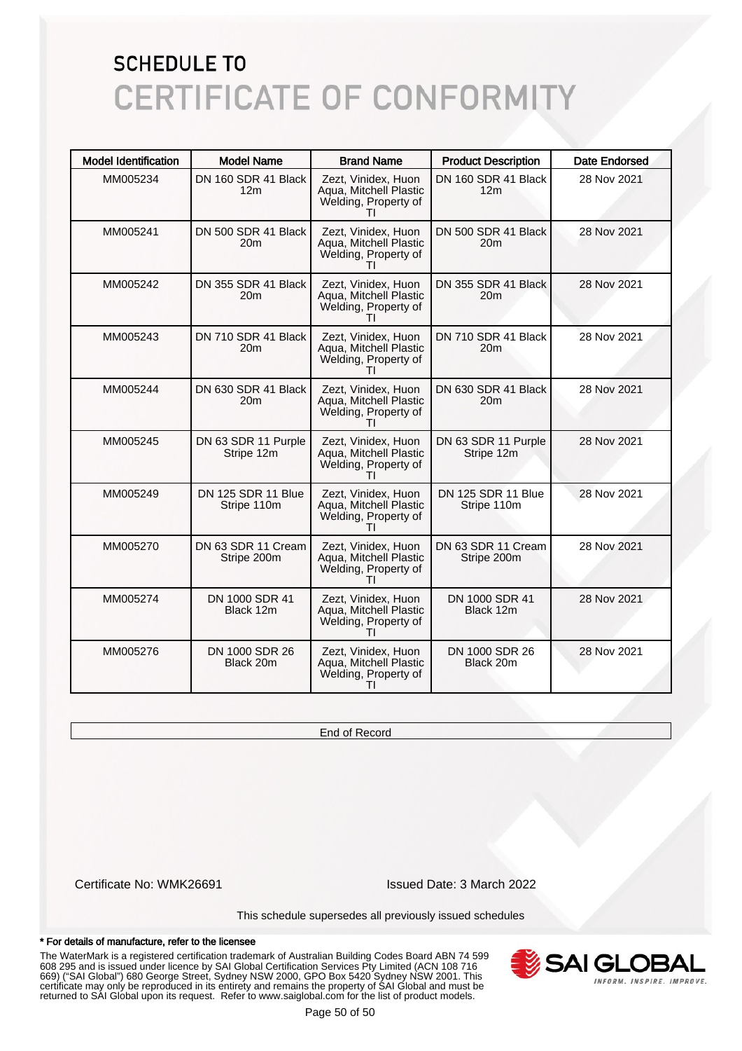# SCHEDULE TO
# CERTIFICATE OF CONFORMITY

| Model Identification | Model Name | Brand Name | Product Description | Date Endorsed |
|---|---|---|---|---|
| MM005234 | DN 160 SDR 41 Black 12m | Zezt, Vinidex, Huon Aqua, Mitchell Plastic Welding, Property of TI | DN 160 SDR 41 Black 12m | 28 Nov 2021 |
| MM005241 | DN 500 SDR 41 Black 20m | Zezt, Vinidex, Huon Aqua, Mitchell Plastic Welding, Property of TI | DN 500 SDR 41 Black 20m | 28 Nov 2021 |
| MM005242 | DN 355 SDR 41 Black 20m | Zezt, Vinidex, Huon Aqua, Mitchell Plastic Welding, Property of TI | DN 355 SDR 41 Black 20m | 28 Nov 2021 |
| MM005243 | DN 710 SDR 41 Black 20m | Zezt, Vinidex, Huon Aqua, Mitchell Plastic Welding, Property of TI | DN 710 SDR 41 Black 20m | 28 Nov 2021 |
| MM005244 | DN 630 SDR 41 Black 20m | Zezt, Vinidex, Huon Aqua, Mitchell Plastic Welding, Property of TI | DN 630 SDR 41 Black 20m | 28 Nov 2021 |
| MM005245 | DN 63 SDR 11 Purple Stripe 12m | Zezt, Vinidex, Huon Aqua, Mitchell Plastic Welding, Property of TI | DN 63 SDR 11 Purple Stripe 12m | 28 Nov 2021 |
| MM005249 | DN 125 SDR 11 Blue Stripe 110m | Zezt, Vinidex, Huon Aqua, Mitchell Plastic Welding, Property of TI | DN 125 SDR 11 Blue Stripe 110m | 28 Nov 2021 |
| MM005270 | DN 63 SDR 11 Cream Stripe 200m | Zezt, Vinidex, Huon Aqua, Mitchell Plastic Welding, Property of TI | DN 63 SDR 11 Cream Stripe 200m | 28 Nov 2021 |
| MM005274 | DN 1000 SDR 41 Black 12m | Zezt, Vinidex, Huon Aqua, Mitchell Plastic Welding, Property of TI | DN 1000 SDR 41 Black 12m | 28 Nov 2021 |
| MM005276 | DN 1000 SDR 26 Black 20m | Zezt, Vinidex, Huon Aqua, Mitchell Plastic Welding, Property of TI | DN 1000 SDR 26 Black 20m | 28 Nov 2021 |

End of Record

Certificate No: WMK26691

Issued Date: 3 March 2022

This schedule supersedes all previously issued schedules

**\* For details of manufacture, refer to the licensee**

The WaterMark is a registered certification trademark of Australian Building Codes Board ABN 74 599 608 295 and is issued under licence by SAI Global Certification Services Pty Limited (ACN 108 716 669) ("SAI Global") 680 George Street, Sydney NSW 2000, GPO Box 5420 Sydney NSW 2001. This certificate may only be reproduced in its entirety and remains the property of SAI Global and must be returned to SAI Global upon its request. Refer to www.saiglobal.com for the list of product models.

SAI GLOBAL
INFORM. INSPIRE. IMPROVE.